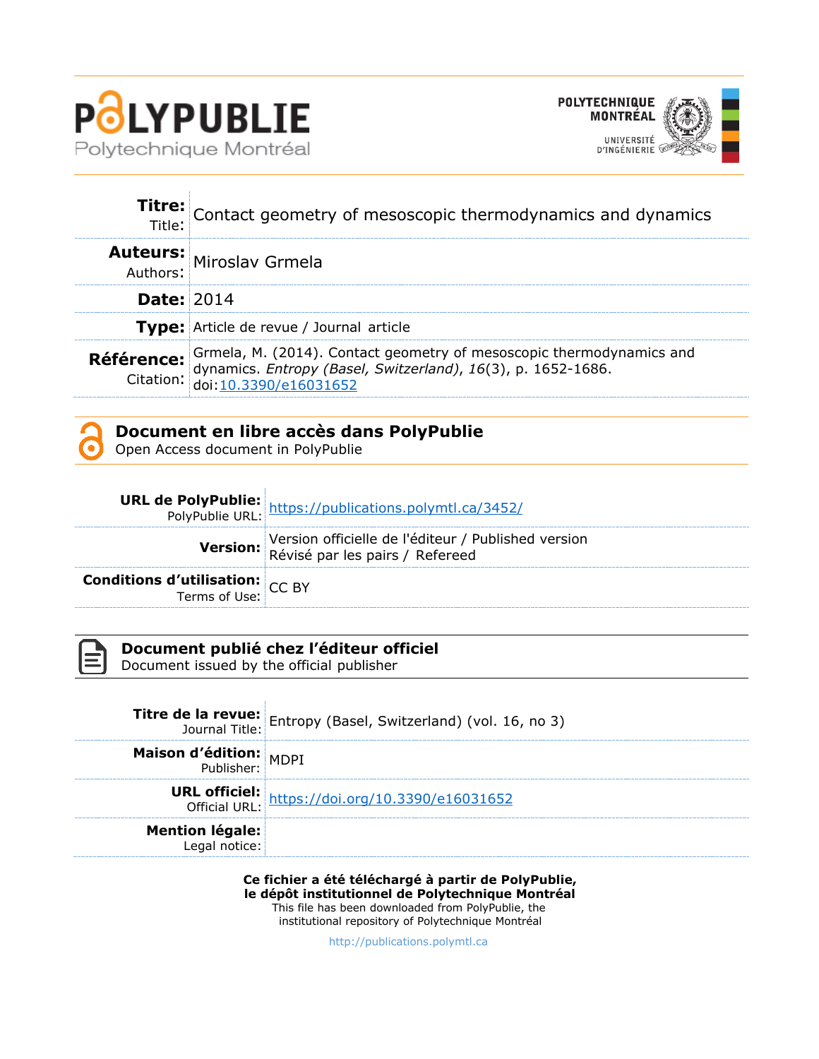# PolyPublie

Polytechnique Montréal

POLYTECHNIQUE MONTRÉAL
UNIVERSITÉ D'INGÉNIERIE

| | |
|---|---|
| **Titre:** Title: | Contact geometry of mesoscopic thermodynamics and dynamics |
| **Auteurs:** Authors: | Miroslav Grmela |
| **Date:** | 2014 |
| **Type:** | Article de revue / Journal article |
| **Référence:** Citation: | Grmela, M. (2014). Contact geometry of mesoscopic thermodynamics and dynamics. *Entropy (Basel, Switzerland)*, *16*(3), p. 1652-1686. doi:10.3390/e16031652 |

## Document en libre accès dans PolyPublie

Open Access document in PolyPublie

| | |
|---|---|
| **URL de PolyPublie:** PolyPublie URL: | https://publications.polymtl.ca/3452/ |
| **Version:** | Version officielle de l'éditeur / Published version Révisé par les pairs / Refereed |
| **Conditions d'utilisation:** Terms of Use: | CC BY |

## Document publié chez l'éditeur officiel

Document issued by the official publisher

| | |
|---|---|
| **Titre de la revue:** Journal Title: | Entropy (Basel, Switzerland) (vol. 16, no 3) |
| **Maison d'édition:** Publisher: | MDPI |
| **URL officiel:** Official URL: | https://doi.org/10.3390/e16031652 |
| **Mention légale:** Legal notice: | |

**Ce fichier a été téléchargé à partir de PolyPublie, le dépôt institutionnel de Polytechnique Montréal**

This file has been downloaded from PolyPublie, the institutional repository of Polytechnique Montréal

http://publications.polymtl.ca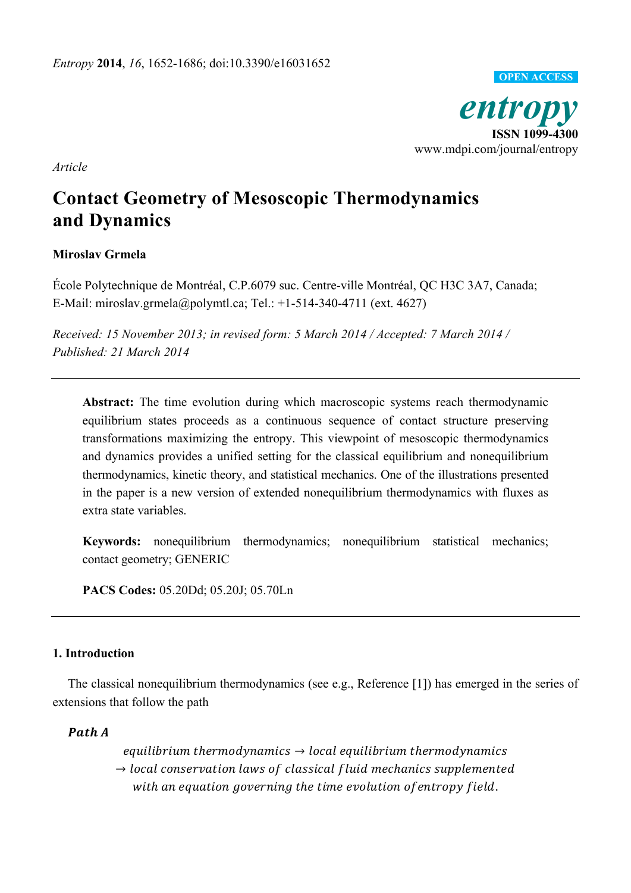*Entropy* **2014**, *16*, 1652-1686; doi:10.3390/e16031652

OPEN ACCESS

***entropy***

**ISSN 1099-4300**

www.mdpi.com/journal/entropy

*Article*

# Contact Geometry of Mesoscopic Thermodynamics and Dynamics

**Miroslav Grmela**

École Polytechnique de Montréal, C.P.6079 suc. Centre-ville Montréal, QC H3C 3A7, Canada; E-Mail: miroslav.grmela@polymtl.ca; Tel.: +1-514-340-4711 (ext. 4627)

*Received: 15 November 2013; in revised form: 5 March 2014 / Accepted: 7 March 2014 / Published: 21 March 2014*

---

**Abstract:** The time evolution during which macroscopic systems reach thermodynamic equilibrium states proceeds as a continuous sequence of contact structure preserving transformations maximizing the entropy. This viewpoint of mesoscopic thermodynamics and dynamics provides a unified setting for the classical equilibrium and nonequilibrium thermodynamics, kinetic theory, and statistical mechanics. One of the illustrations presented in the paper is a new version of extended nonequilibrium thermodynamics with fluxes as extra state variables.

**Keywords:** nonequilibrium thermodynamics; nonequilibrium statistical mechanics; contact geometry; GENERIC

**PACS Codes:** 05.20Dd; 05.20J; 05.70Ln

---

## 1. Introduction

The classical nonequilibrium thermodynamics (see e.g., Reference [1]) has emerged in the series of extensions that follow the path

***Path A***

*equilibrium thermodynamics* → *local equilibrium thermodynamics*
→ *local conservation laws of classical fluid mechanics supplemented with an equation governing the time evolution of entropy field.*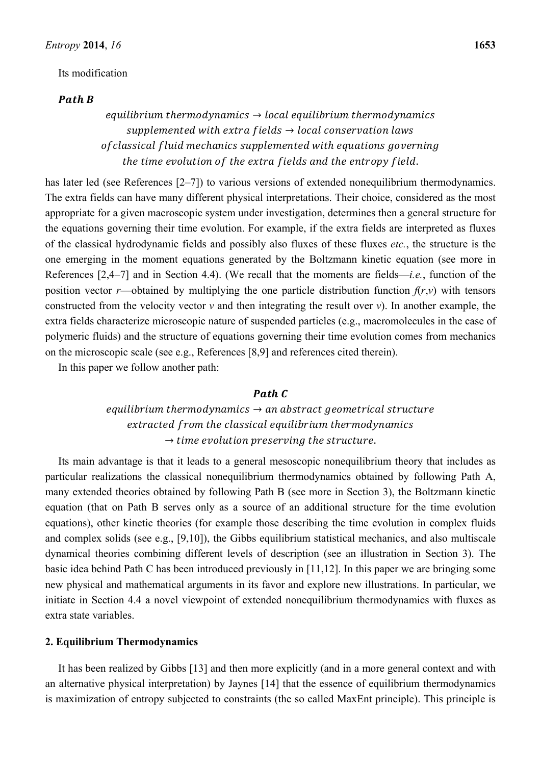Its modification

***Path B***

$$equilibrium\ thermodynamics \rightarrow local\ equilibrium\ thermodynamics$$
$$supplemented\ with\ extra\ fields \rightarrow local\ conservation\ laws$$
$$of\, classical\ fluid\ mechanics\ supplemented\ with\ equations\ governing$$
$$the\ time\ evolution\ of\ the\ extra\ fields\ and\ the\ entropy\ field.$$

has later led (see References [2–7]) to various versions of extended nonequilibrium thermodynamics. The extra fields can have many different physical interpretations. Their choice, considered as the most appropriate for a given macroscopic system under investigation, determines then a general structure for the equations governing their time evolution. For example, if the extra fields are interpreted as fluxes of the classical hydrodynamic fields and possibly also fluxes of these fluxes *etc.*, the structure is the one emerging in the moment equations generated by the Boltzmann kinetic equation (see more in References [2,4–7] and in Section 4.4). (We recall that the moments are fields—*i.e.*, function of the position vector $r$—obtained by multiplying the one particle distribution function $f(r,v)$ with tensors constructed from the velocity vector $v$ and then integrating the result over $v$). In another example, the extra fields characterize microscopic nature of suspended particles (e.g., macromolecules in the case of polymeric fluids) and the structure of equations governing their time evolution comes from mechanics on the microscopic scale (see e.g., References [8,9] and references cited therein).

In this paper we follow another path:

***Path C***

$$equilibrium\ thermodynamics \rightarrow an\ abstract\ geometrical\ structure$$
$$extracted\ from\ the\ classical\ equilibrium\ thermodynamics$$
$$\rightarrow time\ evolution\ preserving\ the\ structure.$$

Its main advantage is that it leads to a general mesoscopic nonequilibrium theory that includes as particular realizations the classical nonequilibrium thermodynamics obtained by following Path A, many extended theories obtained by following Path B (see more in Section 3), the Boltzmann kinetic equation (that on Path B serves only as a source of an additional structure for the time evolution equations), other kinetic theories (for example those describing the time evolution in complex fluids and complex solids (see e.g., [9,10]), the Gibbs equilibrium statistical mechanics, and also multiscale dynamical theories combining different levels of description (see an illustration in Section 3). The basic idea behind Path C has been introduced previously in [11,12]. In this paper we are bringing some new physical and mathematical arguments in its favor and explore new illustrations. In particular, we initiate in Section 4.4 a novel viewpoint of extended nonequilibrium thermodynamics with fluxes as extra state variables.

## 2. Equilibrium Thermodynamics

It has been realized by Gibbs [13] and then more explicitly (and in a more general context and with an alternative physical interpretation) by Jaynes [14] that the essence of equilibrium thermodynamics is maximization of entropy subjected to constraints (the so called MaxEnt principle). This principle is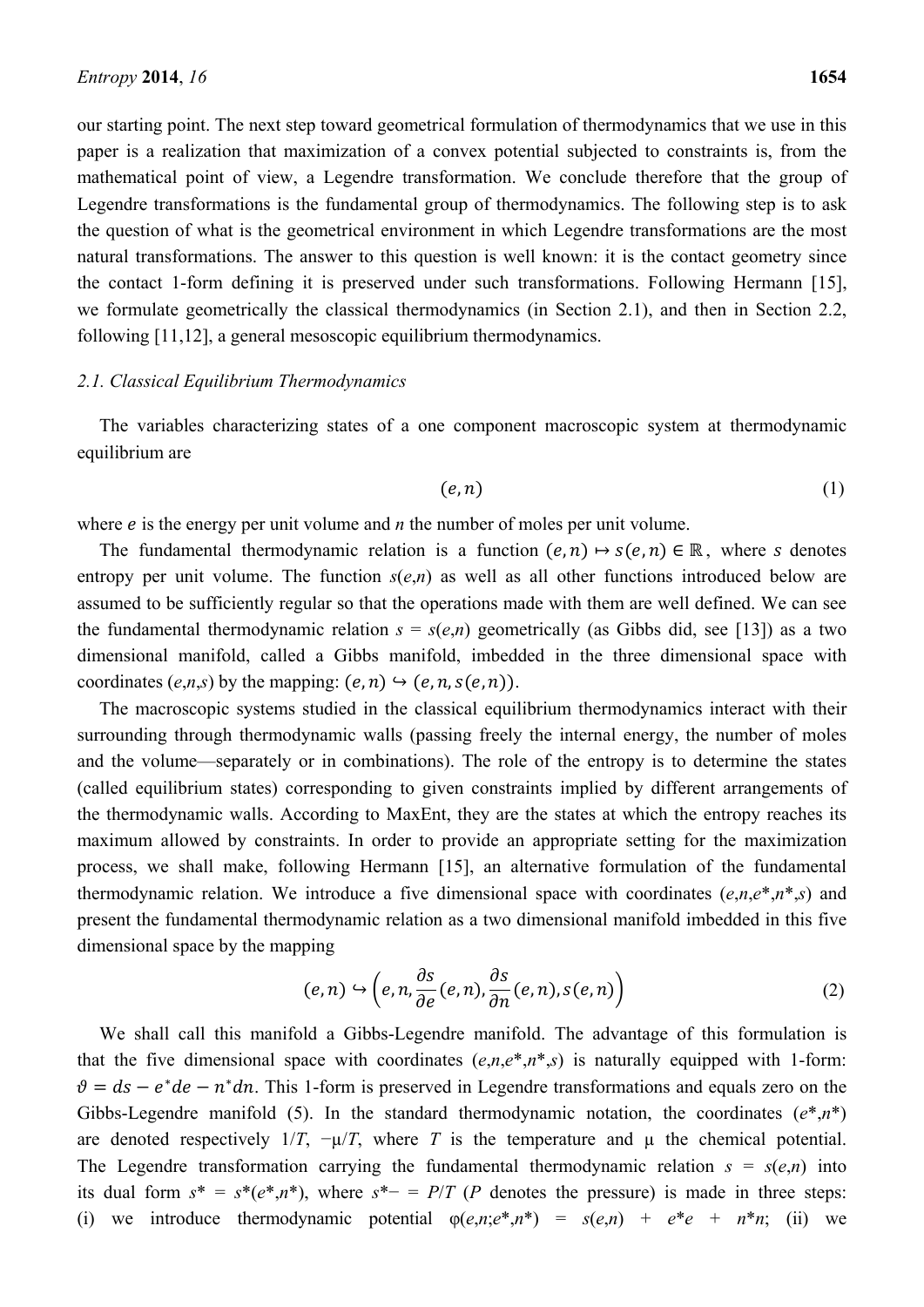our starting point. The next step toward geometrical formulation of thermodynamics that we use in this paper is a realization that maximization of a convex potential subjected to constraints is, from the mathematical point of view, a Legendre transformation. We conclude therefore that the group of Legendre transformations is the fundamental group of thermodynamics. The following step is to ask the question of what is the geometrical environment in which Legendre transformations are the most natural transformations. The answer to this question is well known: it is the contact geometry since the contact 1-form defining it is preserved under such transformations. Following Hermann [15], we formulate geometrically the classical thermodynamics (in Section 2.1), and then in Section 2.2, following [11,12], a general mesoscopic equilibrium thermodynamics.

### *2.1. Classical Equilibrium Thermodynamics*

The variables characterizing states of a one component macroscopic system at thermodynamic equilibrium are

$$(e, n) \tag{1}$$

where $e$ is the energy per unit volume and $n$ the number of moles per unit volume.

The fundamental thermodynamic relation is a function $(e, n) \mapsto s(e, n) \in \mathbb{R}$, where $s$ denotes entropy per unit volume. The function $s(e,n)$ as well as all other functions introduced below are assumed to be sufficiently regular so that the operations made with them are well defined. We can see the fundamental thermodynamic relation $s = s(e,n)$ geometrically (as Gibbs did, see [13]) as a two dimensional manifold, called a Gibbs manifold, imbedded in the three dimensional space with coordinates $(e,n,s)$ by the mapping: $(e, n) \hookrightarrow (e, n, s(e, n))$.

The macroscopic systems studied in the classical equilibrium thermodynamics interact with their surrounding through thermodynamic walls (passing freely the internal energy, the number of moles and the volume—separately or in combinations). The role of the entropy is to determine the states (called equilibrium states) corresponding to given constraints implied by different arrangements of the thermodynamic walls. According to MaxEnt, they are the states at which the entropy reaches its maximum allowed by constraints. In order to provide an appropriate setting for the maximization process, we shall make, following Hermann [15], an alternative formulation of the fundamental thermodynamic relation. We introduce a five dimensional space with coordinates $(e,n,e^*,n^*,s)$ and present the fundamental thermodynamic relation as a two dimensional manifold imbedded in this five dimensional space by the mapping

$$(e, n) \hookrightarrow \left(e, n, \frac{\partial s}{\partial e}(e, n), \frac{\partial s}{\partial n}(e, n), s(e, n)\right) \tag{2}$$

We shall call this manifold a Gibbs-Legendre manifold. The advantage of this formulation is that the five dimensional space with coordinates $(e,n,e^*,n^*,s)$ is naturally equipped with 1-form: $\vartheta = ds - e^* de - n^* dn$. This 1-form is preserved in Legendre transformations and equals zero on the Gibbs-Legendre manifold (5). In the standard thermodynamic notation, the coordinates $(e^*,n^*)$ are denoted respectively $1/T$, $-\mu/T$, where $T$ is the temperature and $\mu$ the chemical potential. The Legendre transformation carrying the fundamental thermodynamic relation $s = s(e,n)$ into its dual form $s^* = s^*(e^*,n^*)$, where $s^* - = P/T$ ($P$ denotes the pressure) is made in three steps: (i) we introduce thermodynamic potential $\varphi(e,n;e^*,n^*) = s(e,n) + e^*e + n^*n$; (ii) we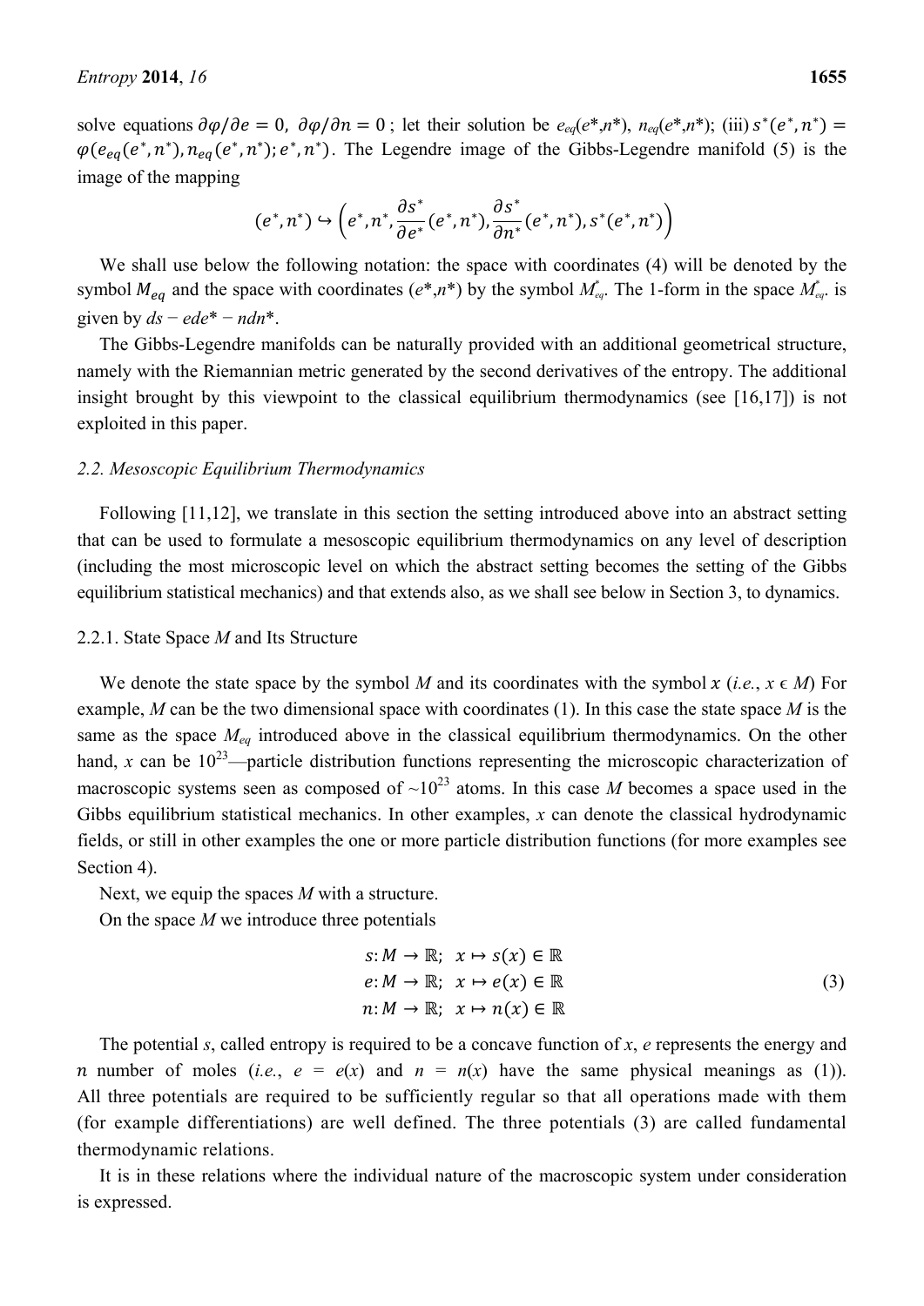solve equations $\partial\varphi/\partial e = 0$, $\partial\varphi/\partial n = 0$; let their solution be $e_{eq}(e^*,n^*)$, $n_{eq}(e^*,n^*)$; (iii) $s^*(e^*,n^*) = \varphi(e_{eq}(e^*,n^*), n_{eq}(e^*,n^*); e^*,n^*)$. The Legendre image of the Gibbs-Legendre manifold (5) is the image of the mapping

$$(e^*,n^*) \hookrightarrow \left(e^*, n^*, \frac{\partial s^*}{\partial e^*}(e^*,n^*), \frac{\partial s^*}{\partial n^*}(e^*,n^*), s^*(e^*,n^*)\right)$$

We shall use below the following notation: the space with coordinates (4) will be denoted by the symbol $M_{eq}$ and the space with coordinates $(e^*,n^*)$ by the symbol $M^*_{eq}$. The 1-form in the space $M^*_{eq}$ is given by $ds - ede^* - ndn^*$.

The Gibbs-Legendre manifolds can be naturally provided with an additional geometrical structure, namely with the Riemannian metric generated by the second derivatives of the entropy. The additional insight brought by this viewpoint to the classical equilibrium thermodynamics (see [16,17]) is not exploited in this paper.

### 2.2. Mesoscopic Equilibrium Thermodynamics

Following [11,12], we translate in this section the setting introduced above into an abstract setting that can be used to formulate a mesoscopic equilibrium thermodynamics on any level of description (including the most microscopic level on which the abstract setting becomes the setting of the Gibbs equilibrium statistical mechanics) and that extends also, as we shall see below in Section 3, to dynamics.

#### 2.2.1. State Space *M* and Its Structure

We denote the state space by the symbol $M$ and its coordinates with the symbol $x$ (*i.e.*, $x \in M$) For example, $M$ can be the two dimensional space with coordinates (1). In this case the state space $M$ is the same as the space $M_{eq}$ introduced above in the classical equilibrium thermodynamics. On the other hand, $x$ can be $10^{23}$—particle distribution functions representing the microscopic characterization of macroscopic systems seen as composed of $\sim 10^{23}$ atoms. In this case $M$ becomes a space used in the Gibbs equilibrium statistical mechanics. In other examples, $x$ can denote the classical hydrodynamic fields, or still in other examples the one or more particle distribution functions (for more examples see Section 4).

Next, we equip the spaces $M$ with a structure.

On the space $M$ we introduce three potentials

$$\begin{aligned} s &: M \to \mathbb{R}; \quad x \mapsto s(x) \in \mathbb{R} \\ e &: M \to \mathbb{R}; \quad x \mapsto e(x) \in \mathbb{R} \\ n &: M \to \mathbb{R}; \quad x \mapsto n(x) \in \mathbb{R} \end{aligned} \tag{3}$$

The potential $s$, called entropy is required to be a concave function of $x$, $e$ represents the energy and $n$ number of moles (*i.e.*, $e = e(x)$ and $n = n(x)$ have the same physical meanings as (1)). All three potentials are required to be sufficiently regular so that all operations made with them (for example differentiations) are well defined. The three potentials (3) are called fundamental thermodynamic relations.

It is in these relations where the individual nature of the macroscopic system under consideration is expressed.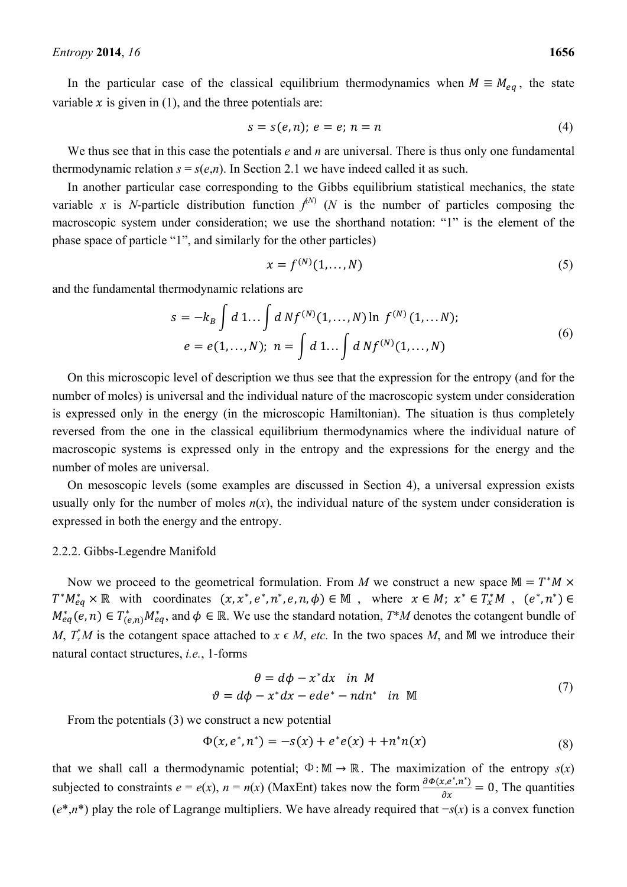In the particular case of the classical equilibrium thermodynamics when $M \equiv M_{eq}$, the state variable $x$ is given in (1), and the three potentials are:

$$s = s(e, n);\ e = e;\ n = n \tag{4}$$

We thus see that in this case the potentials *e* and *n* are universal. There is thus only one fundamental thermodynamic relation *s* = *s*(*e*,*n*). In Section 2.1 we have indeed called it as such.

In another particular case corresponding to the Gibbs equilibrium statistical mechanics, the state variable *x* is *N*-particle distribution function $f^{(N)}$ (*N* is the number of particles composing the macroscopic system under consideration; we use the shorthand notation: "1" is the element of the phase space of particle "1", and similarly for the other particles)

$$x = f^{(N)}(1, \ldots, N) \tag{5}$$

and the fundamental thermodynamic relations are

$$\begin{gathered} s = -k_B \int d\,1 \ldots \int d\,N f^{(N)}(1, \ldots, N) \ln\ f^{(N)}(1, \ldots N); \\ e = e(1, \ldots, N);\ n = \int d\,1 \ldots \int d\,N f^{(N)}(1, \ldots, N) \end{gathered} \tag{6}$$

On this microscopic level of description we thus see that the expression for the entropy (and for the number of moles) is universal and the individual nature of the macroscopic system under consideration is expressed only in the energy (in the microscopic Hamiltonian). The situation is thus completely reversed from the one in the classical equilibrium thermodynamics where the individual nature of macroscopic systems is expressed only in the entropy and the expressions for the energy and the number of moles are universal.

On mesoscopic levels (some examples are discussed in Section 4), a universal expression exists usually only for the number of moles *n*(*x*), the individual nature of the system under consideration is expressed in both the energy and the entropy.

### 2.2.2. Gibbs-Legendre Manifold

Now we proceed to the geometrical formulation. From *M* we construct a new space $\mathbb{M} = T^*M \times T^*M_{eq}^* \times \mathbb{R}$ with coordinates $(x, x^*, e^*, n^*, e, n, \phi) \in \mathbb{M}$, where $x \in M;\ x^* \in T_x^*M$, $(e^*, n^*) \in M_{eq}^*(e, n) \in T_{(e,n)}^*M_{eq}^*$, and $\phi \in \mathbb{R}$. We use the standard notation, $T^*M$ denotes the cotangent bundle of *M*, $T_x^*M$ is the cotangent space attached to $x \in M$, *etc.* In the two spaces *M*, and $\mathbb{M}$ we introduce their natural contact structures, *i.e.*, 1-forms

$$\begin{gathered} \theta = d\phi - x^* dx \quad in\ \ M \\ \vartheta = d\phi - x^* dx - e de^* - n dn^* \quad in\ \ \mathbb{M} \end{gathered} \tag{7}$$

From the potentials (3) we construct a new potential

$$\Phi(x, e^*, n^*) = -s(x) + e^* e(x) + +n^* n(x) \tag{8}$$

that we shall call a thermodynamic potential; $\Phi : \mathbb{M} \to \mathbb{R}$. The maximization of the entropy *s*(*x*) subjected to constraints *e* = *e*(*x*), *n* = *n*(*x*) (MaxEnt) takes now the form $\frac{\partial \Phi(x, e^*, n^*)}{\partial x} = 0$, The quantities (*e*\*,*n*\*) play the role of Lagrange multipliers. We have already required that −*s*(*x*) is a convex function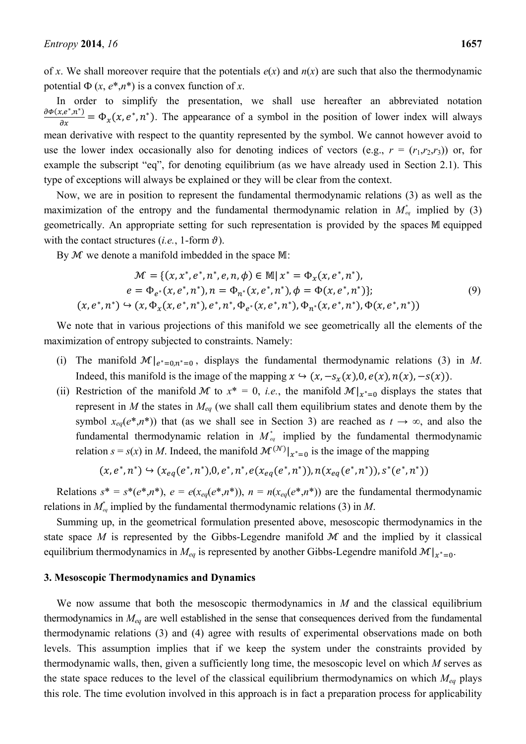of $x$. We shall moreover require that the potentials $e(x)$ and $n(x)$ are such that also the thermodynamic potential $\Phi(x, e^*, n^*)$ is a convex function of $x$.

In order to simplify the presentation, we shall use hereafter an abbreviated notation $\frac{\partial \Phi(x,e^*,n^*)}{\partial x} = \Phi_x(x, e^*, n^*)$. The appearance of a symbol in the position of lower index will always mean derivative with respect to the quantity represented by the symbol. We cannot however avoid to use the lower index occasionally also for denoting indices of vectors (e.g., $r = (r_1, r_2, r_3)$) or, for example the subscript "eq", for denoting equilibrium (as we have already used in Section 2.1). This type of exceptions will always be explained or they will be clear from the context.

Now, we are in position to represent the fundamental thermodynamic relations (3) as well as the maximization of the entropy and the fundamental thermodynamic relation in $M^*_{eq}$ implied by (3) geometrically. An appropriate setting for such representation is provided by the spaces $\mathbb{M}$ equipped with the contact structures (*i.e.*, 1-form $\vartheta$).

By $\mathcal{M}$ we denote a manifold imbedded in the space $\mathbb{M}$:

$$
\begin{gathered}
\mathcal{M} = \{(x, x^*, e^*, n^*, e, n, \phi) \in \mathbb{M} \,|\, x^* = \Phi_x(x, e^*, n^*), \\
e = \Phi_{e^*}(x, e^*, n^*), n = \Phi_{n^*}(x, e^*, n^*), \phi = \Phi(x, e^*, n^*)\}; \\
(x, e^*, n^*) \hookrightarrow (x, \Phi_x(x, e^*, n^*), e^*, n^*, \Phi_{e^*}(x, e^*, n^*), \Phi_{n^*}(x, e^*, n^*), \Phi(x, e^*, n^*))
\end{gathered}
\tag{9}
$$

We note that in various projections of this manifold we see geometrically all the elements of the maximization of entropy subjected to constraints. Namely:

(i) The manifold $\mathcal{M}|_{e^*=0, n^*=0}$, displays the fundamental thermodynamic relations (3) in $M$. Indeed, this manifold is the image of the mapping $x \hookrightarrow (x, -s_x(x), 0, e(x), n(x), -s(x))$.

(ii) Restriction of the manifold $\mathcal{M}$ to $x^* = 0$, *i.e.*, the manifold $\mathcal{M}|_{x^*=0}$ displays the states that represent in $M$ the states in $M_{eq}$ (we shall call them equilibrium states and denote them by the symbol $x_{eq}(e^*, n^*)$) that (as we shall see in Section 3) are reached as $t \to \infty$, and also the fundamental thermodynamic relation in $M^*_{eq}$ implied by the fundamental thermodynamic relation $s = s(x)$ in $M$. Indeed, the manifold $\mathcal{M}^{(\mathcal{N})}|_{x^*=0}$ is the image of the mapping

$$(x, e^*, n^*) \hookrightarrow (x_{eq}(e^*, n^*), 0, e^*, n^*, e(x_{eq}(e^*, n^*)), n(x_{eq}(e^*, n^*)), s^*(e^*, n^*))$$

Relations $s^* = s^*(e^*, n^*)$, $e = e(x_{eq}(e^*, n^*))$, $n = n(x_{eq}(e^*, n^*))$ are the fundamental thermodynamic relations in $M^*_{eq}$ implied by the fundamental thermodynamic relations (3) in $M$.

Summing up, in the geometrical formulation presented above, mesoscopic thermodynamics in the state space $M$ is represented by the Gibbs-Legendre manifold $\mathcal{M}$ and the implied by it classical equilibrium thermodynamics in $M_{eq}$ is represented by another Gibbs-Legendre manifold $\mathcal{M}|_{x^*=0}$.

## 3. Mesoscopic Thermodynamics and Dynamics

We now assume that both the mesoscopic thermodynamics in $M$ and the classical equilibrium thermodynamics in $M_{eq}$ are well established in the sense that consequences derived from the fundamental thermodynamic relations (3) and (4) agree with results of experimental observations made on both levels. This assumption implies that if we keep the system under the constraints provided by thermodynamic walls, then, given a sufficiently long time, the mesoscopic level on which $M$ serves as the state space reduces to the level of the classical equilibrium thermodynamics on which $M_{eq}$ plays this role. The time evolution involved in this approach is in fact a preparation process for applicability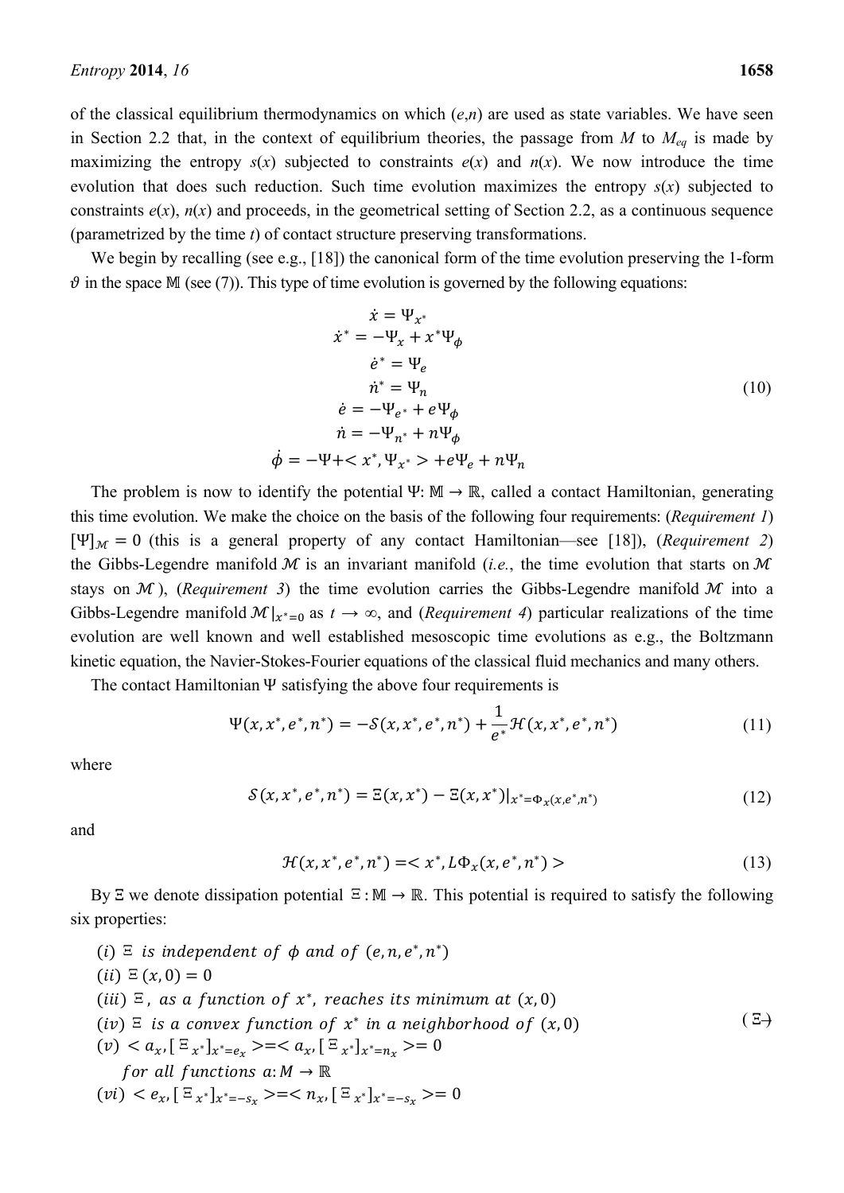of the classical equilibrium thermodynamics on which ($e$,$n$) are used as state variables. We have seen in Section 2.2 that, in the context of equilibrium theories, the passage from $M$ to $M_{eq}$ is made by maximizing the entropy $s(x)$ subjected to constraints $e(x)$ and $n(x)$. We now introduce the time evolution that does such reduction. Such time evolution maximizes the entropy $s(x)$ subjected to constraints $e(x)$, $n(x)$ and proceeds, in the geometrical setting of Section 2.2, as a continuous sequence (parametrized by the time $t$) of contact structure preserving transformations.

We begin by recalling (see e.g., [18]) the canonical form of the time evolution preserving the 1-form $\vartheta$ in the space $\mathbb{M}$ (see (7)). This type of time evolution is governed by the following equations:

$$
\begin{aligned}
\dot{x} &= \Psi_{x^*} \\
\dot{x}^* &= -\Psi_x + x^*\Psi_\phi \\
\dot{e}^* &= \Psi_e \\
\dot{n}^* &= \Psi_n \\
\dot{e} &= -\Psi_{e^*} + e\Psi_\phi \\
\dot{n} &= -\Psi_{n^*} + n\Psi_\phi \\
\dot{\phi} &= -\Psi + \langle x^*, \Psi_{x^*} \rangle + e\Psi_e + n\Psi_n
\end{aligned}
\tag{10}
$$

The problem is now to identify the potential $\Psi: \mathbb{M} \to \mathbb{R}$, called a contact Hamiltonian, generating this time evolution. We make the choice on the basis of the following four requirements: (*Requirement 1*) $[\Psi]_{\mathcal{M}} = 0$ (this is a general property of any contact Hamiltonian—see [18]), (*Requirement 2*) the Gibbs-Legendre manifold $\mathcal{M}$ is an invariant manifold (*i.e.*, the time evolution that starts on $\mathcal{M}$ stays on $\mathcal{M}$), (*Requirement 3*) the time evolution carries the Gibbs-Legendre manifold $\mathcal{M}$ into a Gibbs-Legendre manifold $\mathcal{M}|_{x^*=0}$ as $t \to \infty$, and (*Requirement 4*) particular realizations of the time evolution are well known and well established mesoscopic time evolutions as e.g., the Boltzmann kinetic equation, the Navier-Stokes-Fourier equations of the classical fluid mechanics and many others.

The contact Hamiltonian $\Psi$ satisfying the above four requirements is

$$
\Psi(x, x^*, e^*, n^*) = -\mathcal{S}(x, x^*, e^*, n^*) + \frac{1}{e^*}\mathcal{H}(x, x^*, e^*, n^*)
\tag{11}
$$

where

$$
\mathcal{S}(x, x^*, e^*, n^*) = \Xi(x, x^*) - \Xi(x, x^*)|_{x^*=\Phi_x(x, e^*, n^*)}
\tag{12}
$$

and

$$
\mathcal{H}(x, x^*, e^*, n^*) = \langle x^*, L\Phi_x(x, e^*, n^*) \rangle
\tag{13}
$$

By $\Xi$ we denote dissipation potential $\Xi: \mathbb{M} \to \mathbb{R}$. This potential is required to satisfy the following six properties:

$$
\begin{aligned}
&(i)\ \Xi \text{ is independent of } \phi \text{ and of } (e, n, e^*, n^*) \\
&(ii)\ \Xi(x, 0) = 0 \\
&(iii)\ \Xi, \text{ as a function of } x^*, \text{ reaches its minimum at } (x, 0) \\
&(iv)\ \Xi \text{ is a convex function of } x^* \text{ in a neighborhood of } (x, 0) \\
&(v)\ \langle a_x, [\Xi_{x^*}]_{x^*=e_x} \rangle = \langle a_x, [\Xi_{x^*}]_{x^*=n_x} \rangle = 0 \\
&\quad\ \text{for all functions } a: M \to \mathbb{R} \\
&(vi)\ \langle e_x, [\Xi_{x^*}]_{x^*=-s_x} \rangle = \langle n_x, [\Xi_{x^*}]_{x^*=-s_x} \rangle = 0
\end{aligned}
\tag{$\Xi$}
$$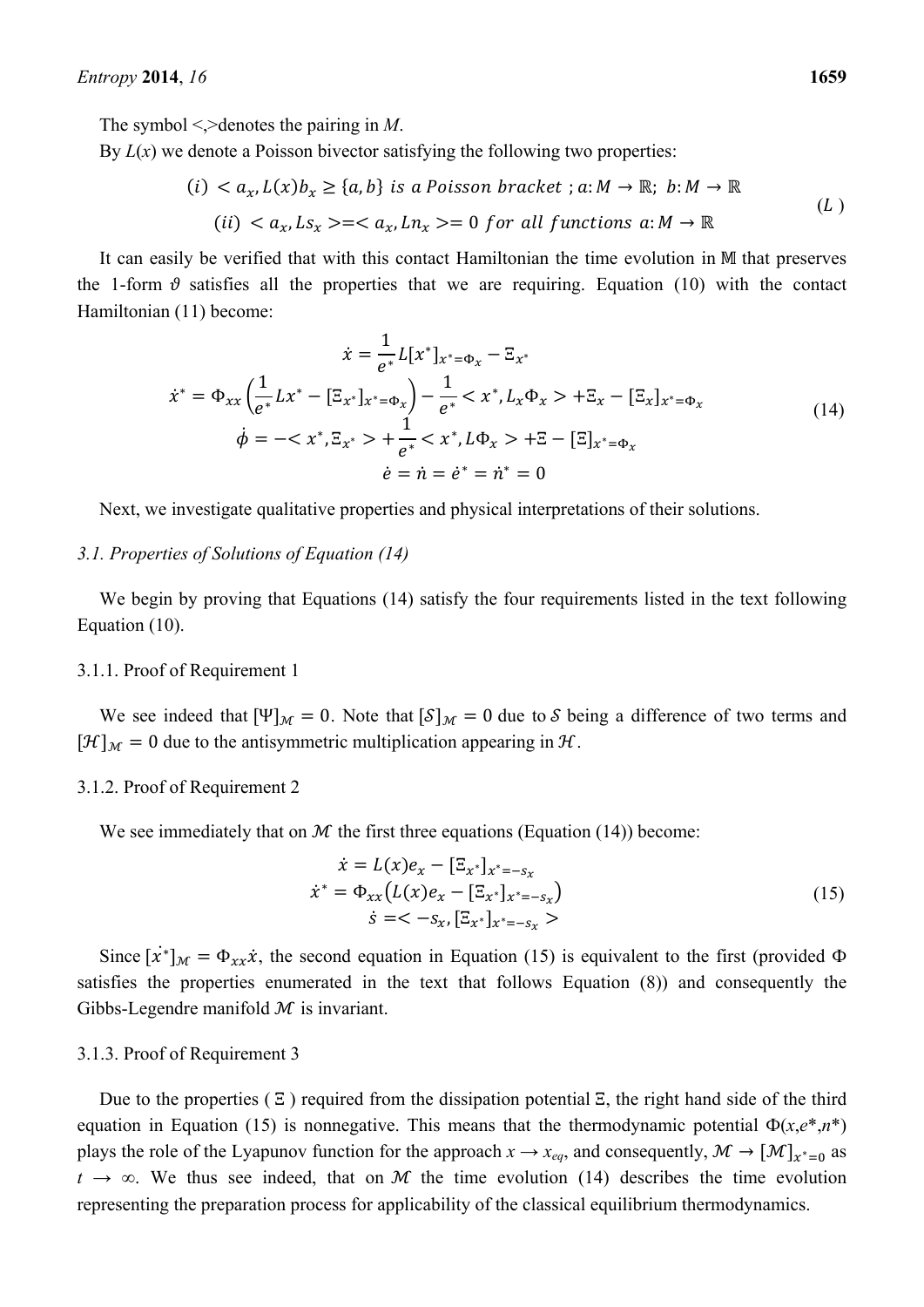The symbol <,>denotes the pairing in $M$.

By $L(x)$ we denote a Poisson bivector satisfying the following two properties:

$$
\begin{aligned}
&(i)\ < a_x, L(x) b_x \geq \{a, b\}\ is\ a\ Poisson\ bracket\ ; a: M \to \mathbb{R};\ b: M \to \mathbb{R} \\
&(ii)\ < a_x, L s_x > = < a_x, L n_x > = 0\ for\ all\ functions\ a: M \to \mathbb{R}
\end{aligned}
\tag{$L$}
$$

It can easily be verified that with this contact Hamiltonian the time evolution in $\mathbb{M}$ that preserves the 1-form $\vartheta$ satisfies all the properties that we are requiring. Equation (10) with the contact Hamiltonian (11) become:

$$
\begin{aligned}
\dot{x} &= \frac{1}{e^*} L[x^*]_{x^*=\Phi_x} - \Xi_{x^*} \\
\dot{x}^* &= \Phi_{xx}\left(\frac{1}{e^*} L x^* - [\Xi_{x^*}]_{x^*=\Phi_x}\right) - \frac{1}{e^*} < x^*, L_x \Phi_x > + \Xi_x - [\Xi_x]_{x^*=\Phi_x} \\
\dot{\phi} &= - < x^*, \Xi_{x^*} > + \frac{1}{e^*} < x^*, L\Phi_x > + \Xi - [\Xi]_{x^*=\Phi_x} \\
\dot{e} &= \dot{n} = \dot{e}^* = \dot{n}^* = 0
\end{aligned}
\tag{14}
$$

Next, we investigate qualitative properties and physical interpretations of their solutions.

### 3.1. Properties of Solutions of Equation (14)

We begin by proving that Equations (14) satisfy the four requirements listed in the text following Equation (10).

#### 3.1.1. Proof of Requirement 1

We see indeed that $[\Psi]_{\mathcal{M}} = 0$. Note that $[\mathcal{S}]_{\mathcal{M}} = 0$ due to $\mathcal{S}$ being a difference of two terms and $[\mathcal{H}]_{\mathcal{M}} = 0$ due to the antisymmetric multiplication appearing in $\mathcal{H}$.

#### 3.1.2. Proof of Requirement 2

We see immediately that on $\mathcal{M}$ the first three equations (Equation (14)) become:

$$
\begin{aligned}
\dot{x} &= L(x) e_x - [\Xi_{x^*}]_{x^*=-s_x} \\
\dot{x}^* &= \Phi_{xx}\left(L(x) e_x - [\Xi_{x^*}]_{x^*=-s_x}\right) \\
\dot{s} &= < -s_x, [\Xi_{x^*}]_{x^*=-s_x} >
\end{aligned}
\tag{15}
$$

Since $[\dot{x^*}]_{\mathcal{M}} = \Phi_{xx}\dot{x}$, the second equation in Equation (15) is equivalent to the first (provided $\Phi$ satisfies the properties enumerated in the text that follows Equation (8)) and consequently the Gibbs-Legendre manifold $\mathcal{M}$ is invariant.

#### 3.1.3. Proof of Requirement 3

Due to the properties ($\Xi$) required from the dissipation potential $\Xi$, the right hand side of the third equation in Equation (15) is nonnegative. This means that the thermodynamic potential $\Phi(x,e^*,n^*)$ plays the role of the Lyapunov function for the approach $x \to x_{eq}$, and consequently, $\mathcal{M} \to [\mathcal{M}]_{x^*=0}$ as $t \to \infty$. We thus see indeed, that on $\mathcal{M}$ the time evolution (14) describes the time evolution representing the preparation process for applicability of the classical equilibrium thermodynamics.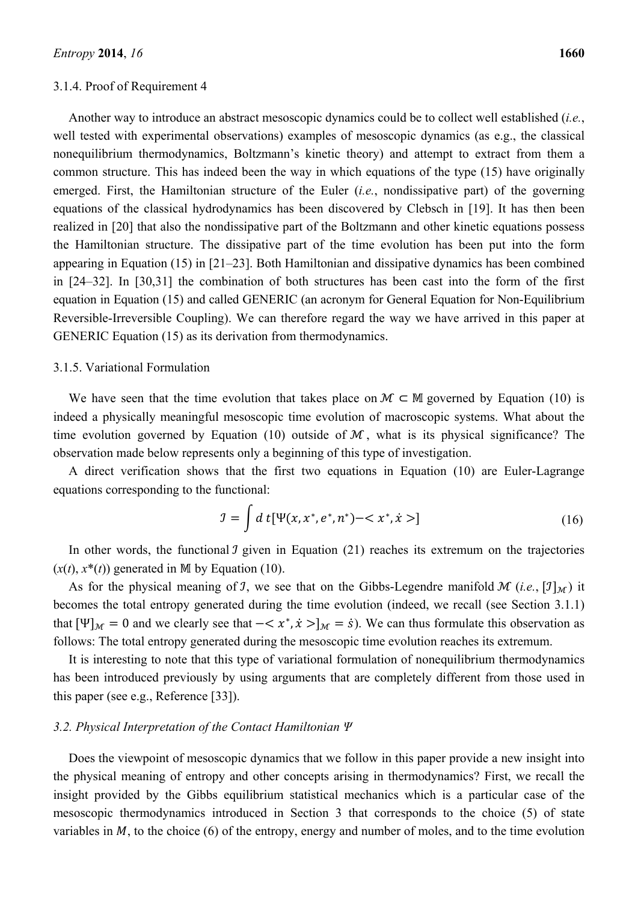#### 3.1.4. Proof of Requirement 4

Another way to introduce an abstract mesoscopic dynamics could be to collect well established (*i.e.*, well tested with experimental observations) examples of mesoscopic dynamics (as e.g., the classical nonequilibrium thermodynamics, Boltzmann's kinetic theory) and attempt to extract from them a common structure. This has indeed been the way in which equations of the type (15) have originally emerged. First, the Hamiltonian structure of the Euler (*i.e.*, nondissipative part) of the governing equations of the classical hydrodynamics has been discovered by Clebsch in [19]. It has then been realized in [20] that also the nondissipative part of the Boltzmann and other kinetic equations possess the Hamiltonian structure. The dissipative part of the time evolution has been put into the form appearing in Equation (15) in [21–23]. Both Hamiltonian and dissipative dynamics has been combined in [24–32]. In [30,31] the combination of both structures has been cast into the form of the first equation in Equation (15) and called GENERIC (an acronym for General Equation for Non-Equilibrium Reversible-Irreversible Coupling). We can therefore regard the way we have arrived in this paper at GENERIC Equation (15) as its derivation from thermodynamics.

#### 3.1.5. Variational Formulation

We have seen that the time evolution that takes place on $\mathcal{M} \subset \mathbb{M}$ governed by Equation (10) is indeed a physically meaningful mesoscopic time evolution of macroscopic systems. What about the time evolution governed by Equation (10) outside of $\mathcal{M}$, what is its physical significance? The observation made below represents only a beginning of this type of investigation.

A direct verification shows that the first two equations in Equation (10) are Euler-Lagrange equations corresponding to the functional:

$$\mathcal{I} = \int d\,t[\Psi(x, x^*, e^*, n^*) - \langle x^*, \dot{x} \rangle] \tag{16}$$

In other words, the functional $\mathcal{I}$ given in Equation (21) reaches its extremum on the trajectories $(x(t), x^*(t))$ generated in $\mathbb{M}$ by Equation (10).

As for the physical meaning of $\mathcal{I}$, we see that on the Gibbs-Legendre manifold $\mathcal{M}$ (*i.e.*, $[\mathcal{I}]_{\mathcal{M}}$) it becomes the total entropy generated during the time evolution (indeed, we recall (see Section 3.1.1) that $[\Psi]_{\mathcal{M}} = 0$ and we clearly see that $-\langle x^*, \dot{x} \rangle]_{\mathcal{M}} = \dot{s}$). We can thus formulate this observation as follows: The total entropy generated during the mesoscopic time evolution reaches its extremum.

It is interesting to note that this type of variational formulation of nonequilibrium thermodynamics has been introduced previously by using arguments that are completely different from those used in this paper (see e.g., Reference [33]).

### *3.2. Physical Interpretation of the Contact Hamiltonian $\Psi$*

Does the viewpoint of mesoscopic dynamics that we follow in this paper provide a new insight into the physical meaning of entropy and other concepts arising in thermodynamics? First, we recall the insight provided by the Gibbs equilibrium statistical mechanics which is a particular case of the mesoscopic thermodynamics introduced in Section 3 that corresponds to the choice (5) of state variables in $M$, to the choice (6) of the entropy, energy and number of moles, and to the time evolution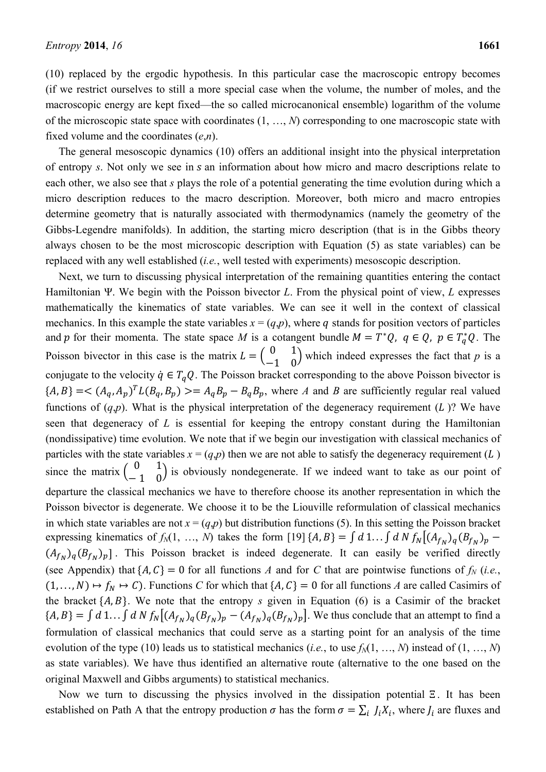(10) replaced by the ergodic hypothesis. In this particular case the macroscopic entropy becomes (if we restrict ourselves to still a more special case when the volume, the number of moles, and the macroscopic energy are kept fixed—the so called microcanonical ensemble) logarithm of the volume of the microscopic state space with coordinates (1, …, *N*) corresponding to one macroscopic state with fixed volume and the coordinates (*e*,*n*).

The general mesoscopic dynamics (10) offers an additional insight into the physical interpretation of entropy *s*. Not only we see in $s$ an information about how micro and macro descriptions relate to each other, we also see that *s* plays the role of a potential generating the time evolution during which a micro description reduces to the macro description. Moreover, both micro and macro entropies determine geometry that is naturally associated with thermodynamics (namely the geometry of the Gibbs-Legendre manifolds). In addition, the starting micro description (that is in the Gibbs theory always chosen to be the most microscopic description with Equation (5) as state variables) can be replaced with any well established (*i.e.*, well tested with experiments) mesoscopic description.

Next, we turn to discussing physical interpretation of the remaining quantities entering the contact Hamiltonian Ψ. We begin with the Poisson bivector *L*. From the physical point of view, *L* expresses mathematically the kinematics of state variables. We can see it well in the context of classical mechanics. In this example the state variables *x* = (*q*,*p*), where $q$ stands for position vectors of particles and $p$ for their momenta. The state space *M* is a cotangent bundle $M = T^*Q,\ q \in Q,\ p \in T_q^*Q$. The Poisson bivector in this case is the matrix $L = \begin{pmatrix} 0 & 1 \\ -1 & 0 \end{pmatrix}$ which indeed expresses the fact that *p* is a conjugate to the velocity $\dot{q} \in T_qQ$. The Poisson bracket corresponding to the above Poisson bivector is $\{A,B\} = <(A_q, A_p)^T L(B_q, B_p)> = A_qB_p - B_qB_p$, where *A* and *B* are sufficiently regular real valued functions of (*q*,*p*). What is the physical interpretation of the degeneracy requirement ($L$ )? We have seen that degeneracy of *L* is essential for keeping the entropy constant during the Hamiltonian (nondissipative) time evolution. We note that if we begin our investigation with classical mechanics of particles with the state variables *x* = (*q*,*p*) then we are not able to satisfy the degeneracy requirement ($L$ ) since the matrix $\begin{pmatrix} 0 & 1 \\ -1 & 0 \end{pmatrix}$ is obviously nondegenerate. If we indeed want to take as our point of departure the classical mechanics we have to therefore choose its another representation in which the Poisson bivector is degenerate. We choose it to be the Liouville reformulation of classical mechanics in which state variables are not *x* = (*q*,*p*) but distribution functions (5). In this setting the Poisson bracket expressing kinematics of $f_N$(1, …, *N*) takes the form [19] $\{A,B\} = \int d\,1 \ldots \int d\,N\, f_N\big[(A_{f_N})_q (B_{f_N})_p - (A_{f_N})_q (B_{f_N})_p\big]$. This Poisson bracket is indeed degenerate. It can easily be verified directly (see Appendix) that $\{A,C\} = 0$ for all functions *A* and for *C* that are pointwise functions of $f_N$ (*i.e.*, $(1,\ldots,N) \mapsto f_N \mapsto C$). Functions *C* for which that $\{A,C\} = 0$ for all functions *A* are called Casimirs of the bracket $\{A,B\}$. We note that the entropy *s* given in Equation (6) is a Casimir of the bracket $\{A,B\} = \int d\,1 \ldots \int d\,N\, f_N\big[(A_{f_N})_q (B_{f_N})_p - (A_{f_N})_q (B_{f_N})_p\big]$. We thus conclude that an attempt to find a formulation of classical mechanics that could serve as a starting point for an analysis of the time evolution of the type (10) leads us to statistical mechanics (*i.e.*, to use $f_N$(1, …, *N*) instead of (1, …, *N*) as state variables). We have thus identified an alternative route (alternative to the one based on the original Maxwell and Gibbs arguments) to statistical mechanics.

Now we turn to discussing the physics involved in the dissipation potential Ξ. It has been established on Path A that the entropy production $\sigma$ has the form $\sigma = \sum_i J_i X_i$, where $J_i$ are fluxes and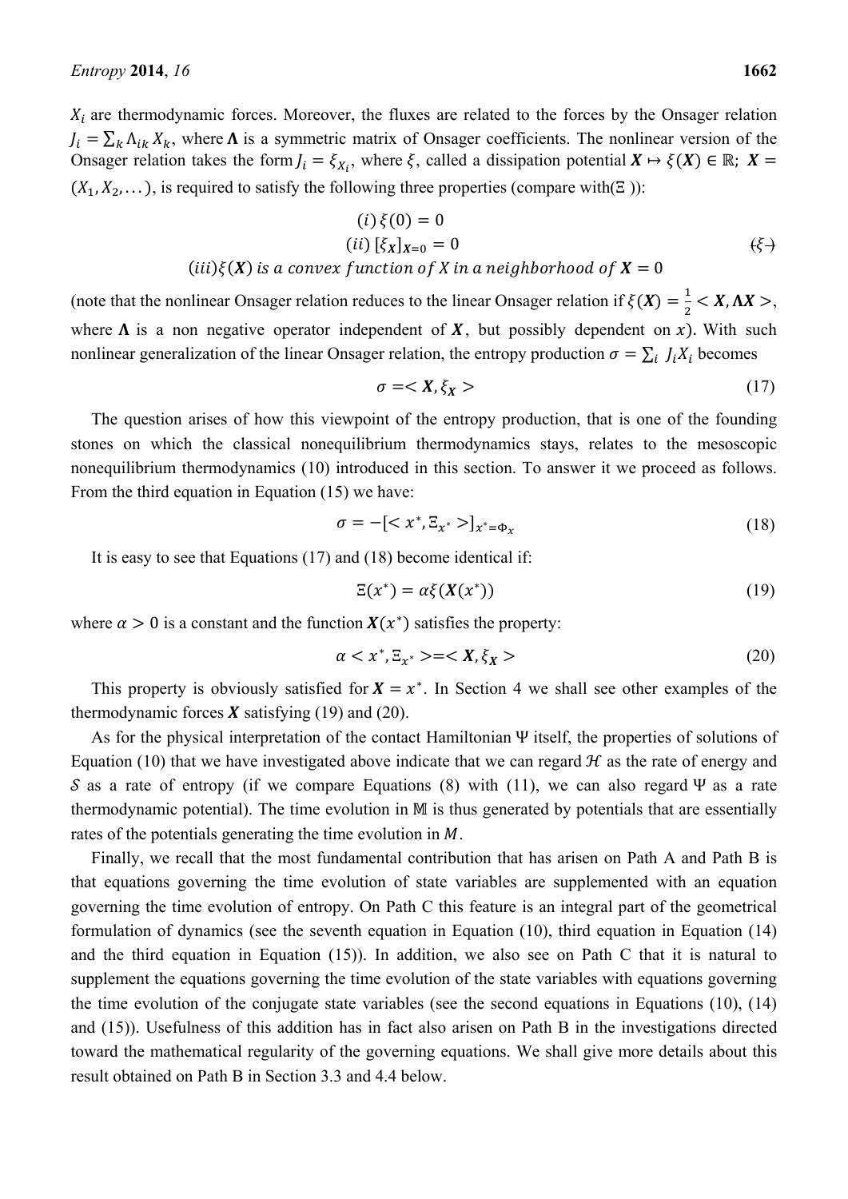$X_i$ are thermodynamic forces. Moreover, the fluxes are related to the forces by the Onsager relation $J_i = \sum_k \Lambda_{ik} X_k$, where $\boldsymbol{\Lambda}$ is a symmetric matrix of Onsager coefficients. The nonlinear version of the Onsager relation takes the form $J_i = \xi_{X_i}$, where $\xi$, called a dissipation potential $\boldsymbol{X} \mapsto \xi(\boldsymbol{X}) \in \mathbb{R}$; $\boldsymbol{X} = (X_1, X_2, \dots)$, is required to satisfy the following three properties (compare with($\Xi$ )):

$$
\begin{gathered}
(i)\, \xi(0) = 0 \\
(ii)\, [\xi_{\boldsymbol{X}}]_{\boldsymbol{X}=0} = 0 \\
(iii) \xi(\boldsymbol{X}) \text{ is a convex function of } X \text{ in a neighborhood of } \boldsymbol{X} = 0
\end{gathered}
\tag{$\xi$}
$$

(note that the nonlinear Onsager relation reduces to the linear Onsager relation if $\xi(\boldsymbol{X}) = \frac{1}{2} < \boldsymbol{X}, \boldsymbol{\Lambda X} >$, where $\boldsymbol{\Lambda}$ is a non negative operator independent of $\boldsymbol{X}$, but possibly dependent on $x$). With such nonlinear generalization of the linear Onsager relation, the entropy production $\sigma = \sum_i J_i X_i$ becomes

$$
\sigma = < \boldsymbol{X}, \xi_{\boldsymbol{X}} > \tag{17}
$$

The question arises of how this viewpoint of the entropy production, that is one of the founding stones on which the classical nonequilibrium thermodynamics stays, relates to the mesoscopic nonequilibrium thermodynamics (10) introduced in this section. To answer it we proceed as follows. From the third equation in Equation (15) we have:

$$
\sigma = -[< x^*, \Xi_{x^*} >]_{x^* = \Phi_x} \tag{18}
$$

It is easy to see that Equations (17) and (18) become identical if:

$$
\Xi(x^*) = \alpha \xi(\boldsymbol{X}(x^*)) \tag{19}
$$

where $\alpha > 0$ is a constant and the function $\boldsymbol{X}(x^*)$ satisfies the property:

$$
\alpha < x^*, \Xi_{x^*} > = < \boldsymbol{X}, \xi_{\boldsymbol{X}} > \tag{20}
$$

This property is obviously satisfied for $\boldsymbol{X} = x^*$. In Section 4 we shall see other examples of the thermodynamic forces $\boldsymbol{X}$ satisfying (19) and (20).

As for the physical interpretation of the contact Hamiltonian $\Psi$ itself, the properties of solutions of Equation (10) that we have investigated above indicate that we can regard $\mathcal{H}$ as the rate of energy and $\mathcal{S}$ as a rate of entropy (if we compare Equations (8) with (11), we can also regard $\Psi$ as a rate thermodynamic potential). The time evolution in $\mathbb{M}$ is thus generated by potentials that are essentially rates of the potentials generating the time evolution in $M$.

Finally, we recall that the most fundamental contribution that has arisen on Path A and Path B is that equations governing the time evolution of state variables are supplemented with an equation governing the time evolution of entropy. On Path C this feature is an integral part of the geometrical formulation of dynamics (see the seventh equation in Equation (10), third equation in Equation (14) and the third equation in Equation (15)). In addition, we also see on Path C that it is natural to supplement the equations governing the time evolution of the state variables with equations governing the time evolution of the conjugate state variables (see the second equations in Equations (10), (14) and (15)). Usefulness of this addition has in fact also arisen on Path B in the investigations directed toward the mathematical regularity of the governing equations. We shall give more details about this result obtained on Path B in Section 3.3 and 4.4 below.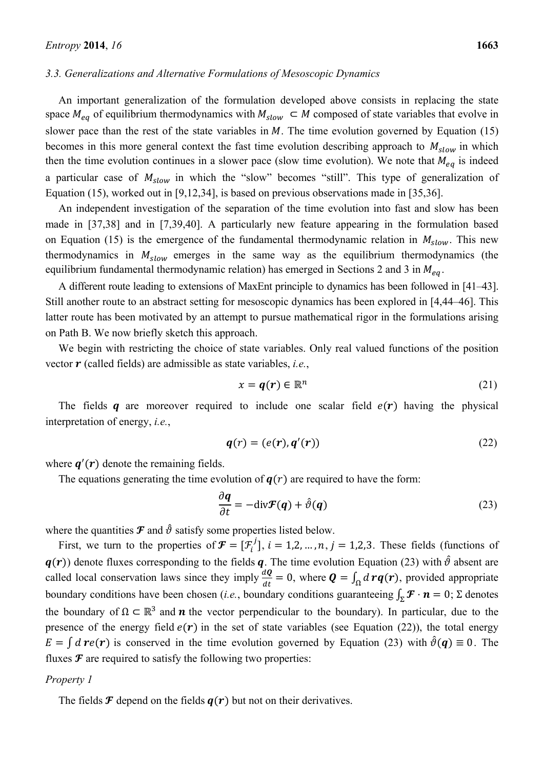### 3.3. Generalizations and Alternative Formulations of Mesoscopic Dynamics

An important generalization of the formulation developed above consists in replacing the state space $M_{eq}$ of equilibrium thermodynamics with $M_{slow} \subset M$ composed of state variables that evolve in slower pace than the rest of the state variables in $M$. The time evolution governed by Equation (15) becomes in this more general context the fast time evolution describing approach to $M_{slow}$ in which then the time evolution continues in a slower pace (slow time evolution). We note that $M_{eq}$ is indeed a particular case of $M_{slow}$ in which the "slow" becomes "still". This type of generalization of Equation (15), worked out in [9,12,34], is based on previous observations made in [35,36].

An independent investigation of the separation of the time evolution into fast and slow has been made in [37,38] and in [7,39,40]. A particularly new feature appearing in the formulation based on Equation (15) is the emergence of the fundamental thermodynamic relation in $M_{slow}$. This new thermodynamics in $M_{slow}$ emerges in the same way as the equilibrium thermodynamics (the equilibrium fundamental thermodynamic relation) has emerged in Sections 2 and 3 in $M_{eq}$.

A different route leading to extensions of MaxEnt principle to dynamics has been followed in [41–43]. Still another route to an abstract setting for mesoscopic dynamics has been explored in [4,44–46]. This latter route has been motivated by an attempt to pursue mathematical rigor in the formulations arising on Path B. We now briefly sketch this approach.

We begin with restricting the choice of state variables. Only real valued functions of the position vector $\boldsymbol{r}$ (called fields) are admissible as state variables, *i.e.*,

$$x = \boldsymbol{q}(\boldsymbol{r}) \in \mathbb{R}^n \tag{21}$$

The fields $\boldsymbol{q}$ are moreover required to include one scalar field $e(\boldsymbol{r})$ having the physical interpretation of energy, *i.e.*,

$$\boldsymbol{q}(r) = (e(\boldsymbol{r}), \boldsymbol{q}'(\boldsymbol{r})) \tag{22}$$

where $\boldsymbol{q}'(\boldsymbol{r})$ denote the remaining fields.

The equations generating the time evolution of $\boldsymbol{q}(r)$ are required to have the form:

$$\frac{\partial \boldsymbol{q}}{\partial t} = -\mathrm{div}\boldsymbol{\mathcal{F}}(\boldsymbol{q}) + \hat{\vartheta}(\boldsymbol{q}) \tag{23}$$

where the quantities $\boldsymbol{\mathcal{F}}$ and $\hat{\vartheta}$ satisfy some properties listed below.

First, we turn to the properties of $\boldsymbol{\mathcal{F}} = [\mathcal{F}_i^j]$, $i = 1,2,\ldots,n$, $j = 1,2,3$. These fields (functions of $\boldsymbol{q}(\boldsymbol{r})$) denote fluxes corresponding to the fields $\boldsymbol{q}$. The time evolution Equation (23) with $\hat{\vartheta}$ absent are called local conservation laws since they imply $\frac{d\boldsymbol{Q}}{dt} = 0$, where $\boldsymbol{Q} = \int_\Omega d\boldsymbol{r}\boldsymbol{q}(\boldsymbol{r})$, provided appropriate boundary conditions have been chosen (*i.e.*, boundary conditions guaranteeing $\int_\Sigma \boldsymbol{\mathcal{F}} \cdot \boldsymbol{n} = 0$; $\Sigma$ denotes the boundary of $\Omega \subset \mathbb{R}^3$ and $\boldsymbol{n}$ the vector perpendicular to the boundary). In particular, due to the presence of the energy field $e(\boldsymbol{r})$ in the set of state variables (see Equation (22)), the total energy $E = \int d\boldsymbol{r}e(\boldsymbol{r})$ is conserved in the time evolution governed by Equation (23) with $\hat{\vartheta}(\boldsymbol{q}) \equiv 0$. The fluxes $\boldsymbol{\mathcal{F}}$ are required to satisfy the following two properties:

*Property 1*

The fields $\boldsymbol{\mathcal{F}}$ depend on the fields $\boldsymbol{q}(\boldsymbol{r})$ but not on their derivatives.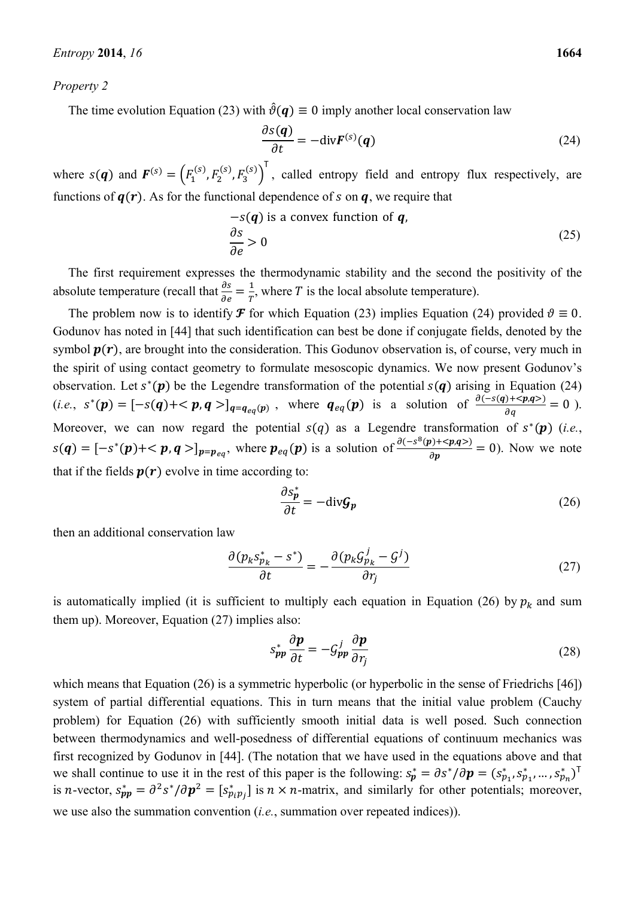*Property 2*

The time evolution Equation (23) with $\hat{\vartheta}(\boldsymbol{q}) \equiv 0$ imply another local conservation law

$$\frac{\partial s(\boldsymbol{q})}{\partial t} = -\mathrm{div}\boldsymbol{F}^{(s)}(\boldsymbol{q}) \tag{24}$$

where $s(\boldsymbol{q})$ and $\boldsymbol{F}^{(s)} = \left(F_1^{(s)}, F_2^{(s)}, F_3^{(s)}\right)^{\mathsf{T}}$, called entropy field and entropy flux respectively, are functions of $\boldsymbol{q}(\boldsymbol{r})$. As for the functional dependence of $s$ on $\boldsymbol{q}$, we require that

$$\begin{gathered} -s(\boldsymbol{q}) \text{ is a convex function of } \boldsymbol{q}, \\ \frac{\partial s}{\partial e} > 0 \end{gathered} \tag{25}$$

The first requirement expresses the thermodynamic stability and the second the positivity of the absolute temperature (recall that $\frac{\partial s}{\partial e} = \frac{1}{T}$, where $T$ is the local absolute temperature).

The problem now is to identify $\boldsymbol{\mathcal{F}}$ for which Equation (23) implies Equation (24) provided $\vartheta \equiv 0$. Godunov has noted in [44] that such identification can best be done if conjugate fields, denoted by the symbol $\boldsymbol{p}(\boldsymbol{r})$, are brought into the consideration. This Godunov observation is, of course, very much in the spirit of using contact geometry to formulate mesoscopic dynamics. We now present Godunov's observation. Let $s^*(\boldsymbol{p})$ be the Legendre transformation of the potential $s(\boldsymbol{q})$ arising in Equation (24) (*i.e.*, $s^*(\boldsymbol{p}) = [-s(\boldsymbol{q}) + <\boldsymbol{p}, \boldsymbol{q}>]_{\boldsymbol{q}=\boldsymbol{q}_{eq}(\boldsymbol{p})}$, where $\boldsymbol{q}_{eq}(\boldsymbol{p})$ is a solution of $\frac{\partial(-s(\boldsymbol{q})+<\boldsymbol{p},\boldsymbol{q}>)}{\partial q} = 0$). Moreover, we can now regard the potential $s(q)$ as a Legendre transformation of $s^*(\boldsymbol{p})$ (*i.e.*, $s(\boldsymbol{q}) = [-s^*(\boldsymbol{p}) + <\boldsymbol{p}, \boldsymbol{q}>]_{\boldsymbol{p}=\boldsymbol{p}_{eq}}$, where $\boldsymbol{p}_{eq}(\boldsymbol{p})$ is a solution of $\frac{\partial(-s^8(\boldsymbol{p})+<\boldsymbol{p},\boldsymbol{q}>)}{\partial \boldsymbol{p}} = 0$). Now we note that if the fields $\boldsymbol{p}(\boldsymbol{r})$ evolve in time according to:

$$\frac{\partial s_{\boldsymbol{p}}^*}{\partial t} = -\mathrm{div}\boldsymbol{\mathcal{G}}_{\boldsymbol{p}} \tag{26}$$

then an additional conservation law

$$\frac{\partial(p_k s_{p_k}^* - s^*)}{\partial t} = -\frac{\partial(p_k \mathcal{G}_{p_k}^j - \mathcal{G}^j)}{\partial r_j} \tag{27}$$

is automatically implied (it is sufficient to multiply each equation in Equation (26) by $p_k$ and sum them up). Moreover, Equation (27) implies also:

$$s_{\boldsymbol{pp}}^* \frac{\partial \boldsymbol{p}}{\partial t} = -\mathcal{G}_{\boldsymbol{pp}}^j \frac{\partial \boldsymbol{p}}{\partial r_j} \tag{28}$$

which means that Equation (26) is a symmetric hyperbolic (or hyperbolic in the sense of Friedrichs [46]) system of partial differential equations. This in turn means that the initial value problem (Cauchy problem) for Equation (26) with sufficiently smooth initial data is well posed. Such connection between thermodynamics and well-posedness of differential equations of continuum mechanics was first recognized by Godunov in [44]. (The notation that we have used in the equations above and that we shall continue to use it in the rest of this paper is the following: $s_{\boldsymbol{p}}^* = \partial s^*/\partial \boldsymbol{p} = (s_{p_1}^*, s_{p_1}^*, \ldots, s_{p_n}^*)^{\mathsf{T}}$ is $n$-vector, $s_{\boldsymbol{pp}}^* = \partial^2 s^*/\partial \boldsymbol{p}^2 = [s_{p_i p_j}^*]$ is $n \times n$-matrix, and similarly for other potentials; moreover, we use also the summation convention (*i.e.*, summation over repeated indices)).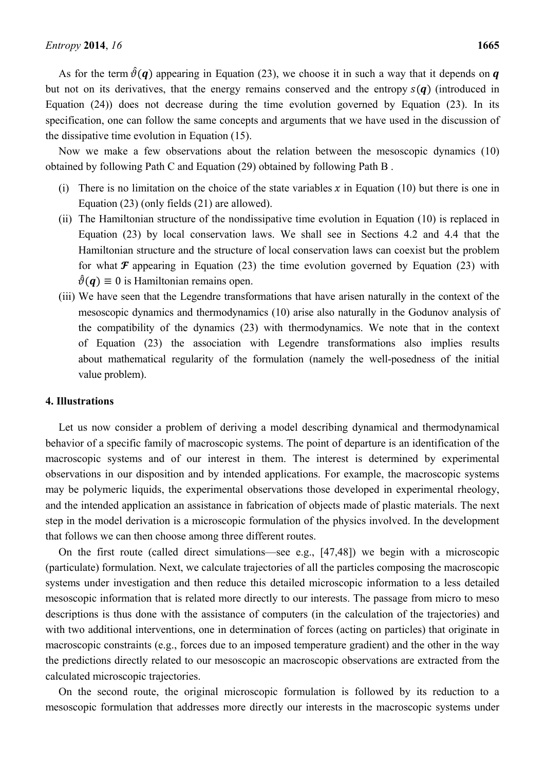As for the term $\hat{\vartheta}(\boldsymbol{q})$ appearing in Equation (23), we choose it in such a way that it depends on $\boldsymbol{q}$ but not on its derivatives, that the energy remains conserved and the entropy $s(\boldsymbol{q})$ (introduced in Equation (24)) does not decrease during the time evolution governed by Equation (23). In its specification, one can follow the same concepts and arguments that we have used in the discussion of the dissipative time evolution in Equation (15).

Now we make a few observations about the relation between the mesoscopic dynamics (10) obtained by following Path C and Equation (29) obtained by following Path B .

- (i) There is no limitation on the choice of the state variables $x$ in Equation (10) but there is one in Equation (23) (only fields (21) are allowed).
- (ii) The Hamiltonian structure of the nondissipative time evolution in Equation (10) is replaced in Equation (23) by local conservation laws. We shall see in Sections 4.2 and 4.4 that the Hamiltonian structure and the structure of local conservation laws can coexist but the problem for what $\boldsymbol{\mathcal{F}}$ appearing in Equation (23) the time evolution governed by Equation (23) with $\hat{\vartheta}(\boldsymbol{q}) \equiv 0$ is Hamiltonian remains open.
- (iii) We have seen that the Legendre transformations that have arisen naturally in the context of the mesoscopic dynamics and thermodynamics (10) arise also naturally in the Godunov analysis of the compatibility of the dynamics (23) with thermodynamics. We note that in the context of Equation (23) the association with Legendre transformations also implies results about mathematical regularity of the formulation (namely the well-posedness of the initial value problem).

## 4. Illustrations

Let us now consider a problem of deriving a model describing dynamical and thermodynamical behavior of a specific family of macroscopic systems. The point of departure is an identification of the macroscopic systems and of our interest in them. The interest is determined by experimental observations in our disposition and by intended applications. For example, the macroscopic systems may be polymeric liquids, the experimental observations those developed in experimental rheology, and the intended application an assistance in fabrication of objects made of plastic materials. The next step in the model derivation is a microscopic formulation of the physics involved. In the development that follows we can then choose among three different routes.

On the first route (called direct simulations—see e.g., [47,48]) we begin with a microscopic (particulate) formulation. Next, we calculate trajectories of all the particles composing the macroscopic systems under investigation and then reduce this detailed microscopic information to a less detailed mesoscopic information that is related more directly to our interests. The passage from micro to meso descriptions is thus done with the assistance of computers (in the calculation of the trajectories) and with two additional interventions, one in determination of forces (acting on particles) that originate in macroscopic constraints (e.g., forces due to an imposed temperature gradient) and the other in the way the predictions directly related to our mesoscopic an macroscopic observations are extracted from the calculated microscopic trajectories.

On the second route, the original microscopic formulation is followed by its reduction to a mesoscopic formulation that addresses more directly our interests in the macroscopic systems under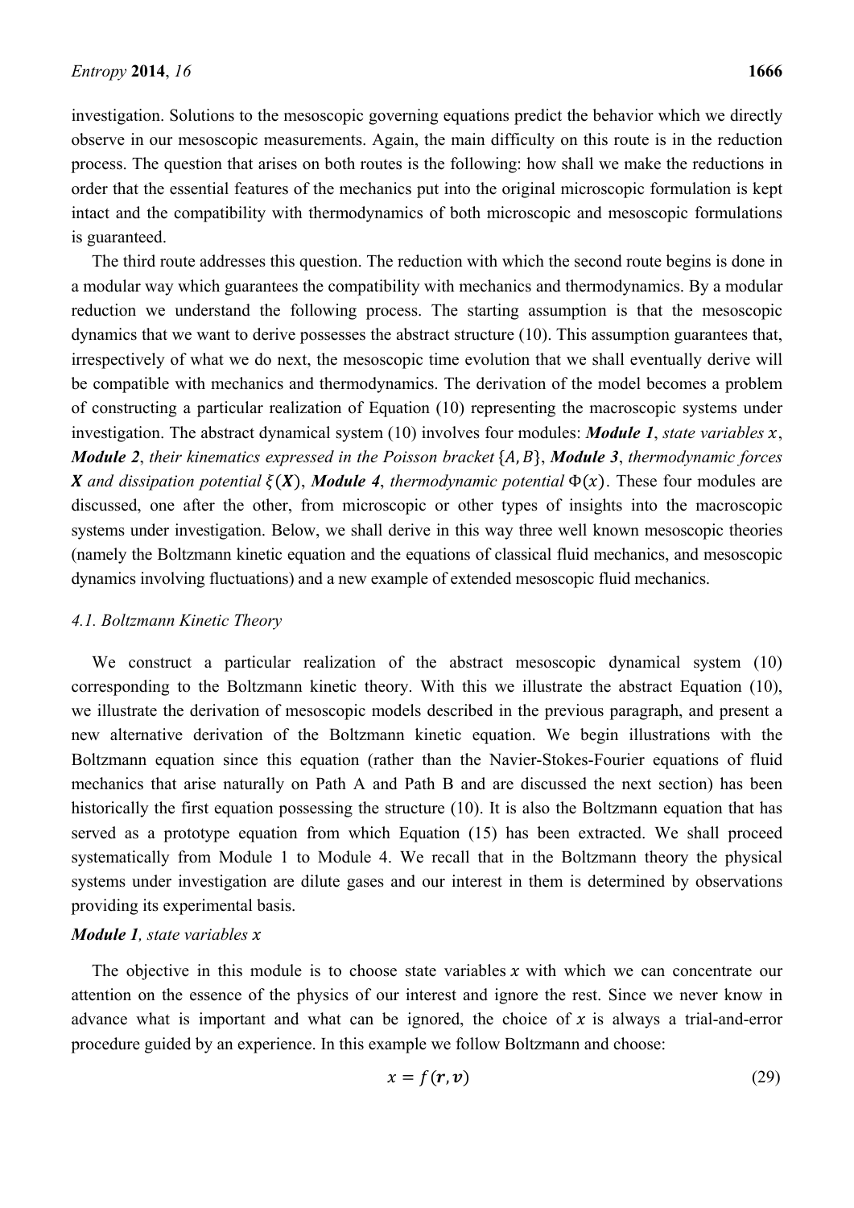investigation. Solutions to the mesoscopic governing equations predict the behavior which we directly observe in our mesoscopic measurements. Again, the main difficulty on this route is in the reduction process. The question that arises on both routes is the following: how shall we make the reductions in order that the essential features of the mechanics put into the original microscopic formulation is kept intact and the compatibility with thermodynamics of both microscopic and mesoscopic formulations is guaranteed.

The third route addresses this question. The reduction with which the second route begins is done in a modular way which guarantees the compatibility with mechanics and thermodynamics. By a modular reduction we understand the following process. The starting assumption is that the mesoscopic dynamics that we want to derive possesses the abstract structure (10). This assumption guarantees that, irrespectively of what we do next, the mesoscopic time evolution that we shall eventually derive will be compatible with mechanics and thermodynamics. The derivation of the model becomes a problem of constructing a particular realization of Equation (10) representing the macroscopic systems under investigation. The abstract dynamical system (10) involves four modules: ***Module 1***, *state variables* $x$, ***Module 2***, *their kinematics expressed in the Poisson bracket* $\{A, B\}$, ***Module 3***, *thermodynamic forces* $\boldsymbol{X}$ *and dissipation potential* $\xi(\boldsymbol{X})$, ***Module 4***, *thermodynamic potential* $\Phi(x)$. These four modules are discussed, one after the other, from microscopic or other types of insights into the macroscopic systems under investigation. Below, we shall derive in this way three well known mesoscopic theories (namely the Boltzmann kinetic equation and the equations of classical fluid mechanics, and mesoscopic dynamics involving fluctuations) and a new example of extended mesoscopic fluid mechanics.

### *4.1. Boltzmann Kinetic Theory*

We construct a particular realization of the abstract mesoscopic dynamical system (10) corresponding to the Boltzmann kinetic theory. With this we illustrate the abstract Equation (10), we illustrate the derivation of mesoscopic models described in the previous paragraph, and present a new alternative derivation of the Boltzmann kinetic equation. We begin illustrations with the Boltzmann equation since this equation (rather than the Navier-Stokes-Fourier equations of fluid mechanics that arise naturally on Path A and Path B and are discussed the next section) has been historically the first equation possessing the structure (10). It is also the Boltzmann equation that has served as a prototype equation from which Equation (15) has been extracted. We shall proceed systematically from Module 1 to Module 4. We recall that in the Boltzmann theory the physical systems under investigation are dilute gases and our interest in them is determined by observations providing its experimental basis.

***Module 1****, state variables* $x$

The objective in this module is to choose state variables $x$ with which we can concentrate our attention on the essence of the physics of our interest and ignore the rest. Since we never know in advance what is important and what can be ignored, the choice of $x$ is always a trial-and-error procedure guided by an experience. In this example we follow Boltzmann and choose:

$$x = f(\boldsymbol{r}, \boldsymbol{v}) \tag{29}$$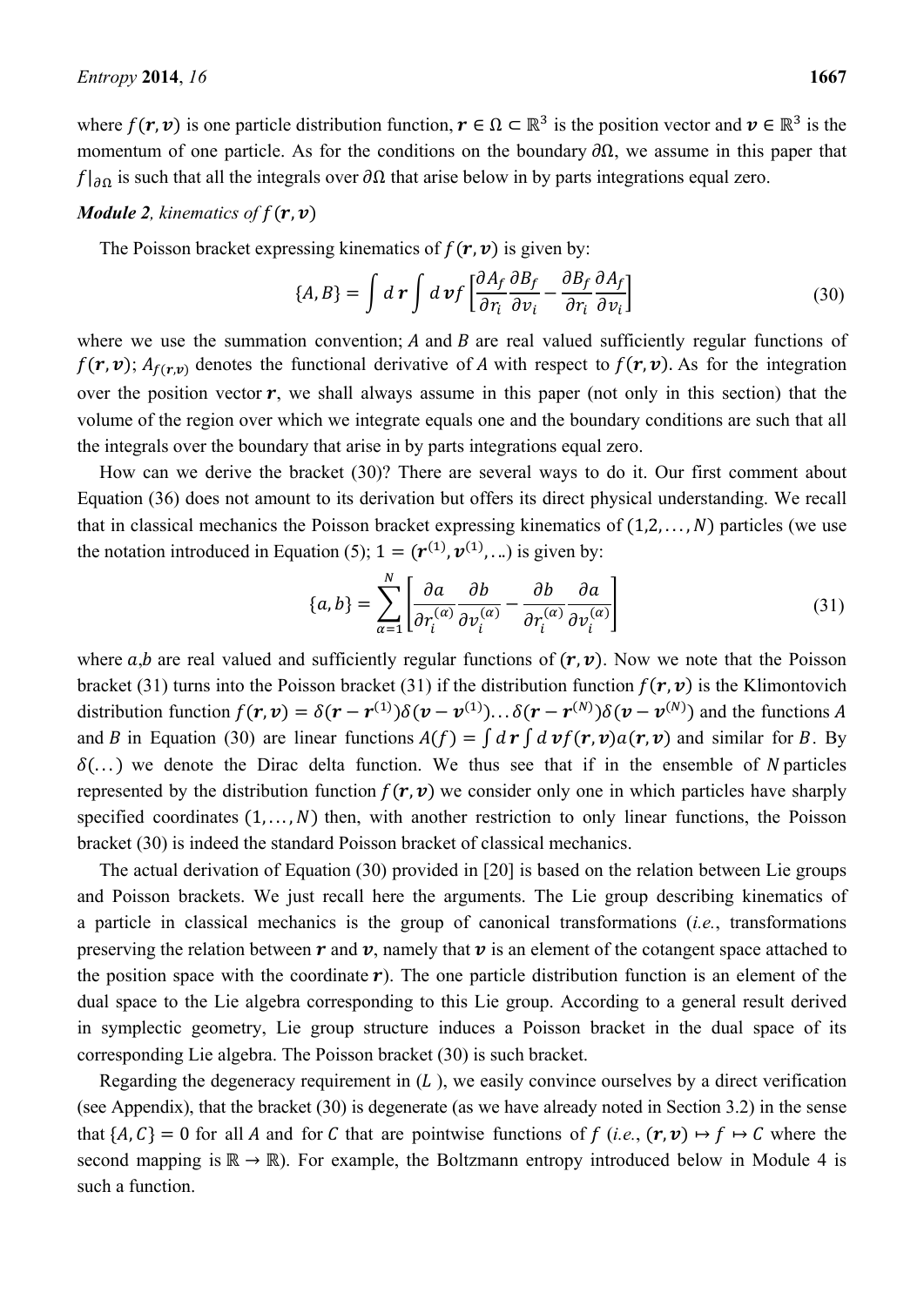where $f(\boldsymbol{r}, \boldsymbol{v})$ is one particle distribution function, $\boldsymbol{r} \in \Omega \subset \mathbb{R}^3$ is the position vector and $\boldsymbol{v} \in \mathbb{R}^3$ is the momentum of one particle. As for the conditions on the boundary $\partial\Omega$, we assume in this paper that $f|_{\partial\Omega}$ is such that all the integrals over $\partial\Omega$ that arise below in by parts integrations equal zero.

***Module 2***, *kinematics of* $f(\boldsymbol{r}, \boldsymbol{v})$

The Poisson bracket expressing kinematics of $f(\boldsymbol{r}, \boldsymbol{v})$ is given by:

$$\{A, B\} = \int d\,\boldsymbol{r} \int d\,\boldsymbol{v} f \left[ \frac{\partial A_f}{\partial r_i} \frac{\partial B_f}{\partial v_i} - \frac{\partial B_f}{\partial r_i} \frac{\partial A_f}{\partial v_i} \right] \tag{30}$$

where we use the summation convention; $A$ and $B$ are real valued sufficiently regular functions of $f(\boldsymbol{r}, \boldsymbol{v})$; $A_{f(\boldsymbol{r},\boldsymbol{v})}$ denotes the functional derivative of $A$ with respect to $f(\boldsymbol{r}, \boldsymbol{v})$. As for the integration over the position vector $\boldsymbol{r}$, we shall always assume in this paper (not only in this section) that the volume of the region over which we integrate equals one and the boundary conditions are such that all the integrals over the boundary that arise in by parts integrations equal zero.

How can we derive the bracket (30)? There are several ways to do it. Our first comment about Equation (36) does not amount to its derivation but offers its direct physical understanding. We recall that in classical mechanics the Poisson bracket expressing kinematics of $(1, 2, \ldots, N)$ particles (we use the notation introduced in Equation (5); $1 = (\boldsymbol{r}^{(1)}, \boldsymbol{v}^{(1)}, \ldots)$ is given by:

$$\{a, b\} = \sum_{\alpha=1}^{N} \left[ \frac{\partial a}{\partial r_i^{(\alpha)}} \frac{\partial b}{\partial v_i^{(\alpha)}} - \frac{\partial b}{\partial r_i^{(\alpha)}} \frac{\partial a}{\partial v_i^{(\alpha)}} \right] \tag{31}$$

where $a$,$b$ are real valued and sufficiently regular functions of $(\boldsymbol{r}, \boldsymbol{v})$. Now we note that the Poisson bracket (31) turns into the Poisson bracket (31) if the distribution function $f(\boldsymbol{r}, \boldsymbol{v})$ is the Klimontovich distribution function $f(\boldsymbol{r}, \boldsymbol{v}) = \delta(\boldsymbol{r} - \boldsymbol{r}^{(1)})\delta(\boldsymbol{v} - \boldsymbol{v}^{(1)}) \ldots \delta(\boldsymbol{r} - \boldsymbol{r}^{(N)})\delta(\boldsymbol{v} - \boldsymbol{v}^{(N)})$ and the functions $A$ and $B$ in Equation (30) are linear functions $A(f) = \int d\,\boldsymbol{r} \int d\,\boldsymbol{v} f(\boldsymbol{r}, \boldsymbol{v}) a(\boldsymbol{r}, \boldsymbol{v})$ and similar for $B$. By $\delta(\ldots)$ we denote the Dirac delta function. We thus see that if in the ensemble of $N$ particles represented by the distribution function $f(\boldsymbol{r}, \boldsymbol{v})$ we consider only one in which particles have sharply specified coordinates $(1, \ldots, N)$ then, with another restriction to only linear functions, the Poisson bracket (30) is indeed the standard Poisson bracket of classical mechanics.

The actual derivation of Equation (30) provided in [20] is based on the relation between Lie groups and Poisson brackets. We just recall here the arguments. The Lie group describing kinematics of a particle in classical mechanics is the group of canonical transformations (*i.e.*, transformations preserving the relation between $\boldsymbol{r}$ and $\boldsymbol{v}$, namely that $\boldsymbol{v}$ is an element of the cotangent space attached to the position space with the coordinate $\boldsymbol{r}$). The one particle distribution function is an element of the dual space to the Lie algebra corresponding to this Lie group. According to a general result derived in symplectic geometry, Lie group structure induces a Poisson bracket in the dual space of its corresponding Lie algebra. The Poisson bracket (30) is such bracket.

Regarding the degeneracy requirement in ($L$ ), we easily convince ourselves by a direct verification (see Appendix), that the bracket (30) is degenerate (as we have already noted in Section 3.2) in the sense that $\{A, C\} = 0$ for all $A$ and for $C$ that are pointwise functions of $f$ (*i.e.*, $(\boldsymbol{r}, \boldsymbol{v}) \mapsto f \mapsto C$ where the second mapping is $\mathbb{R} \to \mathbb{R}$). For example, the Boltzmann entropy introduced below in Module 4 is such a function.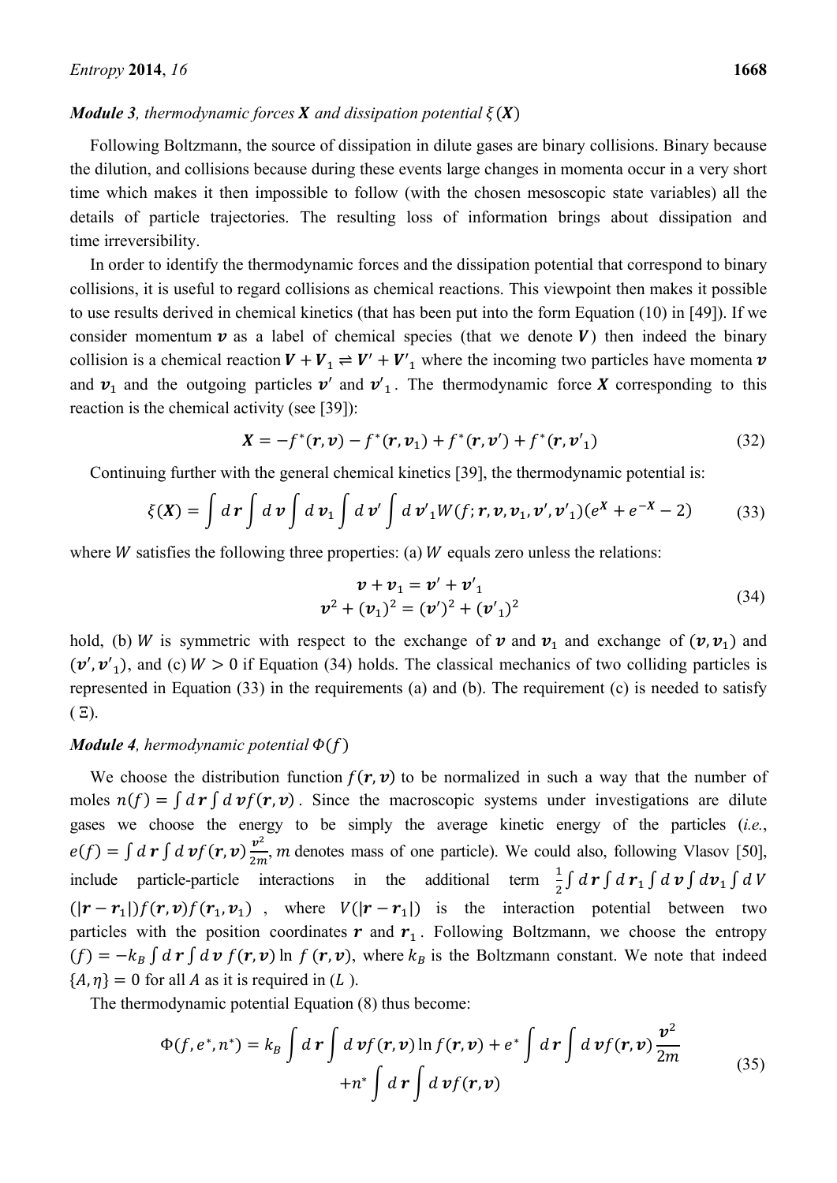***Module 3**, thermodynamic forces $\boldsymbol{X}$ and dissipation potential $\xi(\boldsymbol{X})$*

Following Boltzmann, the source of dissipation in dilute gases are binary collisions. Binary because the dilution, and collisions because during these events large changes in momenta occur in a very short time which makes it then impossible to follow (with the chosen mesoscopic state variables) all the details of particle trajectories. The resulting loss of information brings about dissipation and time irreversibility.

In order to identify the thermodynamic forces and the dissipation potential that correspond to binary collisions, it is useful to regard collisions as chemical reactions. This viewpoint then makes it possible to use results derived in chemical kinetics (that has been put into the form Equation (10) in [49]). If we consider momentum $\boldsymbol{v}$ as a label of chemical species (that we denote $\boldsymbol{V}$) then indeed the binary collision is a chemical reaction $\boldsymbol{V} + \boldsymbol{V}_1 \rightleftharpoons \boldsymbol{V}' + \boldsymbol{V}'_1$ where the incoming two particles have momenta $\boldsymbol{v}$ and $\boldsymbol{v}_1$ and the outgoing particles $\boldsymbol{v}'$ and $\boldsymbol{v}'_1$. The thermodynamic force $\boldsymbol{X}$ corresponding to this reaction is the chemical activity (see [39]):

$$\boldsymbol{X} = -f^*(\boldsymbol{r}, \boldsymbol{v}) - f^*(\boldsymbol{r}, \boldsymbol{v}_1) + f^*(\boldsymbol{r}, \boldsymbol{v}') + f^*(\boldsymbol{r}, \boldsymbol{v}'_1) \tag{32}$$

Continuing further with the general chemical kinetics [39], the thermodynamic potential is:

$$\xi(\boldsymbol{X}) = \int d\boldsymbol{r} \int d\boldsymbol{v} \int d\boldsymbol{v}_1 \int d\boldsymbol{v}' \int d\boldsymbol{v}'_1 W(f; \boldsymbol{r}, \boldsymbol{v}, \boldsymbol{v}_1, \boldsymbol{v}', \boldsymbol{v}'_1)(e^{\boldsymbol{X}} + e^{-\boldsymbol{X}} - 2) \tag{33}$$

where $W$ satisfies the following three properties: (a) $W$ equals zero unless the relations:

$$\begin{gathered} \boldsymbol{v} + \boldsymbol{v}_1 = \boldsymbol{v}' + \boldsymbol{v}'_1 \\ \boldsymbol{v}^2 + (\boldsymbol{v}_1)^2 = (\boldsymbol{v}')^2 + (\boldsymbol{v}'_1)^2 \end{gathered} \tag{34}$$

hold, (b) $W$ is symmetric with respect to the exchange of $\boldsymbol{v}$ and $\boldsymbol{v}_1$ and exchange of $(\boldsymbol{v}, \boldsymbol{v}_1)$ and $(\boldsymbol{v}', \boldsymbol{v}'_1)$, and (c) $W > 0$ if Equation (34) holds. The classical mechanics of two colliding particles is represented in Equation (33) in the requirements (a) and (b). The requirement (c) is needed to satisfy ($\Xi$).

***Module 4**, hermodynamic potential $\Phi(f)$*

We choose the distribution function $f(\boldsymbol{r}, \boldsymbol{v})$ to be normalized in such a way that the number of moles $n(f) = \int d\boldsymbol{r} \int d\boldsymbol{v} f(\boldsymbol{r}, \boldsymbol{v})$. Since the macroscopic systems under investigations are dilute gases we choose the energy to be simply the average kinetic energy of the particles (*i.e.*, $e(f) = \int d\boldsymbol{r} \int d\boldsymbol{v} f(\boldsymbol{r}, \boldsymbol{v}) \frac{v^2}{2m}$, $m$ denotes mass of one particle). We could also, following Vlasov [50], include particle-particle interactions in the additional term $\frac{1}{2} \int d\boldsymbol{r} \int d\boldsymbol{r}_1 \int d\boldsymbol{v} \int d\boldsymbol{v}_1 \int dV (|\boldsymbol{r} - \boldsymbol{r}_1|) f(\boldsymbol{r}, \boldsymbol{v}) f(\boldsymbol{r}_1, \boldsymbol{v}_1)$, where $V(|\boldsymbol{r} - \boldsymbol{r}_1|)$ is the interaction potential between two particles with the position coordinates $\boldsymbol{r}$ and $\boldsymbol{r}_1$. Following Boltzmann, we choose the entropy $(f) = -k_B \int d\boldsymbol{r} \int d\boldsymbol{v}\, f(\boldsymbol{r}, \boldsymbol{v}) \ln f(\boldsymbol{r}, \boldsymbol{v})$, where $k_B$ is the Boltzmann constant. We note that indeed $\{A, \eta\} = 0$ for all $A$ as it is required in ($L$).

The thermodynamic potential Equation (8) thus become:

$$\begin{aligned} \Phi(f, e^*, n^*) = k_B \int d\boldsymbol{r} \int d\boldsymbol{v} f(\boldsymbol{r}, \boldsymbol{v}) \ln f(\boldsymbol{r}, \boldsymbol{v}) + e^* \int d\boldsymbol{r} \int d\boldsymbol{v} f(\boldsymbol{r}, \boldsymbol{v}) \frac{\boldsymbol{v}^2}{2m} \\ + n^* \int d\boldsymbol{r} \int d\boldsymbol{v} f(\boldsymbol{r}, \boldsymbol{v}) \end{aligned} \tag{35}$$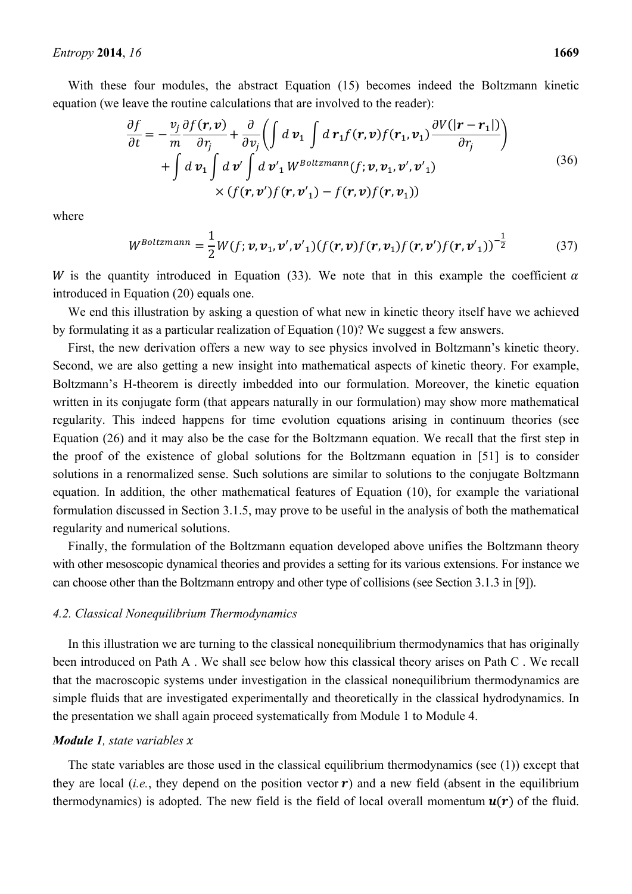With these four modules, the abstract Equation (15) becomes indeed the Boltzmann kinetic equation (we leave the routine calculations that are involved to the reader):

$$
\begin{aligned}
\frac{\partial f}{\partial t} = &-\frac{v_j}{m}\frac{\partial f(\boldsymbol{r},\boldsymbol{v})}{\partial r_j} + \frac{\partial}{\partial v_j}\left(\int d\,\boldsymbol{v}_1 \int d\,\boldsymbol{r}_1 f(\boldsymbol{r},\boldsymbol{v}) f(\boldsymbol{r}_1,\boldsymbol{v}_1)\frac{\partial V(|\boldsymbol{r}-\boldsymbol{r}_1|)}{\partial r_j}\right) \\
&+ \int d\,\boldsymbol{v}_1 \int d\,\boldsymbol{v}' \int d\,\boldsymbol{v}'_1\, W^{Boltzmann}(f;\boldsymbol{v},\boldsymbol{v}_1,\boldsymbol{v}',\boldsymbol{v}'_1) \\
&\times \left(f(\boldsymbol{r},\boldsymbol{v}')f(\boldsymbol{r},\boldsymbol{v}'_1) - f(\boldsymbol{r},\boldsymbol{v})f(\boldsymbol{r},\boldsymbol{v}_1)\right)
\end{aligned}
\tag{36}
$$

where

$$
W^{Boltzmann} = \frac{1}{2}W(f;\boldsymbol{v},\boldsymbol{v}_1,\boldsymbol{v}',\boldsymbol{v}'_1)\left(f(\boldsymbol{r},\boldsymbol{v})f(\boldsymbol{r},\boldsymbol{v}_1)f(\boldsymbol{r},\boldsymbol{v}')f(\boldsymbol{r},\boldsymbol{v}'_1)\right)^{-\frac{1}{2}}
\tag{37}
$$

$W$ is the quantity introduced in Equation (33). We note that in this example the coefficient $\alpha$ introduced in Equation (20) equals one.

We end this illustration by asking a question of what new in kinetic theory itself have we achieved by formulating it as a particular realization of Equation (10)? We suggest a few answers.

First, the new derivation offers a new way to see physics involved in Boltzmann's kinetic theory. Second, we are also getting a new insight into mathematical aspects of kinetic theory. For example, Boltzmann's H-theorem is directly imbedded into our formulation. Moreover, the kinetic equation written in its conjugate form (that appears naturally in our formulation) may show more mathematical regularity. This indeed happens for time evolution equations arising in continuum theories (see Equation (26) and it may also be the case for the Boltzmann equation. We recall that the first step in the proof of the existence of global solutions for the Boltzmann equation in [51] is to consider solutions in a renormalized sense. Such solutions are similar to solutions to the conjugate Boltzmann equation. In addition, the other mathematical features of Equation (10), for example the variational formulation discussed in Section 3.1.5, may prove to be useful in the analysis of both the mathematical regularity and numerical solutions.

Finally, the formulation of the Boltzmann equation developed above unifies the Boltzmann theory with other mesoscopic dynamical theories and provides a setting for its various extensions. For instance we can choose other than the Boltzmann entropy and other type of collisions (see Section 3.1.3 in [9]).

### *4.2. Classical Nonequilibrium Thermodynamics*

In this illustration we are turning to the classical nonequilibrium thermodynamics that has originally been introduced on Path A . We shall see below how this classical theory arises on Path C . We recall that the macroscopic systems under investigation in the classical nonequilibrium thermodynamics are simple fluids that are investigated experimentally and theoretically in the classical hydrodynamics. In the presentation we shall again proceed systematically from Module 1 to Module 4.

***Module 1****, state variables $x$*

The state variables are those used in the classical equilibrium thermodynamics (see (1)) except that they are local (*i.e.*, they depend on the position vector $\boldsymbol{r}$) and a new field (absent in the equilibrium thermodynamics) is adopted. The new field is the field of local overall momentum $\boldsymbol{u}(\boldsymbol{r})$ of the fluid.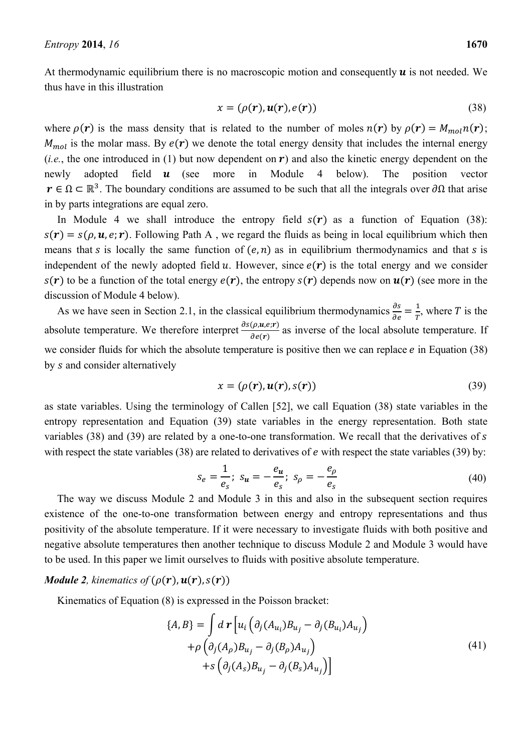At thermodynamic equilibrium there is no macroscopic motion and consequently $\boldsymbol{u}$ is not needed. We thus have in this illustration

$$x = (\rho(\boldsymbol{r}), \boldsymbol{u}(\boldsymbol{r}), e(\boldsymbol{r})) \tag{38}$$

where $\rho(\boldsymbol{r})$ is the mass density that is related to the number of moles $n(\boldsymbol{r})$ by $\rho(\boldsymbol{r}) = M_{mol} n(\boldsymbol{r})$; $M_{mol}$ is the molar mass. By $e(\boldsymbol{r})$ we denote the total energy density that includes the internal energy (*i.e.*, the one introduced in (1) but now dependent on $\boldsymbol{r}$) and also the kinetic energy dependent on the newly adopted field $\boldsymbol{u}$ (see more in Module 4 below). The position vector $\boldsymbol{r} \in \Omega \subset \mathbb{R}^3$. The boundary conditions are assumed to be such that all the integrals over $\partial\Omega$ that arise in by parts integrations are equal zero.

In Module 4 we shall introduce the entropy field $s(\boldsymbol{r})$ as a function of Equation (38): $s(\boldsymbol{r}) = s(\rho, \boldsymbol{u}, e; \boldsymbol{r})$. Following Path A , we regard the fluids as being in local equilibrium which then means that $s$ is locally the same function of $(e, n)$ as in equilibrium thermodynamics and that $s$ is independent of the newly adopted field $u$. However, since $e(\boldsymbol{r})$ is the total energy and we consider $s(\boldsymbol{r})$ to be a function of the total energy $e(\boldsymbol{r})$, the entropy $s(\boldsymbol{r})$ depends now on $\boldsymbol{u}(\boldsymbol{r})$ (see more in the discussion of Module 4 below).

As we have seen in Section 2.1, in the classical equilibrium thermodynamics $\frac{\partial s}{\partial e} = \frac{1}{T}$, where $T$ is the absolute temperature. We therefore interpret $\frac{\partial s(\rho,\boldsymbol{u},e;\boldsymbol{r})}{\partial e(\boldsymbol{r})}$ as inverse of the local absolute temperature. If we consider fluids for which the absolute temperature is positive then we can replace $e$ in Equation (38) by $s$ and consider alternatively

$$x = (\rho(\boldsymbol{r}), \boldsymbol{u}(\boldsymbol{r}), s(\boldsymbol{r})) \tag{39}$$

as state variables. Using the terminology of Callen [52], we call Equation (38) state variables in the entropy representation and Equation (39) state variables in the energy representation. Both state variables (38) and (39) are related by a one-to-one transformation. We recall that the derivatives of $s$ with respect the state variables (38) are related to derivatives of $e$ with respect the state variables (39) by:

$$s_e = \frac{1}{e_s};\ s_{\boldsymbol{u}} = -\frac{e_{\boldsymbol{u}}}{e_s};\ s_\rho = -\frac{e_\rho}{e_s} \tag{40}$$

The way we discuss Module 2 and Module 3 in this and also in the subsequent section requires existence of the one-to-one transformation between energy and entropy representations and thus positivity of the absolute temperature. If it were necessary to investigate fluids with both positive and negative absolute temperatures then another technique to discuss Module 2 and Module 3 would have to be used. In this paper we limit ourselves to fluids with positive absolute temperature.

***Module 2**, kinematics of* $(\rho(\boldsymbol{r}), \boldsymbol{u}(\boldsymbol{r}), s(\boldsymbol{r}))$

Kinematics of Equation (8) is expressed in the Poisson bracket:

$$\begin{aligned}\{A, B\} = \int d\boldsymbol{r} \Big[ & u_i \left( \partial_j (A_{u_i}) B_{u_j} - \partial_j (B_{u_i}) A_{u_j} \right) \\ & + \rho \left( \partial_j (A_\rho) B_{u_j} - \partial_j (B_\rho) A_{u_j} \right) \\ & + s \left( \partial_j (A_s) B_{u_j} - \partial_j (B_s) A_{u_j} \right) \Big]\end{aligned} \tag{41}$$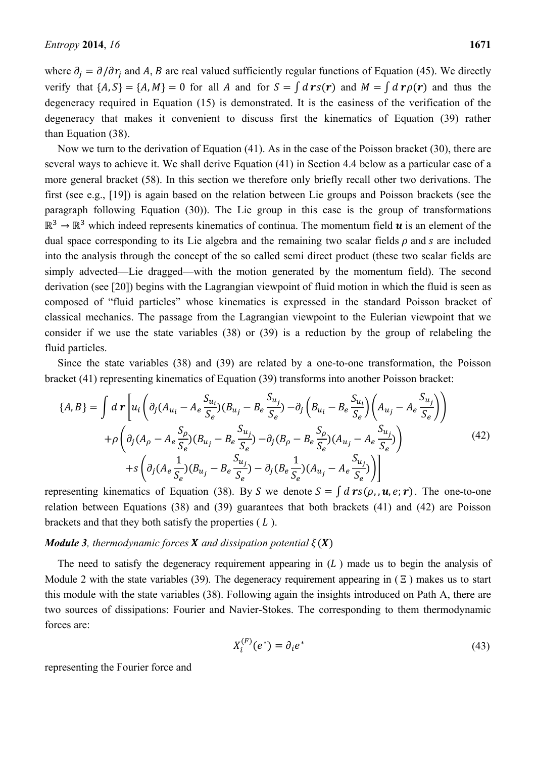where $\partial_j = \partial/\partial r_j$ and $A, B$ are real valued sufficiently regular functions of Equation (45). We directly verify that $\{A, S\} = \{A, M\} = 0$ for all $A$ and for $S = \int d\boldsymbol{r} s(\boldsymbol{r})$ and $M = \int d\boldsymbol{r} \rho(\boldsymbol{r})$ and thus the degeneracy required in Equation (15) is demonstrated. It is the easiness of the verification of the degeneracy that makes it convenient to discuss first the kinematics of Equation (39) rather than Equation (38).

Now we turn to the derivation of Equation (41). As in the case of the Poisson bracket (30), there are several ways to achieve it. We shall derive Equation (41) in Section 4.4 below as a particular case of a more general bracket (58). In this section we therefore only briefly recall other two derivations. The first (see e.g., [19]) is again based on the relation between Lie groups and Poisson brackets (see the paragraph following Equation (30)). The Lie group in this case is the group of transformations $\mathbb{R}^3 \to \mathbb{R}^3$ which indeed represents kinematics of continua. The momentum field $\boldsymbol{u}$ is an element of the dual space corresponding to its Lie algebra and the remaining two scalar fields $\rho$ and $s$ are included into the analysis through the concept of the so called semi direct product (these two scalar fields are simply advected—Lie dragged—with the motion generated by the momentum field). The second derivation (see [20]) begins with the Lagrangian viewpoint of fluid motion in which the fluid is seen as composed of "fluid particles" whose kinematics is expressed in the standard Poisson bracket of classical mechanics. The passage from the Lagrangian viewpoint to the Eulerian viewpoint that we consider if we use the state variables (38) or (39) is a reduction by the group of relabeling the fluid particles.

Since the state variables (38) and (39) are related by a one-to-one transformation, the Poisson bracket (41) representing kinematics of Equation (39) transforms into another Poisson bracket:

$$
\begin{aligned}
\{A,B\} = \int d\boldsymbol{r} \Bigg[ & u_i \left( \partial_j (A_{u_i} - A_e \frac{S_{u_i}}{S_e})(B_{u_j} - B_e \frac{S_{u_j}}{S_e}) - \partial_j \left( B_{u_i} - B_e \frac{S_{u_i}}{S_e} \right) \left( A_{u_j} - A_e \frac{S_{u_j}}{S_e} \right) \right) \\
& + \rho \left( \partial_j (A_\rho - A_e \frac{S_\rho}{S_e})(B_{u_j} - B_e \frac{S_{u_j}}{S_e}) - \partial_j (B_\rho - B_e \frac{S_\rho}{S_e})(A_{u_j} - A_e \frac{S_{u_j}}{S_e}) \right) \\
& + s \left( \partial_j (A_e \frac{1}{S_e})(B_{u_j} - B_e \frac{S_{u_j}}{S_e}) - \partial_j (B_e \frac{1}{S_e})(A_{u_j} - A_e \frac{S_{u_j}}{S_e}) \right) \Bigg]
\end{aligned}
\tag{42}
$$

representing kinematics of Equation (38). By $S$ we denote $S = \int d\boldsymbol{r} s(\rho, , \boldsymbol{u}, e; \boldsymbol{r})$. The one-to-one relation between Equations (38) and (39) guarantees that both brackets (41) and (42) are Poisson brackets and that they both satisfy the properties ( $L$ ).

***Module 3**, thermodynamic forces $\boldsymbol{X}$ and dissipation potential $\xi(\boldsymbol{X})$*

The need to satisfy the degeneracy requirement appearing in ($L$ ) made us to begin the analysis of Module 2 with the state variables (39). The degeneracy requirement appearing in ( $\Xi$ ) makes us to start this module with the state variables (38). Following again the insights introduced on Path A, there are two sources of dissipations: Fourier and Navier-Stokes. The corresponding to them thermodynamic forces are:

$$
X_i^{(F)}(e^*) = \partial_i e^* \tag{43}
$$

representing the Fourier force and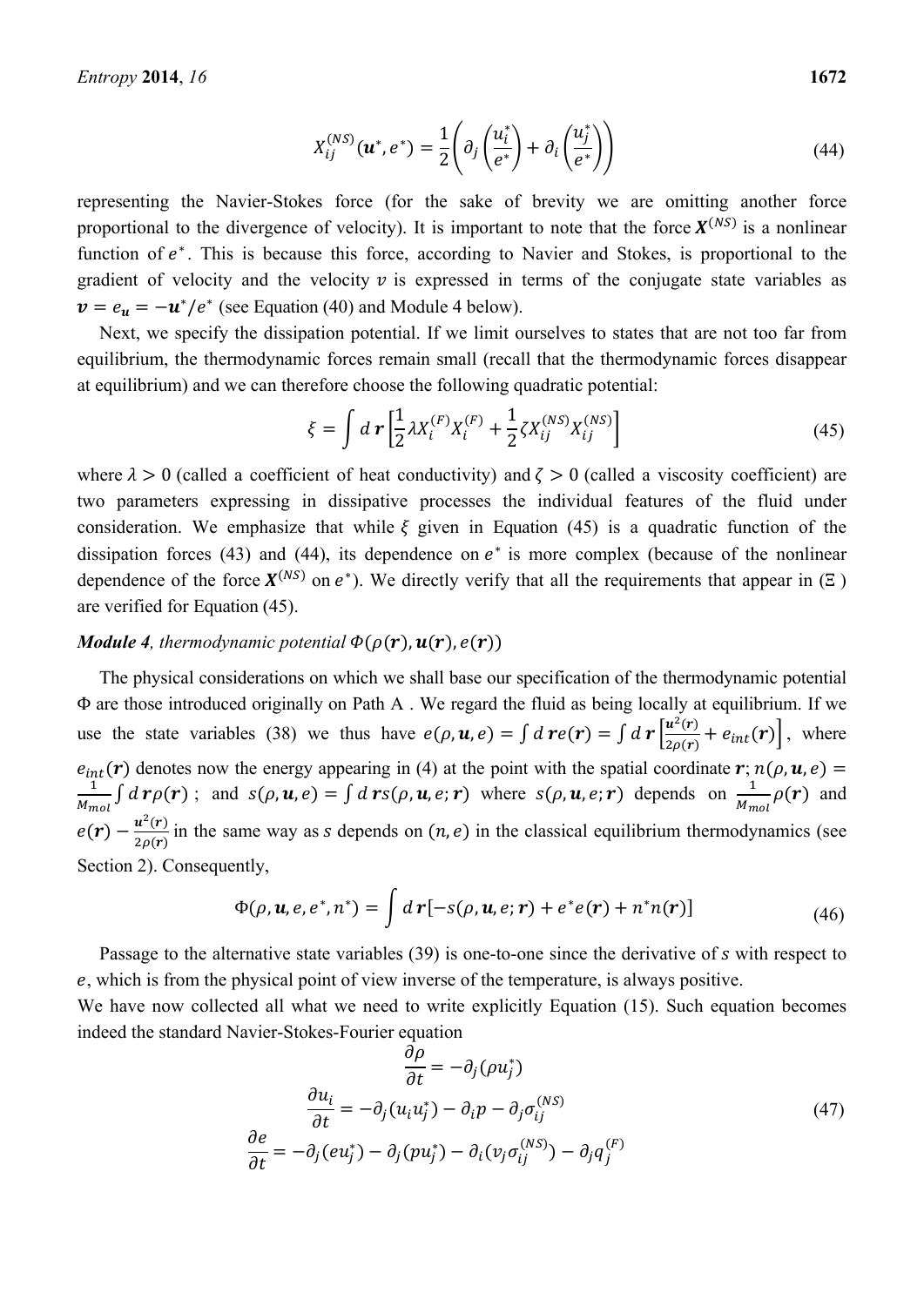$$X_{ij}^{(NS)}(\boldsymbol{u}^*, e^*) = \frac{1}{2}\left(\partial_j\left(\frac{u_i^*}{e^*}\right) + \partial_i\left(\frac{u_j^*}{e^*}\right)\right) \tag{44}$$

representing the Navier-Stokes force (for the sake of brevity we are omitting another force proportional to the divergence of velocity). It is important to note that the force $\boldsymbol{X}^{(NS)}$ is a nonlinear function of $e^*$. This is because this force, according to Navier and Stokes, is proportional to the gradient of velocity and the velocity $v$ is expressed in terms of the conjugate state variables as $\boldsymbol{v} = e_{\boldsymbol{u}} = -\boldsymbol{u}^*/e^*$ (see Equation (40) and Module 4 below).

Next, we specify the dissipation potential. If we limit ourselves to states that are not too far from equilibrium, the thermodynamic forces remain small (recall that the thermodynamic forces disappear at equilibrium) and we can therefore choose the following quadratic potential:

$$\xi = \int d\boldsymbol{r}\left[\frac{1}{2}\lambda X_i^{(F)} X_i^{(F)} + \frac{1}{2}\zeta X_{ij}^{(NS)} X_{ij}^{(NS)}\right] \tag{45}$$

where $\lambda > 0$ (called a coefficient of heat conductivity) and $\zeta > 0$ (called a viscosity coefficient) are two parameters expressing in dissipative processes the individual features of the fluid under consideration. We emphasize that while $\xi$ given in Equation (45) is a quadratic function of the dissipation forces (43) and (44), its dependence on $e^*$ is more complex (because of the nonlinear dependence of the force $\boldsymbol{X}^{(NS)}$ on $e^*$). We directly verify that all the requirements that appear in ($\Xi$ ) are verified for Equation (45).

***Module 4**, thermodynamic potential $\Phi(\rho(\boldsymbol{r}), \boldsymbol{u}(\boldsymbol{r}), e(\boldsymbol{r}))$*

The physical considerations on which we shall base our specification of the thermodynamic potential $\Phi$ are those introduced originally on Path A . We regard the fluid as being locally at equilibrium. If we use the state variables (38) we thus have $e(\rho, \boldsymbol{u}, e) = \int d\boldsymbol{r} e(\boldsymbol{r}) = \int d\boldsymbol{r}\left[\frac{\boldsymbol{u}^2(\boldsymbol{r})}{2\rho(\boldsymbol{r})} + e_{int}(\boldsymbol{r})\right]$, where $e_{int}(\boldsymbol{r})$ denotes now the energy appearing in (4) at the point with the spatial coordinate $\boldsymbol{r}$; $n(\rho, \boldsymbol{u}, e) = \frac{1}{M_{mol}}\int d\boldsymbol{r}\rho(\boldsymbol{r})$ ; and $s(\rho, \boldsymbol{u}, e) = \int d\boldsymbol{r} s(\rho, \boldsymbol{u}, e; \boldsymbol{r})$ where $s(\rho, \boldsymbol{u}, e; \boldsymbol{r})$ depends on $\frac{1}{M_{mol}}\rho(\boldsymbol{r})$ and $e(\boldsymbol{r}) - \frac{\boldsymbol{u}^2(\boldsymbol{r})}{2\rho(\boldsymbol{r})}$ in the same way as $s$ depends on $(n, e)$ in the classical equilibrium thermodynamics (see Section 2). Consequently,

$$\Phi(\rho, \boldsymbol{u}, e, e^*, n^*) = \int d\boldsymbol{r}[-s(\rho, \boldsymbol{u}, e; \boldsymbol{r}) + e^* e(\boldsymbol{r}) + n^* n(\boldsymbol{r})] \tag{46}$$

Passage to the alternative state variables (39) is one-to-one since the derivative of $s$ with respect to $e$, which is from the physical point of view inverse of the temperature, is always positive.

We have now collected all what we need to write explicitly Equation (15). Such equation becomes indeed the standard Navier-Stokes-Fourier equation

$$\begin{aligned}
\frac{\partial \rho}{\partial t} &= -\partial_j(\rho u_j^*) \\
\frac{\partial u_i}{\partial t} &= -\partial_j(u_i u_j^*) - \partial_i p - \partial_j \sigma_{ij}^{(NS)} \\
\frac{\partial e}{\partial t} &= -\partial_j(e u_j^*) - \partial_j(p u_j^*) - \partial_i(v_j \sigma_{ij}^{(NS)}) - \partial_j q_j^{(F)}
\end{aligned} \tag{47}$$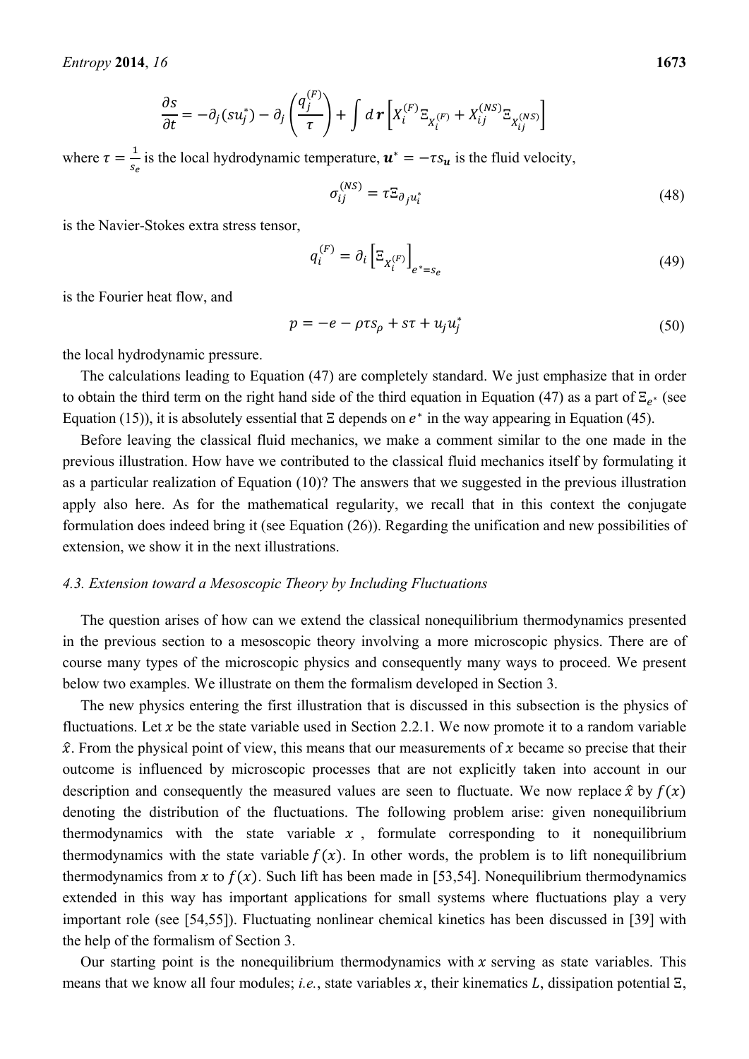$$\frac{\partial s}{\partial t} = -\partial_j(su_j^*) - \partial_j\left(\frac{q_j^{(F)}}{\tau}\right) + \int d\boldsymbol{r}\left[X_i^{(F)}\Xi_{X_i^{(F)}} + X_{ij}^{(NS)}\Xi_{X_{ij}^{(NS)}}\right]$$

where $\tau = \frac{1}{s_e}$ is the local hydrodynamic temperature, $\boldsymbol{u}^* = -\tau s_{\boldsymbol{u}}$ is the fluid velocity,

$$\sigma_{ij}^{(NS)} = \tau\Xi_{\partial_j u_i^*} \tag{48}$$

is the Navier-Stokes extra stress tensor,

$$q_i^{(F)} = \partial_i\left[\Xi_{X_i^{(F)}}\right]_{e^*=s_e} \tag{49}$$

is the Fourier heat flow, and

$$p = -e - \rho\tau s_\rho + s\tau + u_j u_j^* \tag{50}$$

the local hydrodynamic pressure.

The calculations leading to Equation (47) are completely standard. We just emphasize that in order to obtain the third term on the right hand side of the third equation in Equation (47) as a part of $\Xi_{e^*}$ (see Equation (15)), it is absolutely essential that $\Xi$ depends on $e^*$ in the way appearing in Equation (45).

Before leaving the classical fluid mechanics, we make a comment similar to the one made in the previous illustration. How have we contributed to the classical fluid mechanics itself by formulating it as a particular realization of Equation (10)? The answers that we suggested in the previous illustration apply also here. As for the mathematical regularity, we recall that in this context the conjugate formulation does indeed bring it (see Equation (26)). Regarding the unification and new possibilities of extension, we show it in the next illustrations.

### *4.3. Extension toward a Mesoscopic Theory by Including Fluctuations*

The question arises of how can we extend the classical nonequilibrium thermodynamics presented in the previous section to a mesoscopic theory involving a more microscopic physics. There are of course many types of the microscopic physics and consequently many ways to proceed. We present below two examples. We illustrate on them the formalism developed in Section 3.

The new physics entering the first illustration that is discussed in this subsection is the physics of fluctuations. Let $x$ be the state variable used in Section 2.2.1. We now promote it to a random variable $\hat{x}$. From the physical point of view, this means that our measurements of $x$ became so precise that their outcome is influenced by microscopic processes that are not explicitly taken into account in our description and consequently the measured values are seen to fluctuate. We now replace $\hat{x}$ by $f(x)$ denoting the distribution of the fluctuations. The following problem arise: given nonequilibrium thermodynamics with the state variable $x$, formulate corresponding to it nonequilibrium thermodynamics with the state variable $f(x)$. In other words, the problem is to lift nonequilibrium thermodynamics from $x$ to $f(x)$. Such lift has been made in [53,54]. Nonequilibrium thermodynamics extended in this way has important applications for small systems where fluctuations play a very important role (see [54,55]). Fluctuating nonlinear chemical kinetics has been discussed in [39] with the help of the formalism of Section 3.

Our starting point is the nonequilibrium thermodynamics with $x$ serving as state variables. This means that we know all four modules; *i.e.*, state variables $x$, their kinematics $L$, dissipation potential $\Xi$,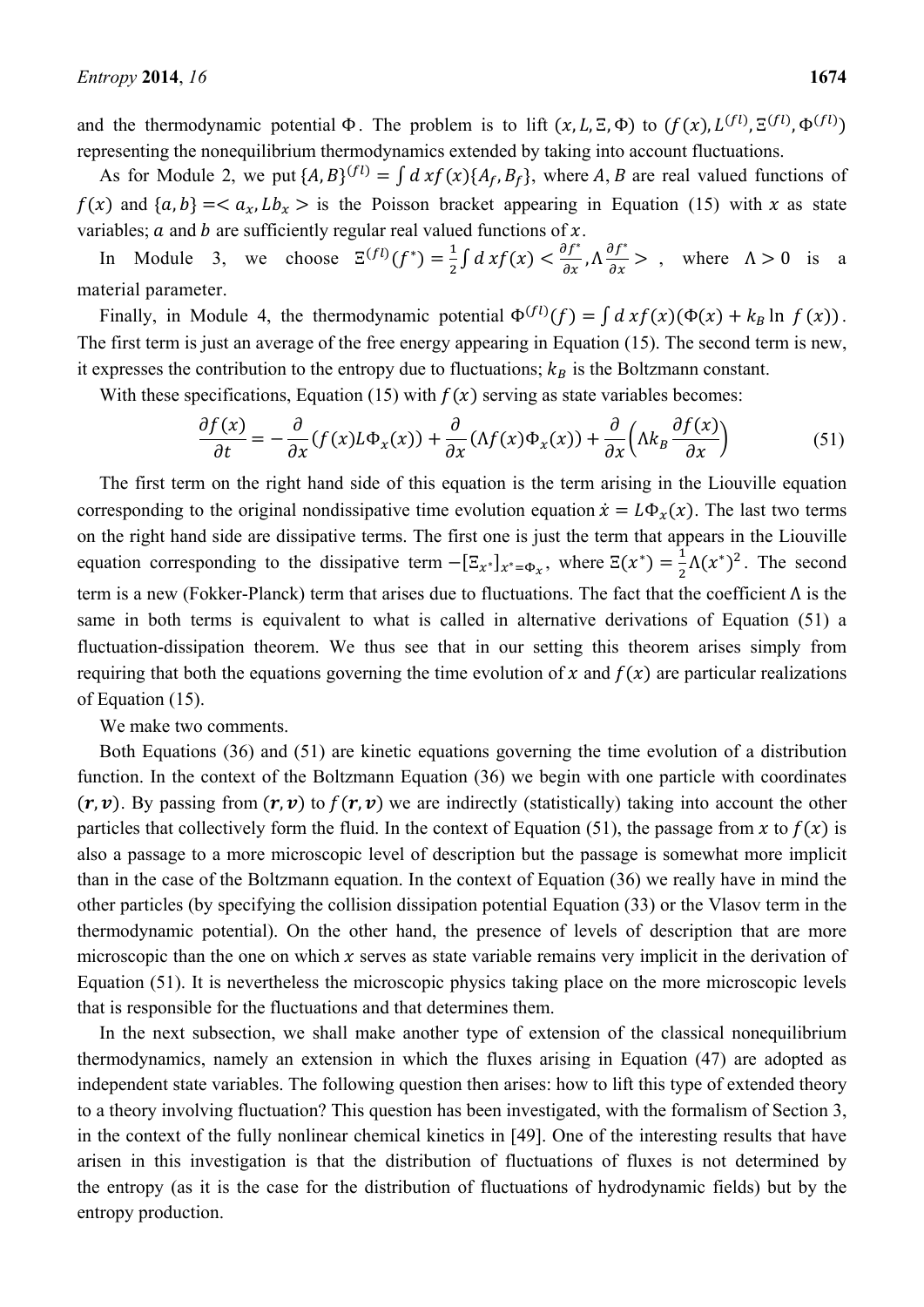and the thermodynamic potential $\Phi$. The problem is to lift $(x, L, \Xi, \Phi)$ to $(f(x), L^{(fl)}, \Xi^{(fl)}, \Phi^{(fl)})$ representing the nonequilibrium thermodynamics extended by taking into account fluctuations.

As for Module 2, we put $\{A, B\}^{(fl)} = \int dx f(x)\{A_f, B_f\}$, where $A, B$ are real valued functions of $f(x)$ and $\{a, b\} = < a_x, L b_x >$ is the Poisson bracket appearing in Equation (15) with $x$ as state variables; $a$ and $b$ are sufficiently regular real valued functions of $x$.

In Module 3, we choose $\Xi^{(fl)}(f^*) = \frac{1}{2}\int dx f(x) < \frac{\partial f^*}{\partial x}, \Lambda \frac{\partial f^*}{\partial x} >$, where $\Lambda > 0$ is a material parameter.

Finally, in Module 4, the thermodynamic potential $\Phi^{(fl)}(f) = \int dx f(x)(\Phi(x) + k_B \ln f(x))$. The first term is just an average of the free energy appearing in Equation (15). The second term is new, it expresses the contribution to the entropy due to fluctuations; $k_B$ is the Boltzmann constant.

With these specifications, Equation (15) with $f(x)$ serving as state variables becomes:

$$\frac{\partial f(x)}{\partial t} = -\frac{\partial}{\partial x}(f(x) L \Phi_x(x)) + \frac{\partial}{\partial x}(\Lambda f(x)\Phi_x(x)) + \frac{\partial}{\partial x}\left(\Lambda k_B \frac{\partial f(x)}{\partial x}\right) \tag{51}$$

The first term on the right hand side of this equation is the term arising in the Liouville equation corresponding to the original nondissipative time evolution equation $\dot{x} = L\Phi_x(x)$. The last two terms on the right hand side are dissipative terms. The first one is just the term that appears in the Liouville equation corresponding to the dissipative term $-[\Xi_{x^*}]_{x^*=\Phi_x}$, where $\Xi(x^*) = \frac{1}{2}\Lambda(x^*)^2$. The second term is a new (Fokker-Planck) term that arises due to fluctuations. The fact that the coefficient $\Lambda$ is the same in both terms is equivalent to what is called in alternative derivations of Equation (51) a fluctuation-dissipation theorem. We thus see that in our setting this theorem arises simply from requiring that both the equations governing the time evolution of $x$ and $f(x)$ are particular realizations of Equation (15).

We make two comments.

Both Equations (36) and (51) are kinetic equations governing the time evolution of a distribution function. In the context of the Boltzmann Equation (36) we begin with one particle with coordinates $(\boldsymbol{r}, \boldsymbol{v})$. By passing from $(\boldsymbol{r}, \boldsymbol{v})$ to $f(\boldsymbol{r}, \boldsymbol{v})$ we are indirectly (statistically) taking into account the other particles that collectively form the fluid. In the context of Equation (51), the passage from $x$ to $f(x)$ is also a passage to a more microscopic level of description but the passage is somewhat more implicit than in the case of the Boltzmann equation. In the context of Equation (36) we really have in mind the other particles (by specifying the collision dissipation potential Equation (33) or the Vlasov term in the thermodynamic potential). On the other hand, the presence of levels of description that are more microscopic than the one on which $x$ serves as state variable remains very implicit in the derivation of Equation (51). It is nevertheless the microscopic physics taking place on the more microscopic levels that is responsible for the fluctuations and that determines them.

In the next subsection, we shall make another type of extension of the classical nonequilibrium thermodynamics, namely an extension in which the fluxes arising in Equation (47) are adopted as independent state variables. The following question then arises: how to lift this type of extended theory to a theory involving fluctuation? This question has been investigated, with the formalism of Section 3, in the context of the fully nonlinear chemical kinetics in [49]. One of the interesting results that have arisen in this investigation is that the distribution of fluctuations of fluxes is not determined by the entropy (as it is the case for the distribution of fluctuations of hydrodynamic fields) but by the entropy production.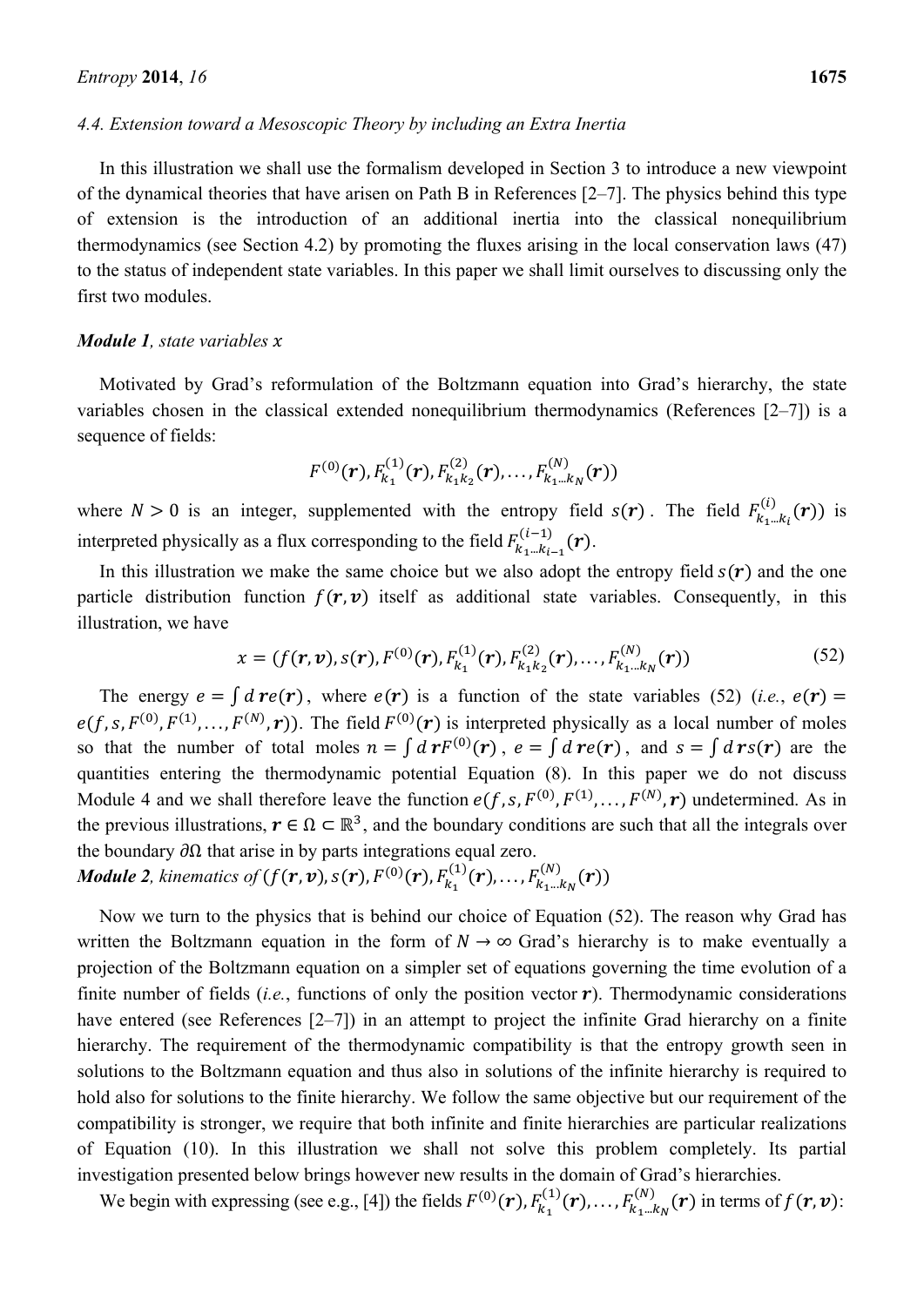### 4.4. Extension toward a Mesoscopic Theory by including an Extra Inertia

In this illustration we shall use the formalism developed in Section 3 to introduce a new viewpoint of the dynamical theories that have arisen on Path B in References [2–7]. The physics behind this type of extension is the introduction of an additional inertia into the classical nonequilibrium thermodynamics (see Section 4.2) by promoting the fluxes arising in the local conservation laws (47) to the status of independent state variables. In this paper we shall limit ourselves to discussing only the first two modules.

***Module 1**, state variables $x$*

Motivated by Grad's reformulation of the Boltzmann equation into Grad's hierarchy, the state variables chosen in the classical extended nonequilibrium thermodynamics (References [2–7]) is a sequence of fields:

$$F^{(0)}(\boldsymbol{r}), F^{(1)}_{k_1}(\boldsymbol{r}), F^{(2)}_{k_1k_2}(\boldsymbol{r}), \ldots, F^{(N)}_{k_1\ldots k_N}(\boldsymbol{r}))$$

where $N > 0$ is an integer, supplemented with the entropy field $s(\boldsymbol{r})$. The field $F^{(i)}_{k_1\ldots k_i}(\boldsymbol{r}))$ is interpreted physically as a flux corresponding to the field $F^{(i-1)}_{k_1\ldots k_{i-1}}(\boldsymbol{r})$.

In this illustration we make the same choice but we also adopt the entropy field $s(\boldsymbol{r})$ and the one particle distribution function $f(\boldsymbol{r}, \boldsymbol{v})$ itself as additional state variables. Consequently, in this illustration, we have

$$x = (f(\boldsymbol{r}, \boldsymbol{v}), s(\boldsymbol{r}), F^{(0)}(\boldsymbol{r}), F^{(1)}_{k_1}(\boldsymbol{r}), F^{(2)}_{k_1k_2}(\boldsymbol{r}), \ldots, F^{(N)}_{k_1\ldots k_N}(\boldsymbol{r})) \tag{52}$$

The energy $e = \int d\boldsymbol{r} e(\boldsymbol{r})$, where $e(\boldsymbol{r})$ is a function of the state variables (52) (*i.e.*, $e(\boldsymbol{r}) = e(f, s, F^{(0)}, F^{(1)}, \ldots, F^{(N)}, \boldsymbol{r})$). The field $F^{(0)}(\boldsymbol{r})$ is interpreted physically as a local number of moles so that the number of total moles $n = \int d\boldsymbol{r} F^{(0)}(\boldsymbol{r})$, $e = \int d\boldsymbol{r} e(\boldsymbol{r})$, and $s = \int d\boldsymbol{r} s(\boldsymbol{r})$ are the quantities entering the thermodynamic potential Equation (8). In this paper we do not discuss Module 4 and we shall therefore leave the function $e(f, s, F^{(0)}, F^{(1)}, \ldots, F^{(N)}, \boldsymbol{r})$ undetermined. As in the previous illustrations, $\boldsymbol{r} \in \Omega \subset \mathbb{R}^3$, and the boundary conditions are such that all the integrals over the boundary $\partial\Omega$ that arise in by parts integrations equal zero.

***Module 2**, kinematics of $(f(\boldsymbol{r}, \boldsymbol{v}), s(\boldsymbol{r}), F^{(0)}(\boldsymbol{r}), F^{(1)}_{k_1}(\boldsymbol{r}), \ldots, F^{(N)}_{k_1\ldots k_N}(\boldsymbol{r}))$*

Now we turn to the physics that is behind our choice of Equation (52). The reason why Grad has written the Boltzmann equation in the form of $N \to \infty$ Grad's hierarchy is to make eventually a projection of the Boltzmann equation on a simpler set of equations governing the time evolution of a finite number of fields (*i.e.*, functions of only the position vector $\boldsymbol{r}$). Thermodynamic considerations have entered (see References [2–7]) in an attempt to project the infinite Grad hierarchy on a finite hierarchy. The requirement of the thermodynamic compatibility is that the entropy growth seen in solutions to the Boltzmann equation and thus also in solutions of the infinite hierarchy is required to hold also for solutions to the finite hierarchy. We follow the same objective but our requirement of the compatibility is stronger, we require that both infinite and finite hierarchies are particular realizations of Equation (10). In this illustration we shall not solve this problem completely. Its partial investigation presented below brings however new results in the domain of Grad's hierarchies.

We begin with expressing (see e.g., [4]) the fields $F^{(0)}(\boldsymbol{r}), F^{(1)}_{k_1}(\boldsymbol{r}), \ldots, F^{(N)}_{k_1\ldots k_N}(\boldsymbol{r})$ in terms of $f(\boldsymbol{r}, \boldsymbol{v})$: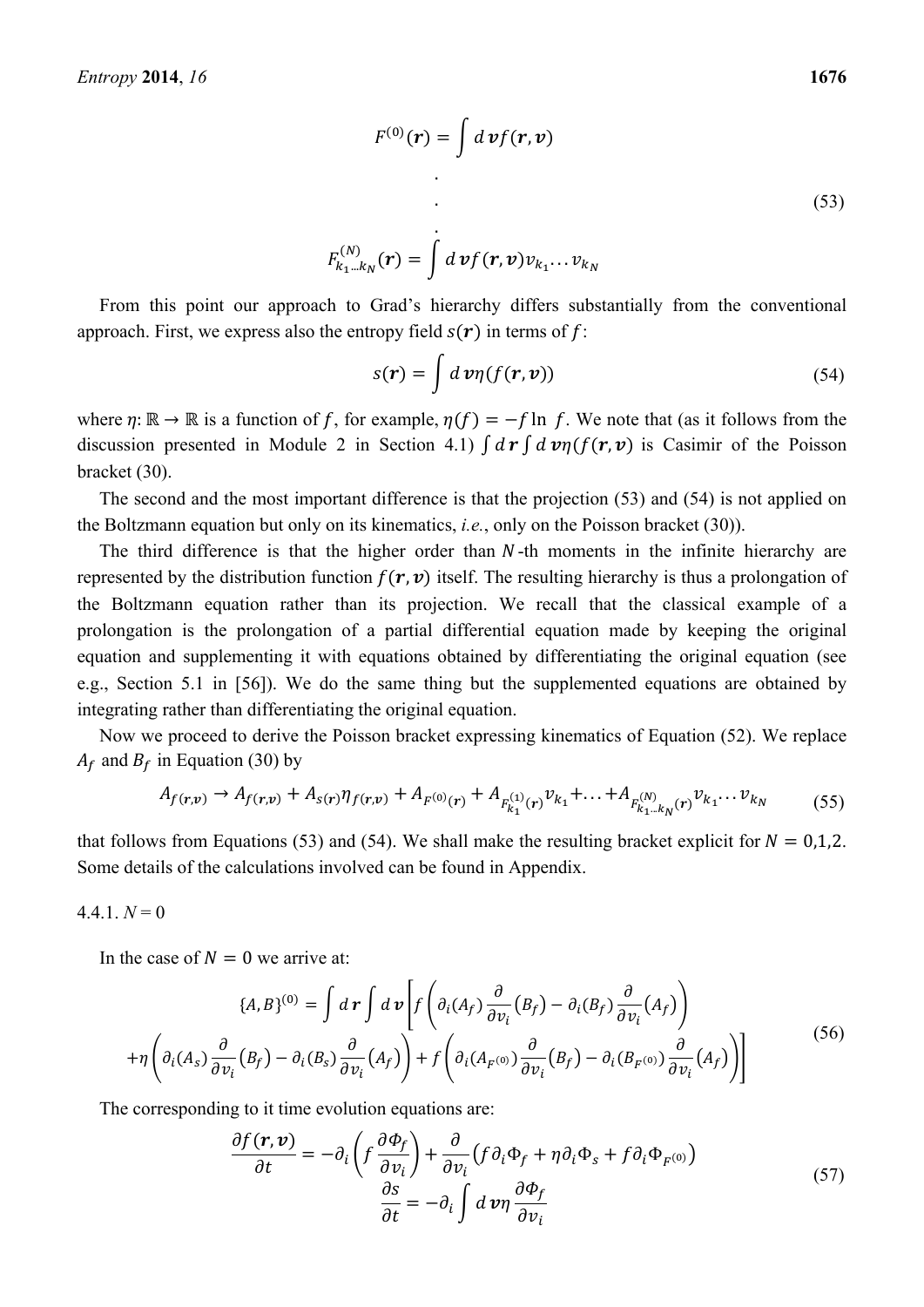$$F^{(0)}(\boldsymbol{r}) = \int d\boldsymbol{v} f(\boldsymbol{r}, \boldsymbol{v})$$

$$\begin{array}{c} \cdot \\ \cdot \\ \cdot \end{array} \tag{53}$$

$$F^{(N)}_{k_1 \dots k_N}(\boldsymbol{r}) = \int d\boldsymbol{v} f(\boldsymbol{r}, \boldsymbol{v}) v_{k_1} \dots v_{k_N}$$

From this point our approach to Grad's hierarchy differs substantially from the conventional approach. First, we express also the entropy field $s(\boldsymbol{r})$ in terms of $f$:

$$s(\boldsymbol{r}) = \int d\boldsymbol{v} \eta(f(\boldsymbol{r}, \boldsymbol{v})) \tag{54}$$

where $\eta: \mathbb{R} \to \mathbb{R}$ is a function of $f$, for example, $\eta(f) = -f \ln f$. We note that (as it follows from the discussion presented in Module 2 in Section 4.1) $\int d\boldsymbol{r} \int d\boldsymbol{v} \eta(f(\boldsymbol{r}, \boldsymbol{v})$ is Casimir of the Poisson bracket (30).

The second and the most important difference is that the projection (53) and (54) is not applied on the Boltzmann equation but only on its kinematics, *i.e.*, only on the Poisson bracket (30)).

The third difference is that the higher order than $N$-th moments in the infinite hierarchy are represented by the distribution function $f(\boldsymbol{r}, \boldsymbol{v})$ itself. The resulting hierarchy is thus a prolongation of the Boltzmann equation rather than its projection. We recall that the classical example of a prolongation is the prolongation of a partial differential equation made by keeping the original equation and supplementing it with equations obtained by differentiating the original equation (see e.g., Section 5.1 in [56]). We do the same thing but the supplemented equations are obtained by integrating rather than differentiating the original equation.

Now we proceed to derive the Poisson bracket expressing kinematics of Equation (52). We replace $A_f$ and $B_f$ in Equation (30) by

$$A_{f(\boldsymbol{r},\boldsymbol{v})} \to A_{f(\boldsymbol{r},\boldsymbol{v})} + A_{s(\boldsymbol{r})} \eta_{f(\boldsymbol{r},\boldsymbol{v})} + A_{F^{(0)}(\boldsymbol{r})} + A_{F^{(1)}_{k_1}(\boldsymbol{r})} v_{k_1} + \dots + A_{F^{(N)}_{k_1 \dots k_N}(\boldsymbol{r})} v_{k_1} \dots v_{k_N} \tag{55}$$

that follows from Equations (53) and (54). We shall make the resulting bracket explicit for $N = 0,1,2$. Some details of the calculations involved can be found in Appendix.

### 4.4.1. $N = 0$

In the case of $N = 0$ we arrive at:

$$\begin{aligned} \{A, B\}^{(0)} = \int d\boldsymbol{r} \int d\boldsymbol{v} \Bigg[ & f \left( \partial_i (A_f) \frac{\partial}{\partial v_i} (B_f) - \partial_i (B_f) \frac{\partial}{\partial v_i} (A_f) \right) \\ + \eta \left( \partial_i (A_s) \frac{\partial}{\partial v_i} (B_f) - \partial_i (B_s) \frac{\partial}{\partial v_i} (A_f) \right) & + f \left( \partial_i (A_{F^{(0)}}) \frac{\partial}{\partial v_i} (B_f) - \partial_i (B_{F^{(0)}}) \frac{\partial}{\partial v_i} (A_f) \right) \Bigg] \end{aligned} \tag{56}$$

The corresponding to it time evolution equations are:

$$\begin{aligned} \frac{\partial f(\boldsymbol{r}, \boldsymbol{v})}{\partial t} &= -\partial_i \left( f \frac{\partial \Phi_f}{\partial v_i} \right) + \frac{\partial}{\partial v_i} \left( f \partial_i \Phi_f + \eta \partial_i \Phi_s + f \partial_i \Phi_{F^{(0)}} \right) \\ \frac{\partial s}{\partial t} &= -\partial_i \int d\boldsymbol{v} \eta \frac{\partial \Phi_f}{\partial v_i} \end{aligned} \tag{57}$$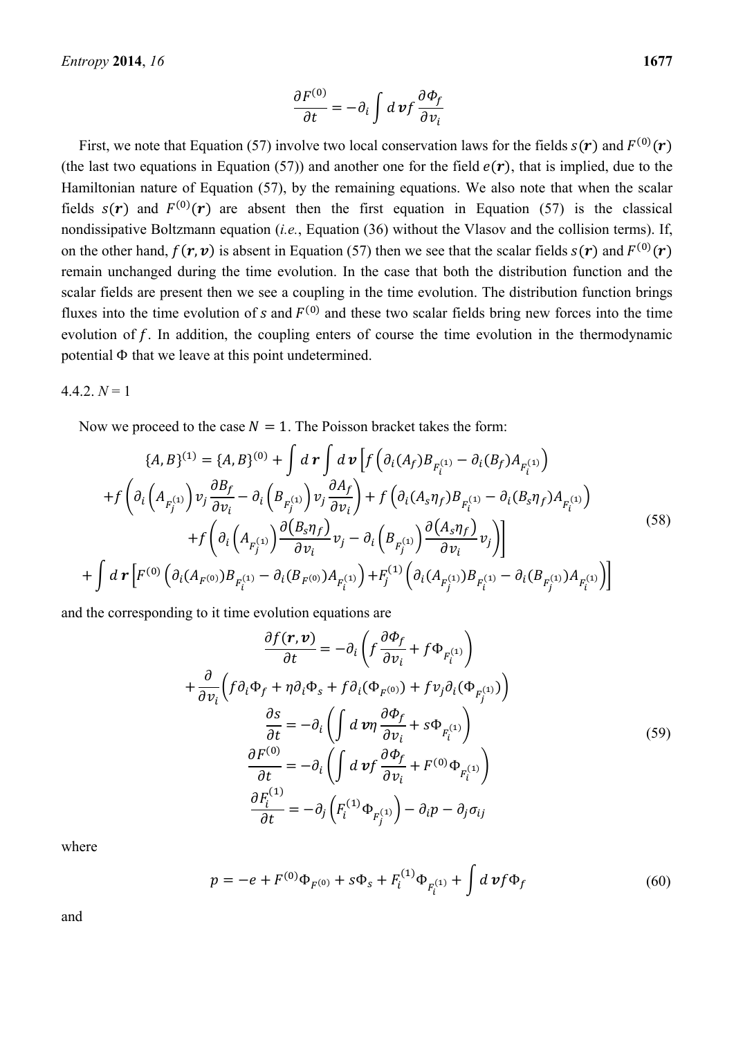$$\frac{\partial F^{(0)}}{\partial t} = -\partial_i \int d\boldsymbol{v} f \frac{\partial \Phi_f}{\partial v_i}$$

First, we note that Equation (57) involve two local conservation laws for the fields $s(\boldsymbol{r})$ and $F^{(0)}(\boldsymbol{r})$ (the last two equations in Equation (57)) and another one for the field $e(\boldsymbol{r})$, that is implied, due to the Hamiltonian nature of Equation (57), by the remaining equations. We also note that when the scalar fields $s(\boldsymbol{r})$ and $F^{(0)}(\boldsymbol{r})$ are absent then the first equation in Equation (57) is the classical nondissipative Boltzmann equation (*i.e.*, Equation (36) without the Vlasov and the collision terms). If, on the other hand, $f(\boldsymbol{r}, \boldsymbol{v})$ is absent in Equation (57) then we see that the scalar fields $s(\boldsymbol{r})$ and $F^{(0)}(\boldsymbol{r})$ remain unchanged during the time evolution. In the case that both the distribution function and the scalar fields are present then we see a coupling in the time evolution. The distribution function brings fluxes into the time evolution of $s$ and $F^{(0)}$ and these two scalar fields bring new forces into the time evolution of $f$. In addition, the coupling enters of course the time evolution in the thermodynamic potential $\Phi$ that we leave at this point undetermined.

#### 4.4.2. $N = 1$

Now we proceed to the case $N = 1$. The Poisson bracket takes the form:

$$\begin{aligned}
\{A, B\}^{(1)} = \{A, B\}^{(0)} + \int d\boldsymbol{r} \int d\boldsymbol{v} \Big[ f \left( \partial_i (A_f) B_{F_i^{(1)}} - \partial_i (B_f) A_{F_i^{(1)}} \right) \\
+ f \left( \partial_i \left( A_{F_j^{(1)}} \right) v_j \frac{\partial B_f}{\partial v_i} - \partial_i \left( B_{F_j^{(1)}} \right) v_j \frac{\partial A_f}{\partial v_i} \right) + f \left( \partial_i (A_s \eta_f) B_{F_i^{(1)}} - \partial_i (B_s \eta_f) A_{F_i^{(1)}} \right) \\
+ f \left( \partial_i \left( A_{F_j^{(1)}} \right) \frac{\partial (B_s \eta_f)}{\partial v_i} v_j - \partial_i \left( B_{F_j^{(1)}} \right) \frac{\partial (A_s \eta_f)}{\partial v_i} v_j \right) \Big] \\
+ \int d\boldsymbol{r} \Big[ F^{(0)} \left( \partial_i (A_{F^{(0)}}) B_{F_i^{(1)}} - \partial_i (B_{F^{(0)}}) A_{F_i^{(1)}} \right) + F_j^{(1)} \left( \partial_i (A_{F_j^{(1)}}) B_{F_i^{(1)}} - \partial_i (B_{F_j^{(1)}}) A_{F_i^{(1)}} \right) \Big]
\end{aligned} \tag{58}$$

and the corresponding to it time evolution equations are

$$\begin{aligned}
\frac{\partial f(\boldsymbol{r}, \boldsymbol{v})}{\partial t} = -\partial_i \left( f \frac{\partial \Phi_f}{\partial v_i} + f \Phi_{F_i^{(1)}} \right) \\
+ \frac{\partial}{\partial v_i} \left( f \partial_i \Phi_f + \eta \partial_i \Phi_s + f \partial_i (\Phi_{F^{(0)}}) + f v_j \partial_i (\Phi_{F_j^{(1)}}) \right) \\
\frac{\partial s}{\partial t} = -\partial_i \left( \int d\boldsymbol{v} \eta \frac{\partial \Phi_f}{\partial v_i} + s \Phi_{F_i^{(1)}} \right) \\
\frac{\partial F^{(0)}}{\partial t} = -\partial_i \left( \int d\boldsymbol{v} f \frac{\partial \Phi_f}{\partial v_i} + F^{(0)} \Phi_{F_i^{(1)}} \right) \\
\frac{\partial F_i^{(1)}}{\partial t} = -\partial_j \left( F_i^{(1)} \Phi_{F_j^{(1)}} \right) - \partial_i p - \partial_j \sigma_{ij}
\end{aligned} \tag{59}$$

where

$$p = -e + F^{(0)} \Phi_{F^{(0)}} + s \Phi_s + F_i^{(1)} \Phi_{F_i^{(1)}} + \int d\boldsymbol{v} f \Phi_f \tag{60}$$

and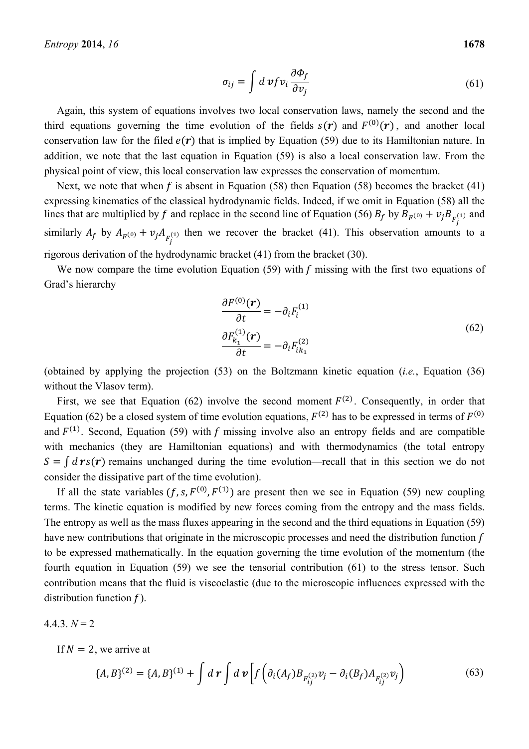$$\sigma_{ij} = \int d\boldsymbol{v} f v_i \frac{\partial \Phi_f}{\partial v_j} \tag{61}$$

Again, this system of equations involves two local conservation laws, namely the second and the third equations governing the time evolution of the fields $s(\boldsymbol{r})$ and $F^{(0)}(\boldsymbol{r})$, and another local conservation law for the filed $e(\boldsymbol{r})$ that is implied by Equation (59) due to its Hamiltonian nature. In addition, we note that the last equation in Equation (59) is also a local conservation law. From the physical point of view, this local conservation law expresses the conservation of momentum.

Next, we note that when $f$ is absent in Equation (58) then Equation (58) becomes the bracket (41) expressing kinematics of the classical hydrodynamic fields. Indeed, if we omit in Equation (58) all the lines that are multiplied by $f$ and replace in the second line of Equation (56) $B_f$ by $B_{F^{(0)}} + v_j B_{F_j^{(1)}}$ and similarly $A_f$ by $A_{F^{(0)}} + v_j A_{F_j^{(1)}}$ then we recover the bracket (41). This observation amounts to a rigorous derivation of the hydrodynamic bracket (41) from the bracket (30).

We now compare the time evolution Equation (59) with $f$ missing with the first two equations of Grad's hierarchy

$$\begin{aligned} \frac{\partial F^{(0)}(\boldsymbol{r})}{\partial t} &= -\partial_i F_i^{(1)} \\ \frac{\partial F_{k_1}^{(1)}(\boldsymbol{r})}{\partial t} &= -\partial_i F_{ik_1}^{(2)} \end{aligned} \tag{62}$$

(obtained by applying the projection (53) on the Boltzmann kinetic equation (*i.e.*, Equation (36) without the Vlasov term).

First, we see that Equation (62) involve the second moment $F^{(2)}$. Consequently, in order that Equation (62) be a closed system of time evolution equations, $F^{(2)}$ has to be expressed in terms of $F^{(0)}$ and $F^{(1)}$. Second, Equation (59) with $f$ missing involve also an entropy fields and are compatible with mechanics (they are Hamiltonian equations) and with thermodynamics (the total entropy $S = \int d\boldsymbol{r} s(\boldsymbol{r})$ remains unchanged during the time evolution—recall that in this section we do not consider the dissipative part of the time evolution).

If all the state variables $(f, s, F^{(0)}, F^{(1)})$ are present then we see in Equation (59) new coupling terms. The kinetic equation is modified by new forces coming from the entropy and the mass fields. The entropy as well as the mass fluxes appearing in the second and the third equations in Equation (59) have new contributions that originate in the microscopic processes and need the distribution function $f$ to be expressed mathematically. In the equation governing the time evolution of the momentum (the fourth equation in Equation (59) we see the tensorial contribution (61) to the stress tensor. Such contribution means that the fluid is viscoelastic (due to the microscopic influences expressed with the distribution function $f$).

#### 4.4.3. $N = 2$

If $N = 2$, we arrive at

$$\{A, B\}^{(2)} = \{A, B\}^{(1)} + \int d\boldsymbol{r} \int d\boldsymbol{v} \left[ f \left( \partial_i (A_f) B_{F_{ij}^{(2)}} v_j - \partial_i (B_f) A_{F_{ij}^{(2)}} v_j \right) \right. \tag{63}$$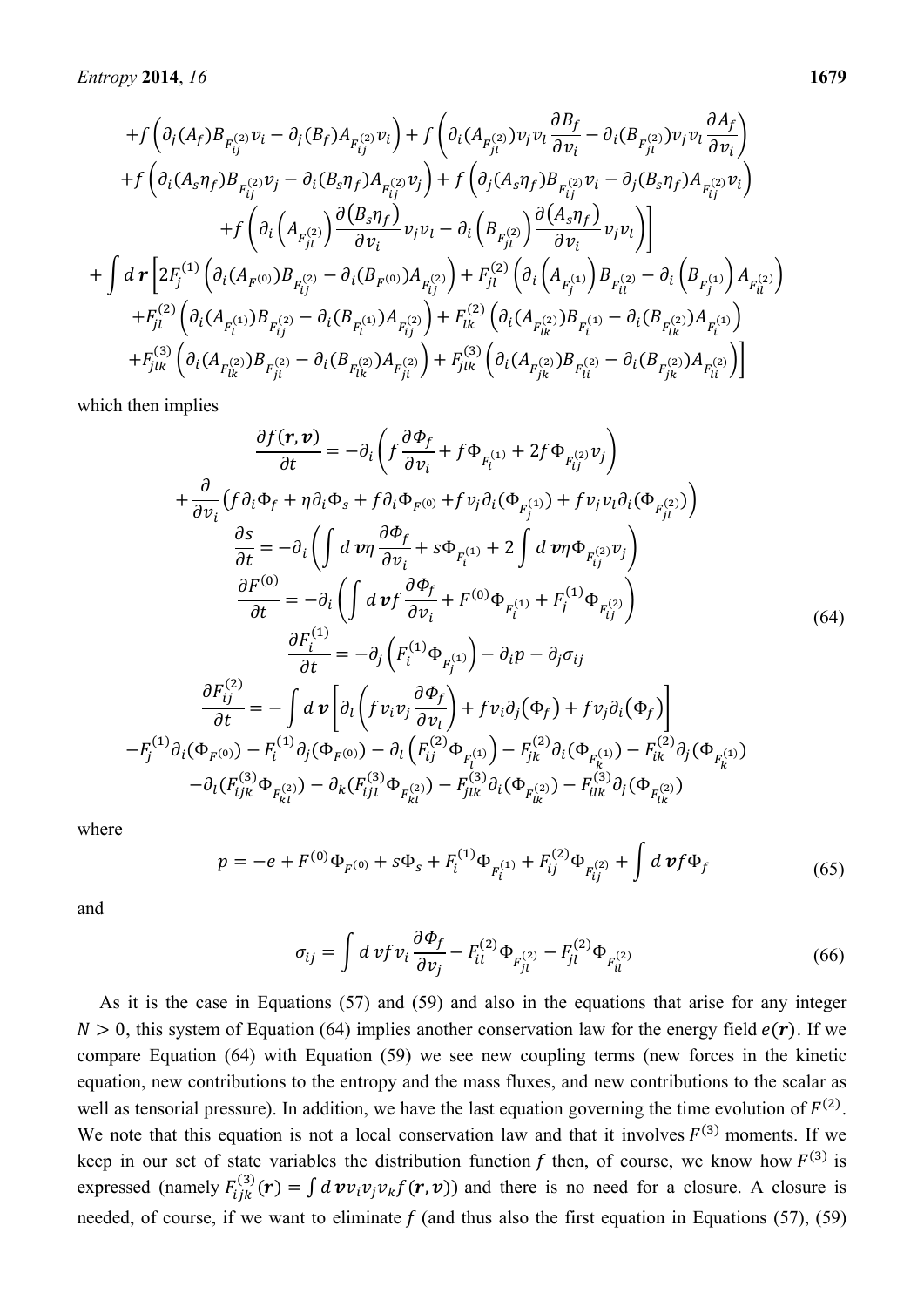$$
\begin{aligned}
&+f\left(\partial_j(A_f)B_{F_{ij}^{(2)}}v_i-\partial_j(B_f)A_{F_{ij}^{(2)}}v_i\right)+f\left(\partial_i(A_{F_{jl}^{(2)}})v_jv_l\frac{\partial B_f}{\partial v_i}-\partial_i(B_{F_{jl}^{(2)}})v_jv_l\frac{\partial A_f}{\partial v_i}\right)\\
&+f\left(\partial_i(A_s\eta_f)B_{F_{ij}^{(2)}}v_j-\partial_i(B_s\eta_f)A_{F_{ij}^{(2)}}v_j\right)+f\left(\partial_j(A_s\eta_f)B_{F_{ij}^{(2)}}v_i-\partial_j(B_s\eta_f)A_{F_{ij}^{(2)}}v_i\right)\\
&+f\left(\partial_i\left(A_{F_{jl}^{(2)}}\right)\frac{\partial\left(B_s\eta_f\right)}{\partial v_i}v_jv_l-\partial_i\left(B_{F_{jl}^{(2)}}\right)\frac{\partial\left(A_s\eta_f\right)}{\partial v_i}v_jv_l\right)\Bigg]\\
&+\int d\boldsymbol{r}\Big[2F_j^{(1)}\left(\partial_i(A_{F^{(0)}})B_{F_{ij}^{(2)}}-\partial_i(B_{F^{(0)}})A_{F_{ij}^{(2)}}\right)+F_{jl}^{(2)}\left(\partial_i\left(A_{F_j^{(1)}}\right)B_{F_{il}^{(2)}}-\partial_i\left(B_{F_j^{(1)}}\right)A_{F_{il}^{(2)}}\right)\\
&+F_{jl}^{(2)}\left(\partial_i(A_{F_l^{(1)}})B_{F_{ij}^{(2)}}-\partial_i(B_{F_l^{(1)}})A_{F_{ij}^{(2)}}\right)+F_{lk}^{(2)}\left(\partial_i(A_{F_{lk}^{(2)}})B_{F_i^{(1)}}-\partial_i(B_{F_{lk}^{(2)}})A_{F_i^{(1)}}\right)\\
&+F_{jlk}^{(3)}\left(\partial_i(A_{F_{lk}^{(2)}})B_{F_{ji}^{(2)}}-\partial_i(B_{F_{lk}^{(2)}})A_{F_{ji}^{(2)}}\right)+F_{jlk}^{(3)}\left(\partial_i(A_{F_{jk}^{(2)}})B_{F_{li}^{(2)}}-\partial_i(B_{F_{jk}^{(2)}})A_{F_{li}^{(2)}}\right)\Big]
\end{aligned}
$$

which then implies

$$
\begin{aligned}
\frac{\partial f(\boldsymbol{r},\boldsymbol{v})}{\partial t}&=-\partial_i\left(f\frac{\partial\Phi_f}{\partial v_i}+f\Phi_{F_i^{(1)}}+2f\Phi_{F_{ij}^{(2)}}v_j\right)\\
&+\frac{\partial}{\partial v_i}\left(f\partial_i\Phi_f+\eta\partial_i\Phi_s+f\partial_i\Phi_{F^{(0)}}+fv_j\partial_i(\Phi_{F_j^{(1)}})+fv_jv_l\partial_i(\Phi_{F_{jl}^{(2)}})\right)\\
\frac{\partial s}{\partial t}&=-\partial_i\left(\int d\boldsymbol{v}\eta\frac{\partial\Phi_f}{\partial v_i}+s\Phi_{F_i^{(1)}}+2\int d\boldsymbol{v}\eta\Phi_{F_{ij}^{(2)}}v_j\right)\\
\frac{\partial F^{(0)}}{\partial t}&=-\partial_i\left(\int d\boldsymbol{v}f\frac{\partial\Phi_f}{\partial v_i}+F^{(0)}\Phi_{F_i^{(1)}}+F_j^{(1)}\Phi_{F_{ij}^{(2)}}\right)\\
\frac{\partial F_i^{(1)}}{\partial t}&=-\partial_j\left(F_i^{(1)}\Phi_{F_j^{(1)}}\right)-\partial_i p-\partial_j\sigma_{ij}\\
\frac{\partial F_{ij}^{(2)}}{\partial t}&=-\int d\boldsymbol{v}\left[\partial_l\left(fv_iv_j\frac{\partial\Phi_f}{\partial v_l}\right)+fv_i\partial_j(\Phi_f)+fv_j\partial_i(\Phi_f)\right]\\
&-F_j^{(1)}\partial_i(\Phi_{F^{(0)}})-F_i^{(1)}\partial_j(\Phi_{F^{(0)}})-\partial_l\left(F_{ij}^{(2)}\Phi_{F_l^{(1)}}\right)-F_{jk}^{(2)}\partial_i(\Phi_{F_k^{(1)}})-F_{ik}^{(2)}\partial_j(\Phi_{F_k^{(1)}})\\
&-\partial_l(F_{ijk}^{(3)}\Phi_{F_{kl}^{(2)}})-\partial_k(F_{ijl}^{(3)}\Phi_{F_{kl}^{(2)}})-F_{jlk}^{(3)}\partial_i(\Phi_{F_{lk}^{(2)}})-F_{ilk}^{(3)}\partial_j(\Phi_{F_{lk}^{(2)}})
\end{aligned}
\tag{64}
$$

where

$$
p=-e+F^{(0)}\Phi_{F^{(0)}}+s\Phi_s+F_i^{(1)}\Phi_{F_i^{(1)}}+F_{ij}^{(2)}\Phi_{F_{ij}^{(2)}}+\int d\boldsymbol{v}f\Phi_f \tag{65}
$$

and

$$
\sigma_{ij}=\int d\,vfv_i\frac{\partial\Phi_f}{\partial v_j}-F_{il}^{(2)}\Phi_{F_{jl}^{(2)}}-F_{jl}^{(2)}\Phi_{F_{il}^{(2)}} \tag{66}
$$

As it is the case in Equations (57) and (59) and also in the equations that arise for any integer $N>0$, this system of Equation (64) implies another conservation law for the energy field $e(\boldsymbol{r})$. If we compare Equation (64) with Equation (59) we see new coupling terms (new forces in the kinetic equation, new contributions to the entropy and the mass fluxes, and new contributions to the scalar as well as tensorial pressure). In addition, we have the last equation governing the time evolution of $F^{(2)}$. We note that this equation is not a local conservation law and that it involves $F^{(3)}$ moments. If we keep in our set of state variables the distribution function $f$ then, of course, we know how $F^{(3)}$ is expressed (namely $F_{ijk}^{(3)}(\boldsymbol{r})=\int d\boldsymbol{v}v_iv_jv_kf(\boldsymbol{r},\boldsymbol{v})$) and there is no need for a closure. A closure is needed, of course, if we want to eliminate $f$ (and thus also the first equation in Equations (57), (59)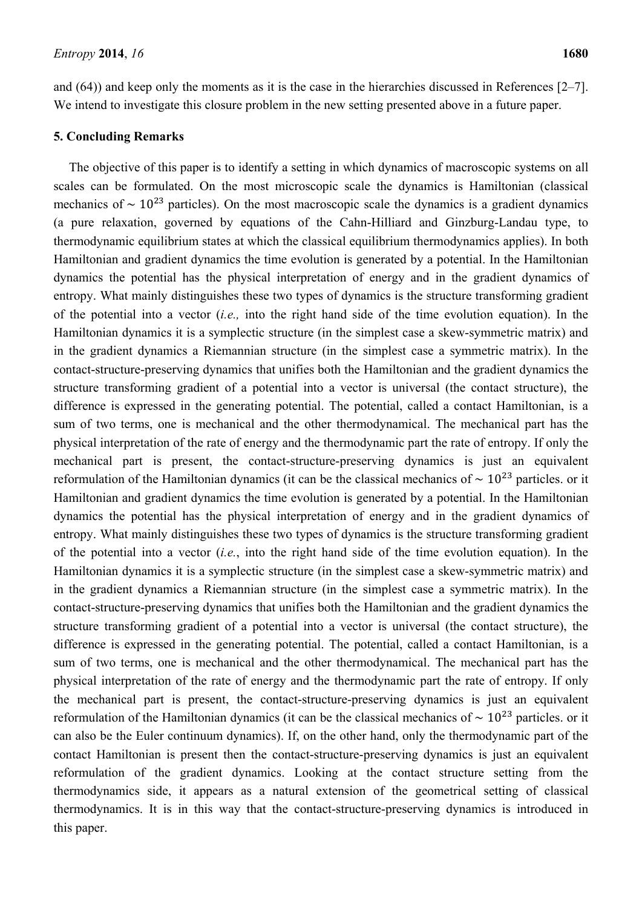and (64)) and keep only the moments as it is the case in the hierarchies discussed in References [2–7]. We intend to investigate this closure problem in the new setting presented above in a future paper.

## 5. Concluding Remarks

The objective of this paper is to identify a setting in which dynamics of macroscopic systems on all scales can be formulated. On the most microscopic scale the dynamics is Hamiltonian (classical mechanics of $\sim 10^{23}$ particles). On the most macroscopic scale the dynamics is a gradient dynamics (a pure relaxation, governed by equations of the Cahn-Hilliard and Ginzburg-Landau type, to thermodynamic equilibrium states at which the classical equilibrium thermodynamics applies). In both Hamiltonian and gradient dynamics the time evolution is generated by a potential. In the Hamiltonian dynamics the potential has the physical interpretation of energy and in the gradient dynamics of entropy. What mainly distinguishes these two types of dynamics is the structure transforming gradient of the potential into a vector (*i.e.,* into the right hand side of the time evolution equation). In the Hamiltonian dynamics it is a symplectic structure (in the simplest case a skew-symmetric matrix) and in the gradient dynamics a Riemannian structure (in the simplest case a symmetric matrix). In the contact-structure-preserving dynamics that unifies both the Hamiltonian and the gradient dynamics the structure transforming gradient of a potential into a vector is universal (the contact structure), the difference is expressed in the generating potential. The potential, called a contact Hamiltonian, is a sum of two terms, one is mechanical and the other thermodynamical. The mechanical part has the physical interpretation of the rate of energy and the thermodynamic part the rate of entropy. If only the mechanical part is present, the contact-structure-preserving dynamics is just an equivalent reformulation of the Hamiltonian dynamics (it can be the classical mechanics of $\sim 10^{23}$ particles. or it Hamiltonian and gradient dynamics the time evolution is generated by a potential. In the Hamiltonian dynamics the potential has the physical interpretation of energy and in the gradient dynamics of entropy. What mainly distinguishes these two types of dynamics is the structure transforming gradient of the potential into a vector (*i.e.*, into the right hand side of the time evolution equation). In the Hamiltonian dynamics it is a symplectic structure (in the simplest case a skew-symmetric matrix) and in the gradient dynamics a Riemannian structure (in the simplest case a symmetric matrix). In the contact-structure-preserving dynamics that unifies both the Hamiltonian and the gradient dynamics the structure transforming gradient of a potential into a vector is universal (the contact structure), the difference is expressed in the generating potential. The potential, called a contact Hamiltonian, is a sum of two terms, one is mechanical and the other thermodynamical. The mechanical part has the physical interpretation of the rate of energy and the thermodynamic part the rate of entropy. If only the mechanical part is present, the contact-structure-preserving dynamics is just an equivalent reformulation of the Hamiltonian dynamics (it can be the classical mechanics of $\sim 10^{23}$ particles. or it can also be the Euler continuum dynamics). If, on the other hand, only the thermodynamic part of the contact Hamiltonian is present then the contact-structure-preserving dynamics is just an equivalent reformulation of the gradient dynamics. Looking at the contact structure setting from the thermodynamics side, it appears as a natural extension of the geometrical setting of classical thermodynamics. It is in this way that the contact-structure-preserving dynamics is introduced in this paper.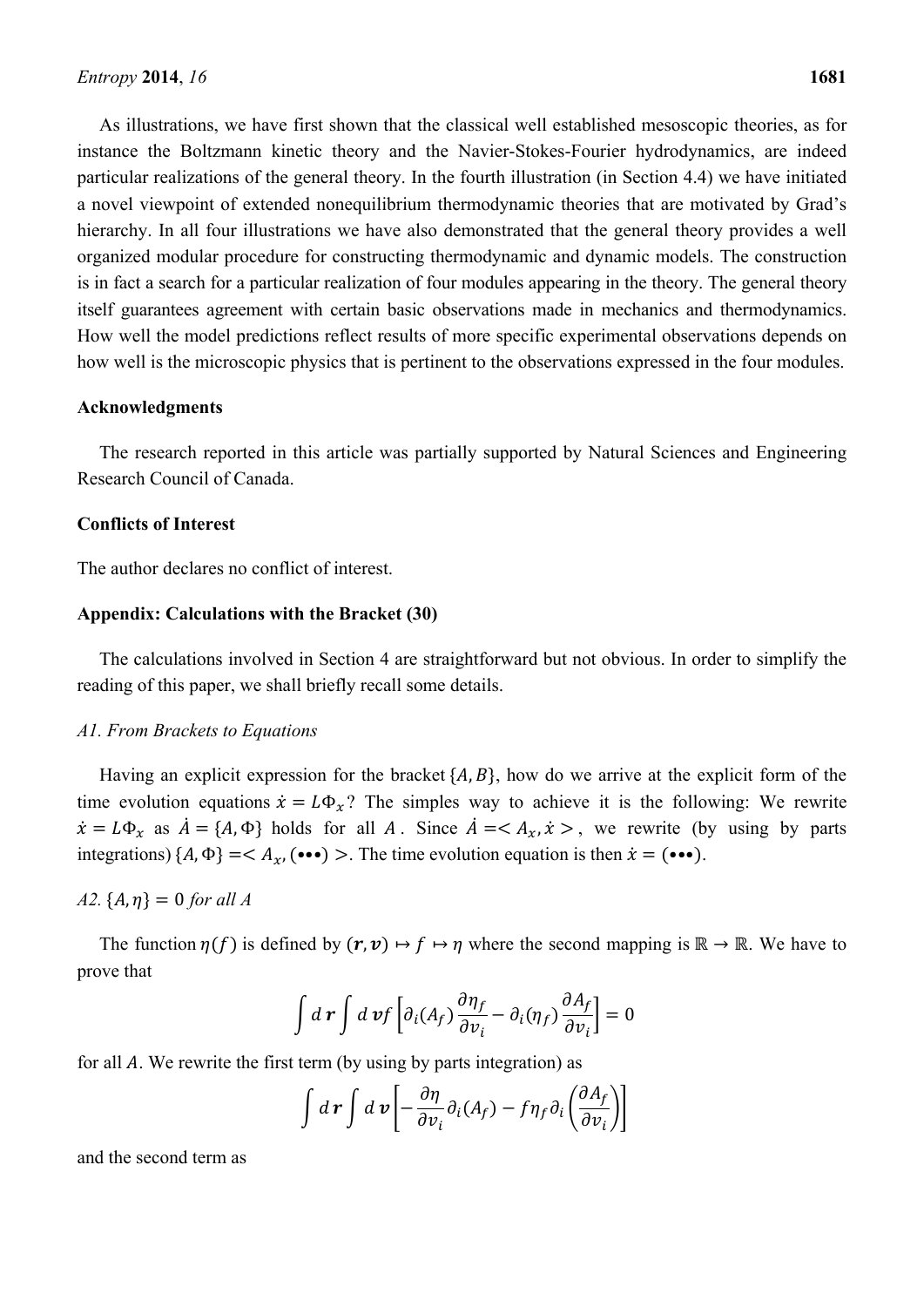As illustrations, we have first shown that the classical well established mesoscopic theories, as for instance the Boltzmann kinetic theory and the Navier-Stokes-Fourier hydrodynamics, are indeed particular realizations of the general theory. In the fourth illustration (in Section 4.4) we have initiated a novel viewpoint of extended nonequilibrium thermodynamic theories that are motivated by Grad's hierarchy. In all four illustrations we have also demonstrated that the general theory provides a well organized modular procedure for constructing thermodynamic and dynamic models. The construction is in fact a search for a particular realization of four modules appearing in the theory. The general theory itself guarantees agreement with certain basic observations made in mechanics and thermodynamics. How well the model predictions reflect results of more specific experimental observations depends on how well is the microscopic physics that is pertinent to the observations expressed in the four modules.

## Acknowledgments

The research reported in this article was partially supported by Natural Sciences and Engineering Research Council of Canada.

## Conflicts of Interest

The author declares no conflict of interest.

## Appendix: Calculations with the Bracket (30)

The calculations involved in Section 4 are straightforward but not obvious. In order to simplify the reading of this paper, we shall briefly recall some details.

### *A1. From Brackets to Equations*

Having an explicit expression for the bracket $\{A, B\}$, how do we arrive at the explicit form of the time evolution equations $\dot{x} = L\Phi_x$? The simples way to achieve it is the following: We rewrite $\dot{x} = L\Phi_x$ as $\dot{A} = \{A, \Phi\}$ holds for all $A$. Since $\dot{A} = < A_x, \dot{x} >$, we rewrite (by using by parts integrations) $\{A, \Phi\} = < A_x, (\bullet\bullet\bullet) >$. The time evolution equation is then $\dot{x} = (\bullet\bullet\bullet)$.

### *A2.* $\{A, \eta\} = 0$ *for all A*

The function $\eta(f)$ is defined by $(\boldsymbol{r}, \boldsymbol{v}) \mapsto f \mapsto \eta$ where the second mapping is $\mathbb{R} \to \mathbb{R}$. We have to prove that

$$\int d\,\boldsymbol{r} \int d\,\boldsymbol{v} f \left[\partial_i(A_f)\frac{\partial \eta_f}{\partial v_i} - \partial_i(\eta_f)\frac{\partial A_f}{\partial v_i}\right] = 0$$

for all $A$. We rewrite the first term (by using by parts integration) as

$$\int d\,\boldsymbol{r} \int d\,\boldsymbol{v} \left[-\frac{\partial \eta}{\partial v_i}\partial_i(A_f) - f\eta_f \partial_i\left(\frac{\partial A_f}{\partial v_i}\right)\right]$$

and the second term as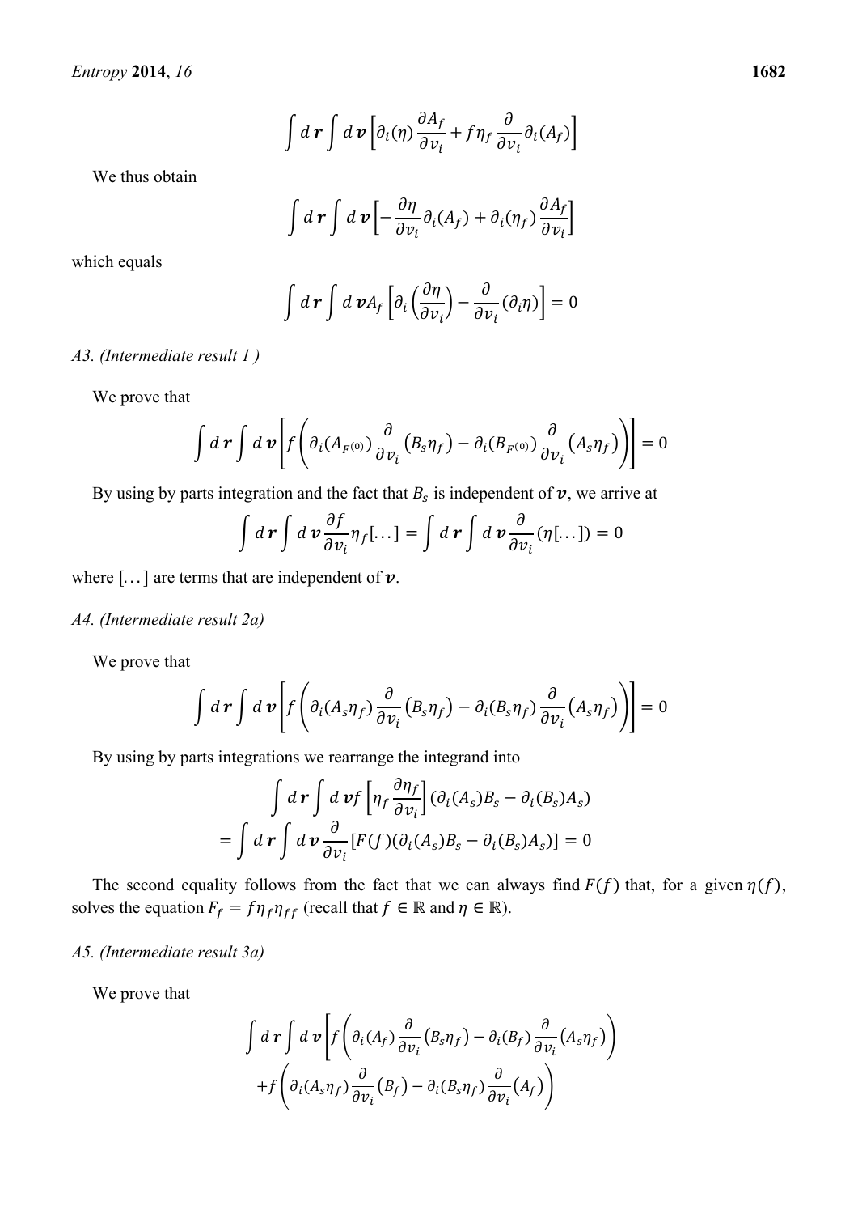$$\int d\boldsymbol{r}\int d\boldsymbol{v}\left[\partial_i(\eta)\frac{\partial A_f}{\partial v_i}+f\eta_f\frac{\partial}{\partial v_i}\partial_i(A_f)\right]$$

We thus obtain

$$\int d\boldsymbol{r}\int d\boldsymbol{v}\left[-\frac{\partial \eta}{\partial v_i}\partial_i(A_f)+\partial_i(\eta_f)\frac{\partial A_f}{\partial v_i}\right]$$

which equals

$$\int d\boldsymbol{r}\int d\boldsymbol{v}A_f\left[\partial_i\left(\frac{\partial \eta}{\partial v_i}\right)-\frac{\partial}{\partial v_i}(\partial_i\eta)\right]=0$$

*A3. (Intermediate result 1 )*

We prove that

$$\int d\boldsymbol{r}\int d\boldsymbol{v}\left[f\left(\partial_i(A_{F^{(0)}})\frac{\partial}{\partial v_i}\left(B_s\eta_f\right)-\partial_i(B_{F^{(0)}})\frac{\partial}{\partial v_i}\left(A_s\eta_f\right)\right)\right]=0$$

By using by parts integration and the fact that $B_s$ is independent of $\boldsymbol{v}$, we arrive at

$$\int d\boldsymbol{r}\int d\boldsymbol{v}\frac{\partial f}{\partial v_i}\eta_f[\ldots]=\int d\boldsymbol{r}\int d\boldsymbol{v}\frac{\partial}{\partial v_i}(\eta[\ldots])=0$$

where $[\ldots]$ are terms that are independent of $\boldsymbol{v}$.

*A4. (Intermediate result 2a)*

We prove that

$$\int d\boldsymbol{r}\int d\boldsymbol{v}\left[f\left(\partial_i(A_s\eta_f)\frac{\partial}{\partial v_i}\left(B_s\eta_f\right)-\partial_i(B_s\eta_f)\frac{\partial}{\partial v_i}\left(A_s\eta_f\right)\right)\right]=0$$

By using by parts integrations we rearrange the integrand into

$$\begin{aligned}&\int d\boldsymbol{r}\int d\boldsymbol{v}f\left[\eta_f\frac{\partial \eta_f}{\partial v_i}\right](\partial_i(A_s)B_s-\partial_i(B_s)A_s)\\&=\int d\boldsymbol{r}\int d\boldsymbol{v}\frac{\partial}{\partial v_i}[F(f)(\partial_i(A_s)B_s-\partial_i(B_s)A_s)]=0\end{aligned}$$

The second equality follows from the fact that we can always find $F(f)$ that, for a given $\eta(f)$, solves the equation $F_f=f\eta_f\eta_{ff}$ (recall that $f\in\mathbb{R}$ and $\eta\in\mathbb{R}$).

*A5. (Intermediate result 3a)*

We prove that

$$\begin{aligned}\int d\boldsymbol{r}\int d\boldsymbol{v}\Bigg[&f\left(\partial_i(A_f)\frac{\partial}{\partial v_i}\left(B_s\eta_f\right)-\partial_i(B_f)\frac{\partial}{\partial v_i}\left(A_s\eta_f\right)\right)\\&+f\left(\partial_i(A_s\eta_f)\frac{\partial}{\partial v_i}\left(B_f\right)-\partial_i(B_s\eta_f)\frac{\partial}{\partial v_i}\left(A_f\right)\right)\end{aligned}$$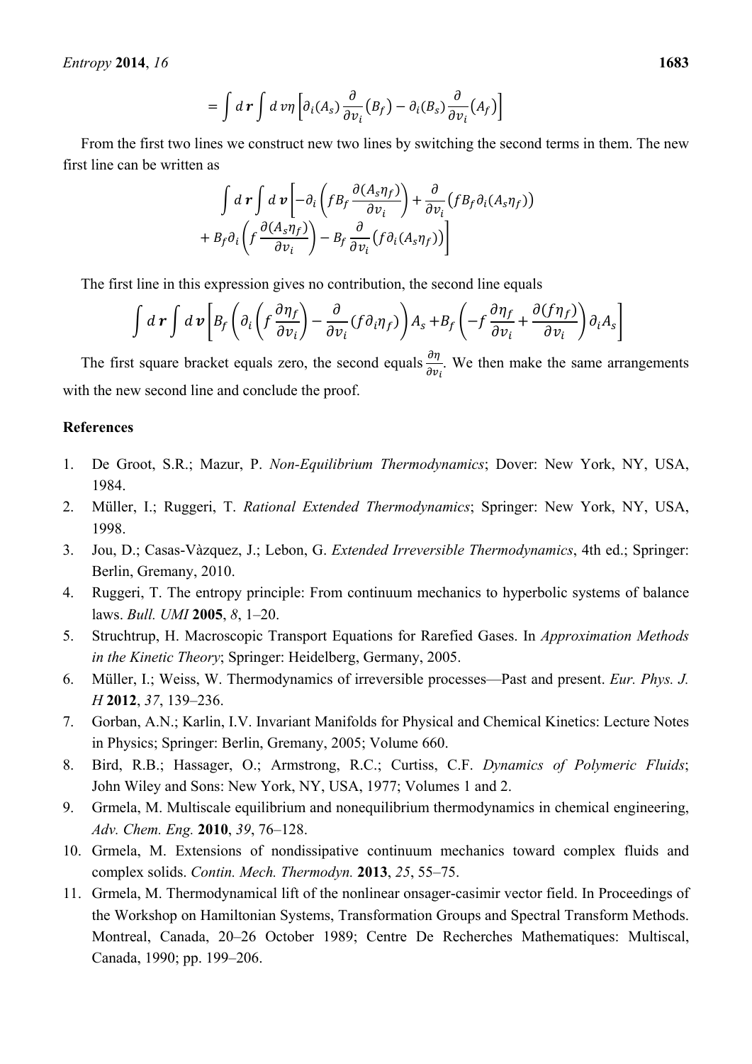$$= \int d\boldsymbol{r} \int d\,v\eta \left[ \partial_i(A_s) \frac{\partial}{\partial v_i}\left(B_f\right) - \partial_i(B_s) \frac{\partial}{\partial v_i}\left(A_f\right) \right]$$

From the first two lines we construct new two lines by switching the second terms in them. The new first line can be written as

$$\int d\boldsymbol{r} \int d\boldsymbol{v} \left[ -\partial_i \left( f B_f \frac{\partial (A_s \eta_f)}{\partial v_i} \right) + \frac{\partial}{\partial v_i}\left( f B_f \partial_i (A_s \eta_f) \right) \right.$$
$$\left. + B_f \partial_i \left( f \frac{\partial (A_s \eta_f)}{\partial v_i} \right) - B_f \frac{\partial}{\partial v_i}\left( f \partial_i (A_s \eta_f) \right) \right]$$

The first line in this expression gives no contribution, the second line equals

$$\int d\boldsymbol{r} \int d\boldsymbol{v} \left[ B_f \left( \partial_i \left( f \frac{\partial \eta_f}{\partial v_i} \right) - \frac{\partial}{\partial v_i}\left( f \partial_i \eta_f \right) \right) A_s + B_f \left( -f \frac{\partial \eta_f}{\partial v_i} + \frac{\partial (f \eta_f)}{\partial v_i} \right) \partial_i A_s \right]$$

The first square bracket equals zero, the second equals $\frac{\partial \eta}{\partial v_i}$. We then make the same arrangements with the new second line and conclude the proof.

## References

1. De Groot, S.R.; Mazur, P. *Non-Equilibrium Thermodynamics*; Dover: New York, NY, USA, 1984.
2. Müller, I.; Ruggeri, T. *Rational Extended Thermodynamics*; Springer: New York, NY, USA, 1998.
3. Jou, D.; Casas-Vàzquez, J.; Lebon, G. *Extended Irreversible Thermodynamics*, 4th ed.; Springer: Berlin, Gremany, 2010.
4. Ruggeri, T. The entropy principle: From continuum mechanics to hyperbolic systems of balance laws. *Bull. UMI* **2005**, *8*, 1–20.
5. Struchtrup, H. Macroscopic Transport Equations for Rarefied Gases. In *Approximation Methods in the Kinetic Theory*; Springer: Heidelberg, Germany, 2005.
6. Müller, I.; Weiss, W. Thermodynamics of irreversible processes—Past and present. *Eur. Phys. J. H* **2012**, *37*, 139–236.
7. Gorban, A.N.; Karlin, I.V. Invariant Manifolds for Physical and Chemical Kinetics: Lecture Notes in Physics; Springer: Berlin, Gremany, 2005; Volume 660.
8. Bird, R.B.; Hassager, O.; Armstrong, R.C.; Curtiss, C.F. *Dynamics of Polymeric Fluids*; John Wiley and Sons: New York, NY, USA, 1977; Volumes 1 and 2.
9. Grmela, M. Multiscale equilibrium and nonequilibrium thermodynamics in chemical engineering, *Adv. Chem. Eng.* **2010**, *39*, 76–128.
10. Grmela, M. Extensions of nondissipative continuum mechanics toward complex fluids and complex solids. *Contin. Mech. Thermodyn.* **2013**, *25*, 55–75.
11. Grmela, M. Thermodynamical lift of the nonlinear onsager-casimir vector field. In Proceedings of the Workshop on Hamiltonian Systems, Transformation Groups and Spectral Transform Methods. Montreal, Canada, 20–26 October 1989; Centre De Recherches Mathematiques: Multiscal, Canada, 1990; pp. 199–206.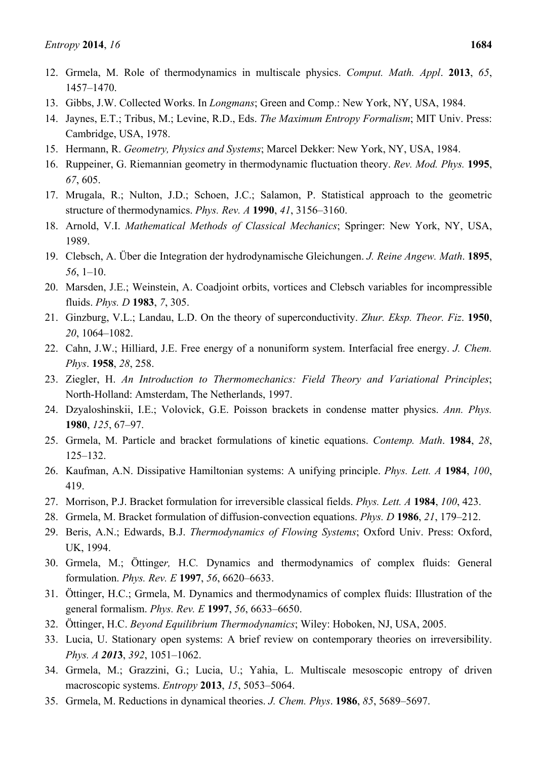12. Grmela, M. Role of thermodynamics in multiscale physics. *Comput. Math. Appl*. **2013**, *65*, 1457–1470.
13. Gibbs, J.W. Collected Works. In *Longmans*; Green and Comp.: New York, NY, USA, 1984.
14. Jaynes, E.T.; Tribus, M.; Levine, R.D., Eds. *The Maximum Entropy Formalism*; MIT Univ. Press: Cambridge, USA, 1978.
15. Hermann, R. *Geometry, Physics and Systems*; Marcel Dekker: New York, NY, USA, 1984.
16. Ruppeiner, G. Riemannian geometry in thermodynamic fluctuation theory. *Rev. Mod. Phys.* **1995**, *67*, 605.
17. Mrugala, R.; Nulton, J.D.; Schoen, J.C.; Salamon, P. Statistical approach to the geometric structure of thermodynamics. *Phys. Rev. A* **1990**, *41*, 3156–3160.
18. Arnold, V.I. *Mathematical Methods of Classical Mechanics*; Springer: New York, NY, USA, 1989.
19. Clebsch, A. Über die Integration der hydrodynamische Gleichungen. *J. Reine Angew. Math*. **1895**, *56*, 1–10.
20. Marsden, J.E.; Weinstein, A. Coadjoint orbits, vortices and Clebsch variables for incompressible fluids. *Phys. D* **1983**, *7*, 305.
21. Ginzburg, V.L.; Landau, L.D. On the theory of superconductivity. *Zhur. Eksp. Theor. Fiz*. **1950**, *20*, 1064–1082.
22. Cahn, J.W.; Hilliard, J.E. Free energy of a nonuniform system. Interfacial free energy. *J. Chem. Phys*. **1958**, *28*, 258.
23. Ziegler, H. *An Introduction to Thermomechanics: Field Theory and Variational Principles*; North-Holland: Amsterdam, The Netherlands, 1997.
24. Dzyaloshinskii, I.E.; Volovick, G.E. Poisson brackets in condense matter physics. *Ann. Phys.* **1980**, *125*, 67–97.
25. Grmela, M. Particle and bracket formulations of kinetic equations. *Contemp. Math*. **1984**, *28*, 125–132.
26. Kaufman, A.N. Dissipative Hamiltonian systems: A unifying principle. *Phys. Lett. A* **1984**, *100*, 419.
27. Morrison, P.J. Bracket formulation for irreversible classical fields. *Phys. Lett. A* **1984**, *100*, 423.
28. Grmela, M. Bracket formulation of diffusion-convection equations. *Phys. D* **1986**, *21*, 179–212.
29. Beris, A.N.; Edwards, B.J. *Thermodynamics of Flowing Systems*; Oxford Univ. Press: Oxford, UK, 1994.
30. Grmela, M.; Öttinger*,* H.C. Dynamics and thermodynamics of complex fluids: General formulation. *Phys. Rev. E* **1997**, *56*, 6620–6633.
31. Öttinger, H.C.; Grmela, M. Dynamics and thermodynamics of complex fluids: Illustration of the general formalism. *Phys. Rev. E* **1997**, *56*, 6633–6650.
32. Öttinger, H.C. *Beyond Equilibrium Thermodynamics*; Wiley: Hoboken, NJ, USA, 2005.
33. Lucia, U. Stationary open systems: A brief review on contemporary theories on irreversibility. *Phys. A* ***2013***, *392*, 1051–1062.
34. Grmela, M.; Grazzini, G.; Lucia, U.; Yahia, L. Multiscale mesoscopic entropy of driven macroscopic systems. *Entropy* **2013**, *15*, 5053–5064.
35. Grmela, M. Reductions in dynamical theories. *J. Chem. Phys*. **1986**, *85*, 5689–5697.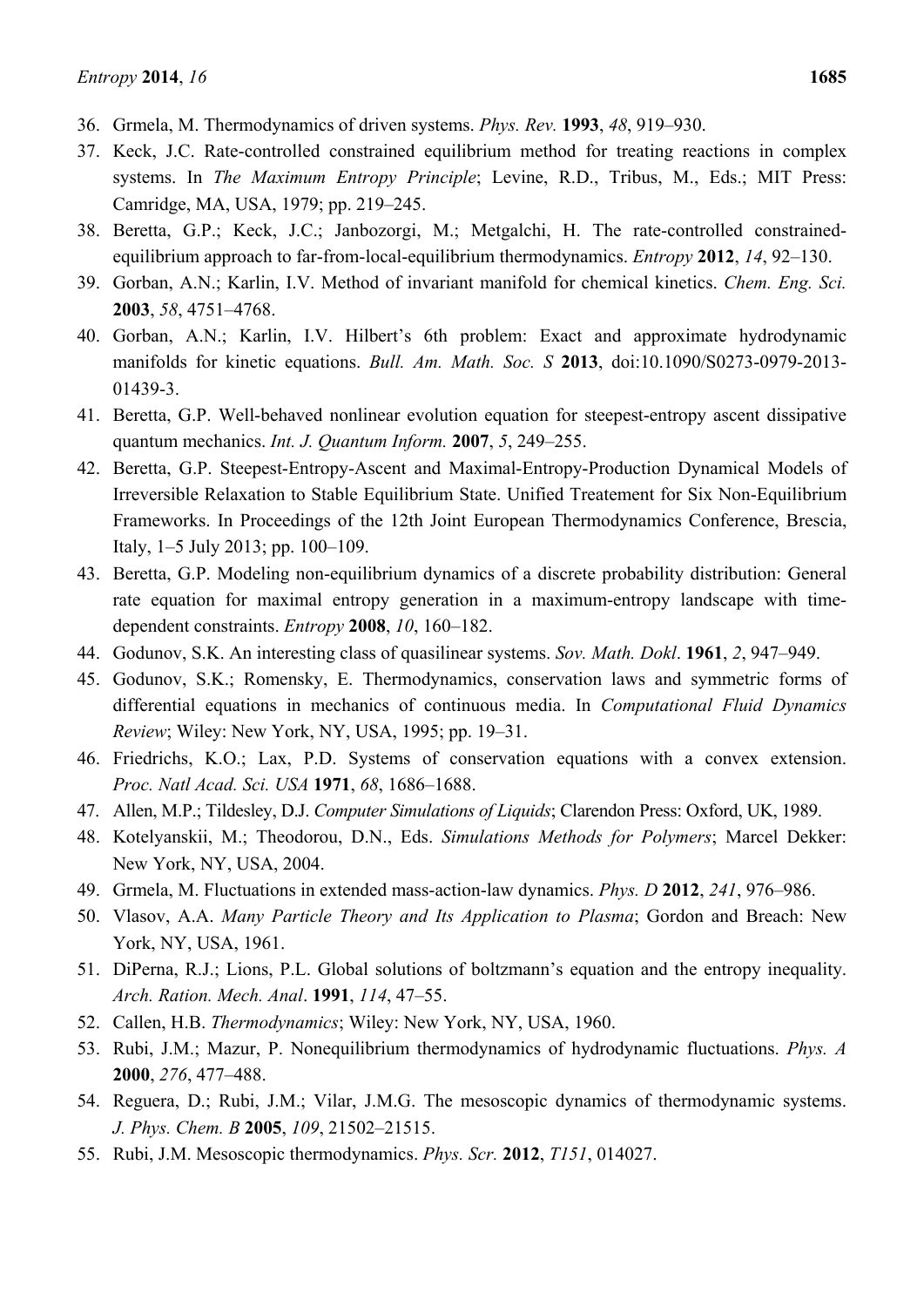36. Grmela, M. Thermodynamics of driven systems. *Phys. Rev.* **1993**, *48*, 919–930.
37. Keck, J.C. Rate-controlled constrained equilibrium method for treating reactions in complex systems. In *The Maximum Entropy Principle*; Levine, R.D., Tribus, M., Eds.; MIT Press: Camridge, MA, USA, 1979; pp. 219–245.
38. Beretta, G.P.; Keck, J.C.; Janbozorgi, M.; Metgalchi, H. The rate-controlled constrained-equilibrium approach to far-from-local-equilibrium thermodynamics. *Entropy* **2012**, *14*, 92–130.
39. Gorban, A.N.; Karlin, I.V. Method of invariant manifold for chemical kinetics. *Chem. Eng. Sci.* **2003**, *58*, 4751–4768.
40. Gorban, A.N.; Karlin, I.V. Hilbert's 6th problem: Exact and approximate hydrodynamic manifolds for kinetic equations. *Bull. Am. Math. Soc. S* **2013**, doi:10.1090/S0273-0979-2013-01439-3.
41. Beretta, G.P. Well-behaved nonlinear evolution equation for steepest-entropy ascent dissipative quantum mechanics. *Int. J. Quantum Inform.* **2007**, *5*, 249–255.
42. Beretta, G.P. Steepest-Entropy-Ascent and Maximal-Entropy-Production Dynamical Models of Irreversible Relaxation to Stable Equilibrium State. Unified Treatement for Six Non-Equilibrium Frameworks. In Proceedings of the 12th Joint European Thermodynamics Conference, Brescia, Italy, 1–5 July 2013; pp. 100–109.
43. Beretta, G.P. Modeling non-equilibrium dynamics of a discrete probability distribution: General rate equation for maximal entropy generation in a maximum-entropy landscape with time-dependent constraints. *Entropy* **2008**, *10*, 160–182.
44. Godunov, S.K. An interesting class of quasilinear systems. *Sov. Math. Dokl*. **1961**, *2*, 947–949.
45. Godunov, S.K.; Romensky, E. Thermodynamics, conservation laws and symmetric forms of differential equations in mechanics of continuous media. In *Computational Fluid Dynamics Review*; Wiley: New York, NY, USA, 1995; pp. 19–31.
46. Friedrichs, K.O.; Lax, P.D. Systems of conservation equations with a convex extension. *Proc. Natl Acad. Sci. USA* **1971**, *68*, 1686–1688.
47. Allen, M.P.; Tildesley, D.J. *Computer Simulations of Liquids*; Clarendon Press: Oxford, UK, 1989.
48. Kotelyanskii, M.; Theodorou, D.N., Eds. *Simulations Methods for Polymers*; Marcel Dekker: New York, NY, USA, 2004.
49. Grmela, M. Fluctuations in extended mass-action-law dynamics. *Phys. D* **2012**, *241*, 976–986.
50. Vlasov, A.A. *Many Particle Theory and Its Application to Plasma*; Gordon and Breach: New York, NY, USA, 1961.
51. DiPerna, R.J.; Lions, P.L. Global solutions of boltzmann's equation and the entropy inequality. *Arch. Ration. Mech. Anal*. **1991**, *114*, 47–55.
52. Callen, H.B. *Thermodynamics*; Wiley: New York, NY, USA, 1960.
53. Rubi, J.M.; Mazur, P. Nonequilibrium thermodynamics of hydrodynamic fluctuations. *Phys. A* **2000**, *276*, 477–488.
54. Reguera, D.; Rubi, J.M.; Vilar, J.M.G. The mesoscopic dynamics of thermodynamic systems. *J. Phys. Chem. B* **2005**, *109*, 21502–21515.
55. Rubi, J.M. Mesoscopic thermodynamics. *Phys. Scr.* **2012**, *T151*, 014027.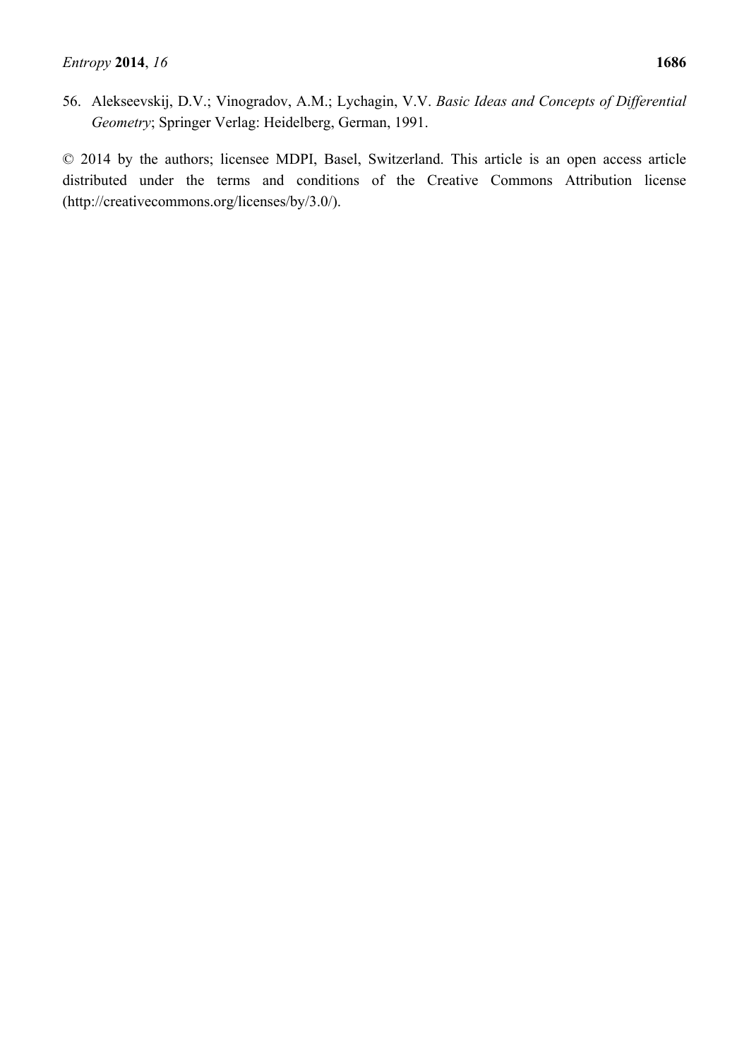56. Alekseevskij, D.V.; Vinogradov, A.M.; Lychagin, V.V. *Basic Ideas and Concepts of Differential Geometry*; Springer Verlag: Heidelberg, German, 1991.

© 2014 by the authors; licensee MDPI, Basel, Switzerland. This article is an open access article distributed under the terms and conditions of the Creative Commons Attribution license (http://creativecommons.org/licenses/by/3.0/).